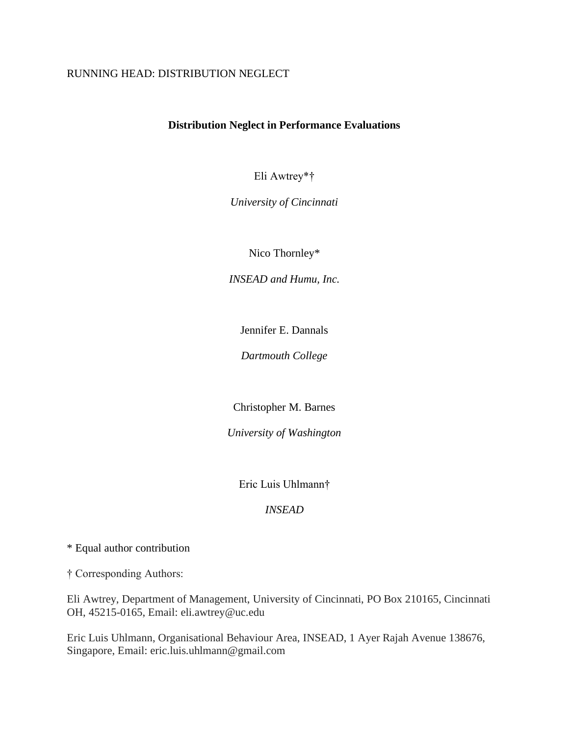# Distribution Neglect in Performance Evaluations

Eli Awtrey*†

*University of Cincinnati*

Nico Thornley*

*INSEAD and Humu, Inc.*

Jennifer E. Dannals

*Dartmouth College*

Christopher M. Barnes

*University of Washington*

Eric Luis Uhlmann†

*INSEAD*

* Equal author contribution

† Corresponding Authors:

Eli Awtrey, Department of Management, University of Cincinnati, PO Box 210165, Cincinnati OH, 45215-0165, Email: eli.awtrey@uc.edu

Eric Luis Uhlmann, Organisational Behaviour Area, INSEAD, 1 Ayer Rajah Avenue 138676, Singapore, Email: eric.luis.uhlmann@gmail.com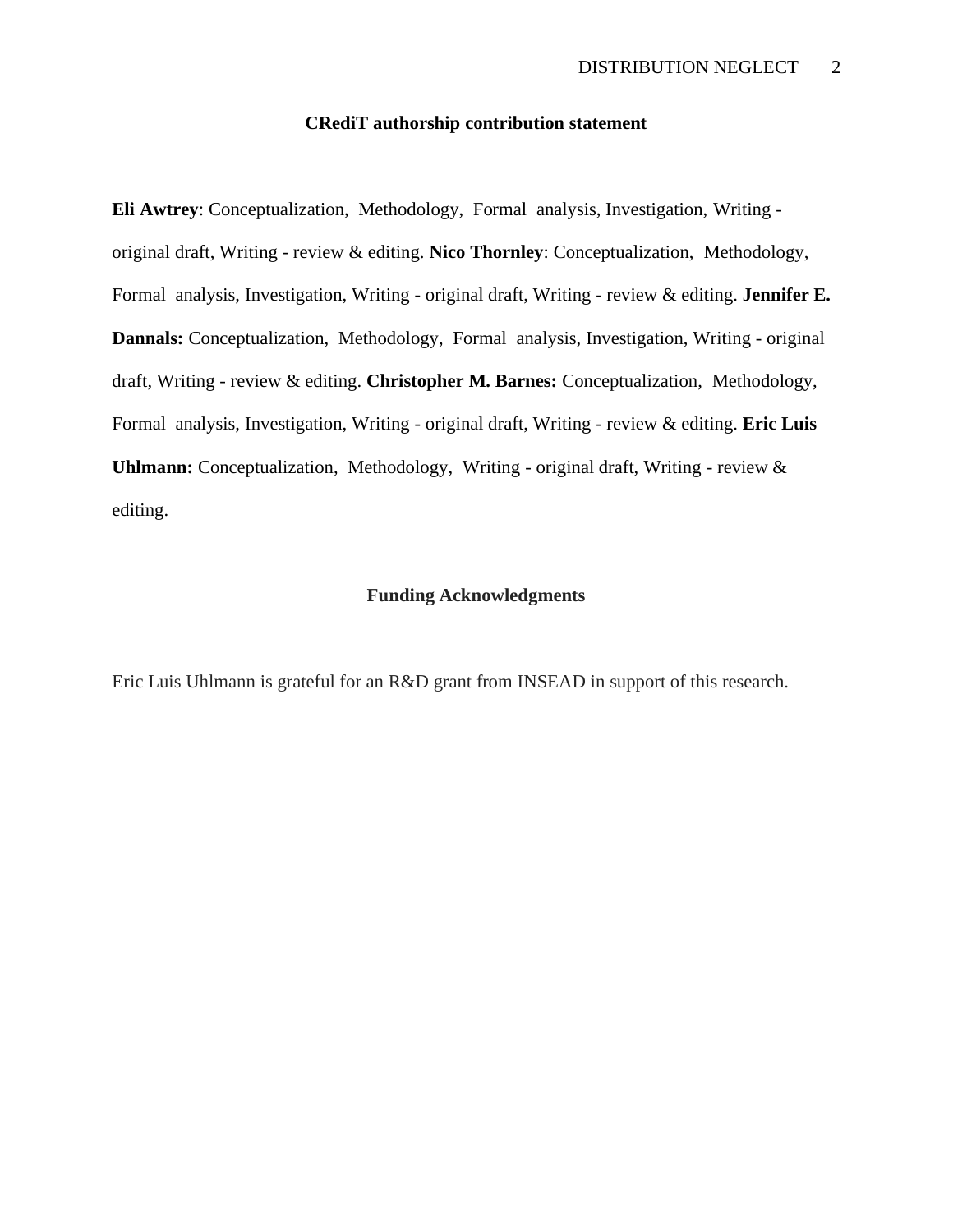## CRediT authorship contribution statement

**Eli Awtrey**: Conceptualization, Methodology, Formal analysis, Investigation, Writing - original draft, Writing - review & editing. **Nico Thornley**: Conceptualization, Methodology, Formal analysis, Investigation, Writing - original draft, Writing - review & editing. **Jennifer E. Dannals:** Conceptualization, Methodology, Formal analysis, Investigation, Writing - original draft, Writing - review & editing. **Christopher M. Barnes:** Conceptualization, Methodology, Formal analysis, Investigation, Writing - original draft, Writing - review & editing. **Eric Luis Uhlmann:** Conceptualization, Methodology, Writing - original draft, Writing - review & editing.

## Funding Acknowledgments

Eric Luis Uhlmann is grateful for an R&D grant from INSEAD in support of this research.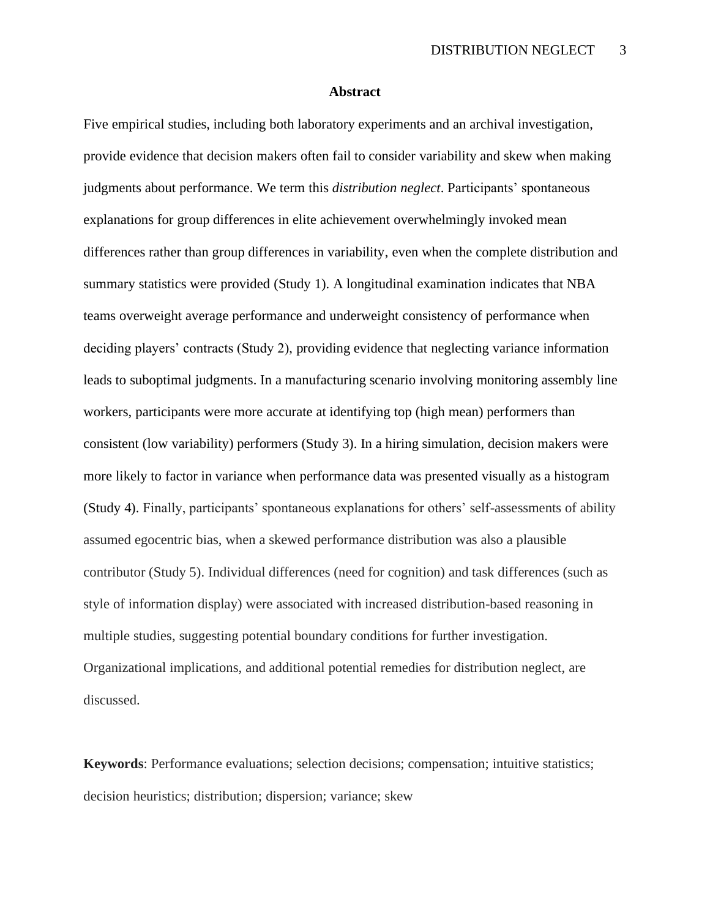## Abstract

Five empirical studies, including both laboratory experiments and an archival investigation, provide evidence that decision makers often fail to consider variability and skew when making judgments about performance. We term this *distribution neglect*. Participants' spontaneous explanations for group differences in elite achievement overwhelmingly invoked mean differences rather than group differences in variability, even when the complete distribution and summary statistics were provided (Study 1). A longitudinal examination indicates that NBA teams overweight average performance and underweight consistency of performance when deciding players' contracts (Study 2), providing evidence that neglecting variance information leads to suboptimal judgments. In a manufacturing scenario involving monitoring assembly line workers, participants were more accurate at identifying top (high mean) performers than consistent (low variability) performers (Study 3). In a hiring simulation, decision makers were more likely to factor in variance when performance data was presented visually as a histogram (Study 4). Finally, participants' spontaneous explanations for others' self-assessments of ability assumed egocentric bias, when a skewed performance distribution was also a plausible contributor (Study 5). Individual differences (need for cognition) and task differences (such as style of information display) were associated with increased distribution-based reasoning in multiple studies, suggesting potential boundary conditions for further investigation. Organizational implications, and additional potential remedies for distribution neglect, are discussed.

**Keywords**: Performance evaluations; selection decisions; compensation; intuitive statistics; decision heuristics; distribution; dispersion; variance; skew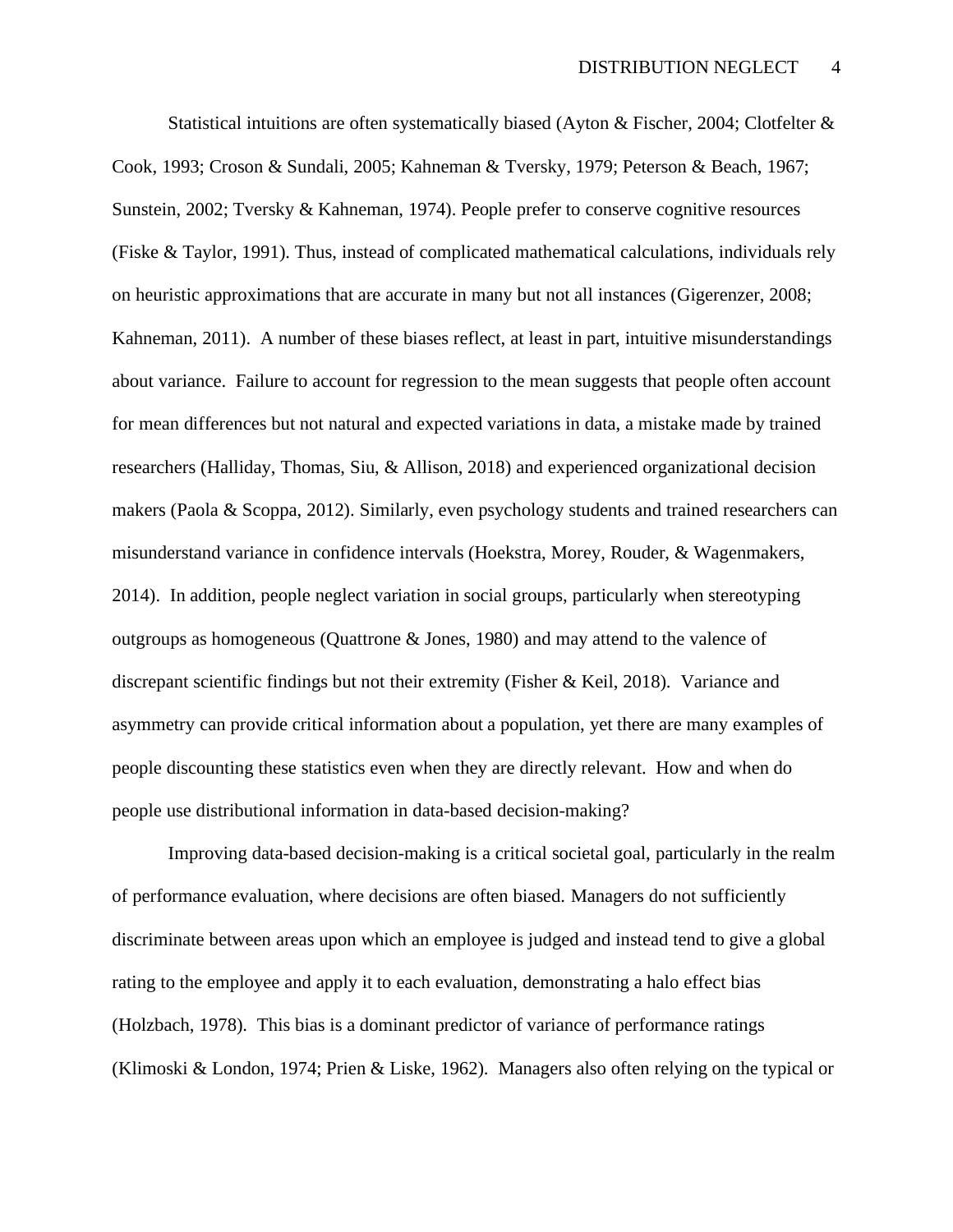Statistical intuitions are often systematically biased (Ayton & Fischer, 2004; Clotfelter & Cook, 1993; Croson & Sundali, 2005; Kahneman & Tversky, 1979; Peterson & Beach, 1967; Sunstein, 2002; Tversky & Kahneman, 1974). People prefer to conserve cognitive resources (Fiske & Taylor, 1991). Thus, instead of complicated mathematical calculations, individuals rely on heuristic approximations that are accurate in many but not all instances (Gigerenzer, 2008; Kahneman, 2011). A number of these biases reflect, at least in part, intuitive misunderstandings about variance. Failure to account for regression to the mean suggests that people often account for mean differences but not natural and expected variations in data, a mistake made by trained researchers (Halliday, Thomas, Siu, & Allison, 2018) and experienced organizational decision makers (Paola & Scoppa, 2012). Similarly, even psychology students and trained researchers can misunderstand variance in confidence intervals (Hoekstra, Morey, Rouder, & Wagenmakers, 2014). In addition, people neglect variation in social groups, particularly when stereotyping outgroups as homogeneous (Quattrone & Jones, 1980) and may attend to the valence of discrepant scientific findings but not their extremity (Fisher & Keil, 2018). Variance and asymmetry can provide critical information about a population, yet there are many examples of people discounting these statistics even when they are directly relevant. How and when do people use distributional information in data-based decision-making?

Improving data-based decision-making is a critical societal goal, particularly in the realm of performance evaluation, where decisions are often biased. Managers do not sufficiently discriminate between areas upon which an employee is judged and instead tend to give a global rating to the employee and apply it to each evaluation, demonstrating a halo effect bias (Holzbach, 1978). This bias is a dominant predictor of variance of performance ratings (Klimoski & London, 1974; Prien & Liske, 1962). Managers also often relying on the typical or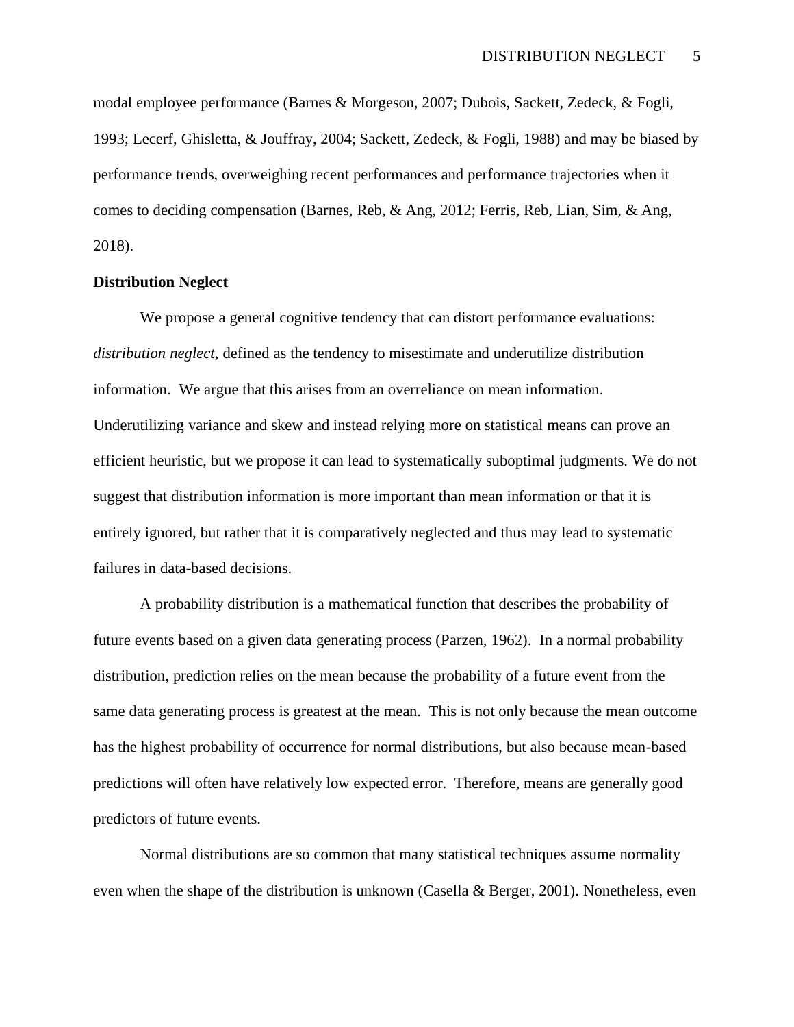modal employee performance (Barnes & Morgeson, 2007; Dubois, Sackett, Zedeck, & Fogli, 1993; Lecerf, Ghisletta, & Jouffray, 2004; Sackett, Zedeck, & Fogli, 1988) and may be biased by performance trends, overweighing recent performances and performance trajectories when it comes to deciding compensation (Barnes, Reb, & Ang, 2012; Ferris, Reb, Lian, Sim, & Ang, 2018).

**Distribution Neglect**

We propose a general cognitive tendency that can distort performance evaluations: *distribution neglect*, defined as the tendency to misestimate and underutilize distribution information. We argue that this arises from an overreliance on mean information. Underutilizing variance and skew and instead relying more on statistical means can prove an efficient heuristic, but we propose it can lead to systematically suboptimal judgments. We do not suggest that distribution information is more important than mean information or that it is entirely ignored, but rather that it is comparatively neglected and thus may lead to systematic failures in data-based decisions.

A probability distribution is a mathematical function that describes the probability of future events based on a given data generating process (Parzen, 1962). In a normal probability distribution, prediction relies on the mean because the probability of a future event from the same data generating process is greatest at the mean. This is not only because the mean outcome has the highest probability of occurrence for normal distributions, but also because mean-based predictions will often have relatively low expected error. Therefore, means are generally good predictors of future events.

Normal distributions are so common that many statistical techniques assume normality even when the shape of the distribution is unknown (Casella & Berger, 2001). Nonetheless, even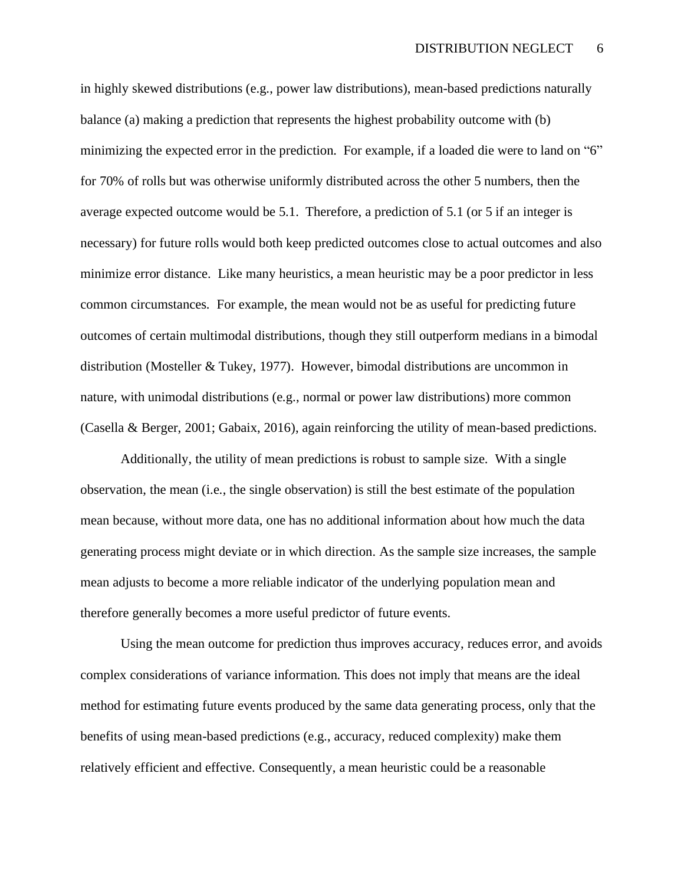in highly skewed distributions (e.g., power law distributions), mean-based predictions naturally balance (a) making a prediction that represents the highest probability outcome with (b) minimizing the expected error in the prediction. For example, if a loaded die were to land on "6" for 70% of rolls but was otherwise uniformly distributed across the other 5 numbers, then the average expected outcome would be 5.1. Therefore, a prediction of 5.1 (or 5 if an integer is necessary) for future rolls would both keep predicted outcomes close to actual outcomes and also minimize error distance. Like many heuristics, a mean heuristic may be a poor predictor in less common circumstances. For example, the mean would not be as useful for predicting future outcomes of certain multimodal distributions, though they still outperform medians in a bimodal distribution (Mosteller & Tukey, 1977). However, bimodal distributions are uncommon in nature, with unimodal distributions (e.g., normal or power law distributions) more common (Casella & Berger, 2001; Gabaix, 2016), again reinforcing the utility of mean-based predictions.

Additionally, the utility of mean predictions is robust to sample size. With a single observation, the mean (i.e., the single observation) is still the best estimate of the population mean because, without more data, one has no additional information about how much the data generating process might deviate or in which direction. As the sample size increases, the sample mean adjusts to become a more reliable indicator of the underlying population mean and therefore generally becomes a more useful predictor of future events.

Using the mean outcome for prediction thus improves accuracy, reduces error, and avoids complex considerations of variance information. This does not imply that means are the ideal method for estimating future events produced by the same data generating process, only that the benefits of using mean-based predictions (e.g., accuracy, reduced complexity) make them relatively efficient and effective. Consequently, a mean heuristic could be a reasonable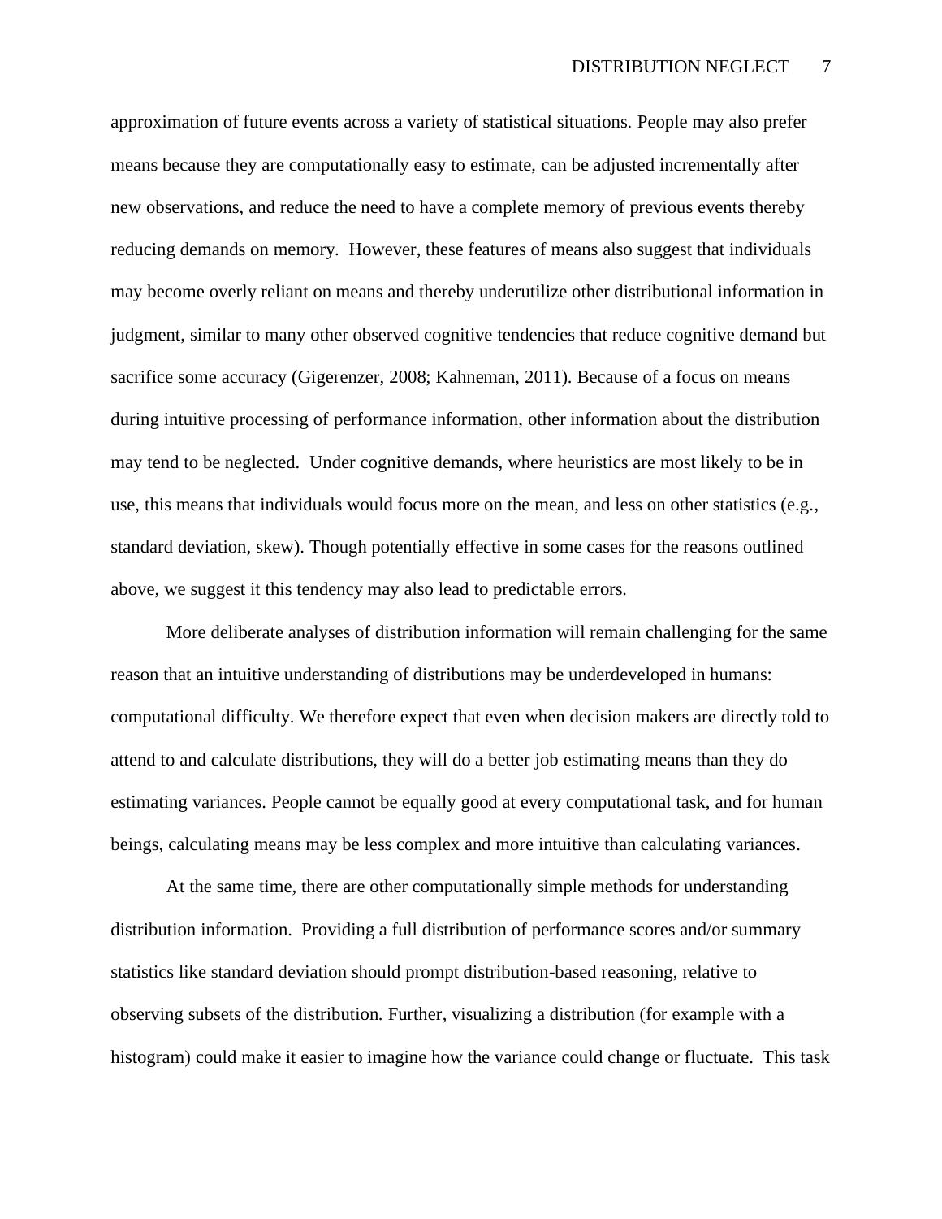approximation of future events across a variety of statistical situations. People may also prefer means because they are computationally easy to estimate, can be adjusted incrementally after new observations, and reduce the need to have a complete memory of previous events thereby reducing demands on memory. However, these features of means also suggest that individuals may become overly reliant on means and thereby underutilize other distributional information in judgment, similar to many other observed cognitive tendencies that reduce cognitive demand but sacrifice some accuracy (Gigerenzer, 2008; Kahneman, 2011). Because of a focus on means during intuitive processing of performance information, other information about the distribution may tend to be neglected. Under cognitive demands, where heuristics are most likely to be in use, this means that individuals would focus more on the mean, and less on other statistics (e.g., standard deviation, skew). Though potentially effective in some cases for the reasons outlined above, we suggest it this tendency may also lead to predictable errors.

More deliberate analyses of distribution information will remain challenging for the same reason that an intuitive understanding of distributions may be underdeveloped in humans: computational difficulty. We therefore expect that even when decision makers are directly told to attend to and calculate distributions, they will do a better job estimating means than they do estimating variances. People cannot be equally good at every computational task, and for human beings, calculating means may be less complex and more intuitive than calculating variances.

At the same time, there are other computationally simple methods for understanding distribution information. Providing a full distribution of performance scores and/or summary statistics like standard deviation should prompt distribution-based reasoning, relative to observing subsets of the distribution. Further, visualizing a distribution (for example with a histogram) could make it easier to imagine how the variance could change or fluctuate. This task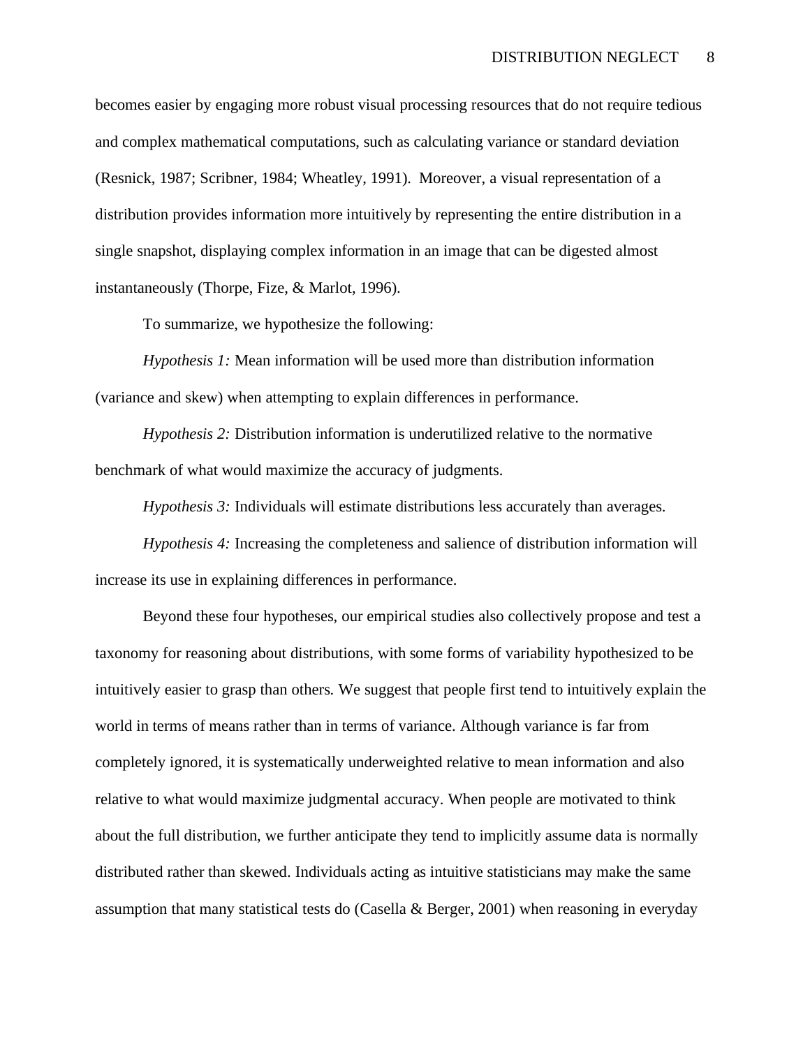becomes easier by engaging more robust visual processing resources that do not require tedious and complex mathematical computations, such as calculating variance or standard deviation (Resnick, 1987; Scribner, 1984; Wheatley, 1991). Moreover, a visual representation of a distribution provides information more intuitively by representing the entire distribution in a single snapshot, displaying complex information in an image that can be digested almost instantaneously (Thorpe, Fize, & Marlot, 1996).

To summarize, we hypothesize the following:

*Hypothesis 1:* Mean information will be used more than distribution information (variance and skew) when attempting to explain differences in performance.

*Hypothesis 2:* Distribution information is underutilized relative to the normative benchmark of what would maximize the accuracy of judgments.

*Hypothesis 3:* Individuals will estimate distributions less accurately than averages.

*Hypothesis 4:* Increasing the completeness and salience of distribution information will increase its use in explaining differences in performance.

Beyond these four hypotheses, our empirical studies also collectively propose and test a taxonomy for reasoning about distributions, with some forms of variability hypothesized to be intuitively easier to grasp than others. We suggest that people first tend to intuitively explain the world in terms of means rather than in terms of variance. Although variance is far from completely ignored, it is systematically underweighted relative to mean information and also relative to what would maximize judgmental accuracy. When people are motivated to think about the full distribution, we further anticipate they tend to implicitly assume data is normally distributed rather than skewed. Individuals acting as intuitive statisticians may make the same assumption that many statistical tests do (Casella & Berger, 2001) when reasoning in everyday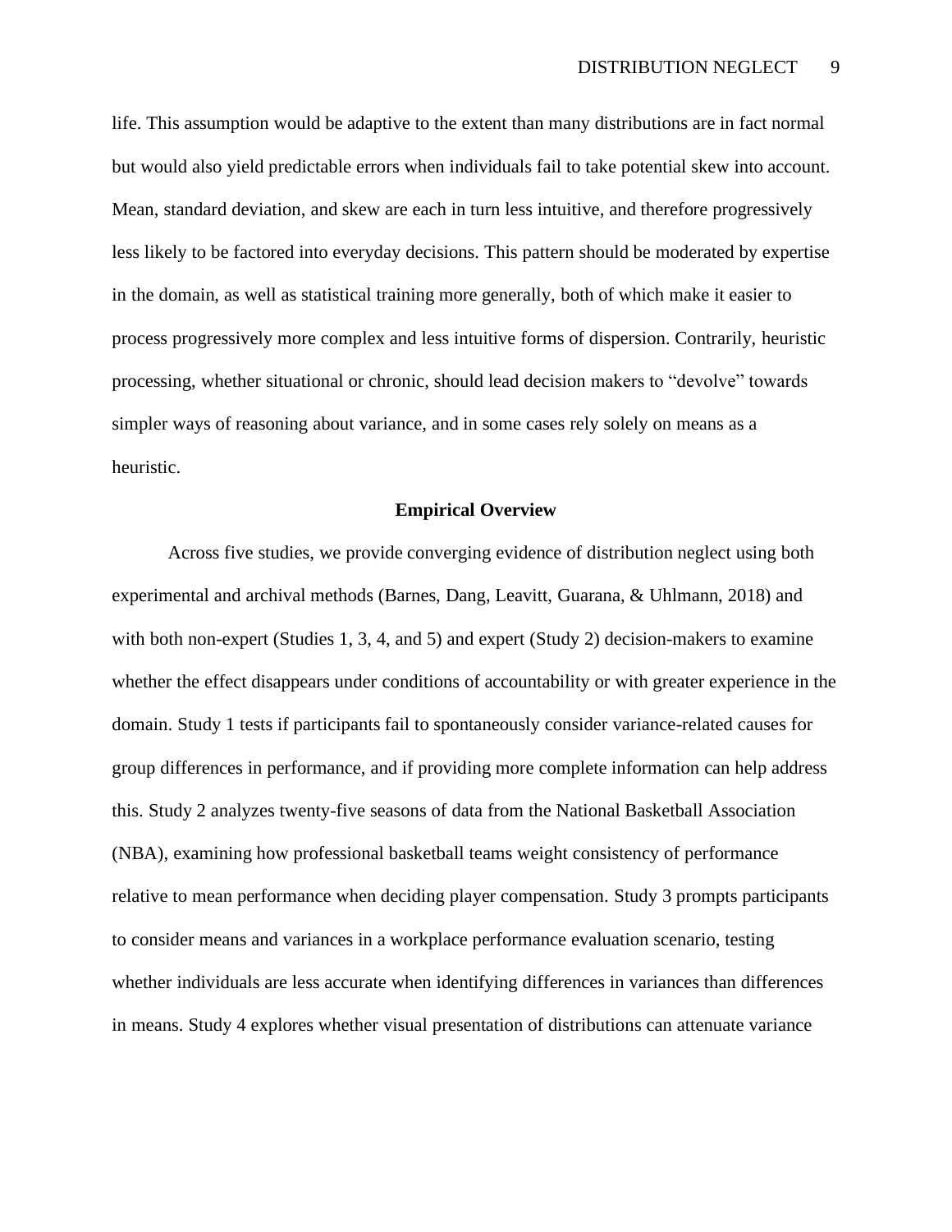life. This assumption would be adaptive to the extent than many distributions are in fact normal but would also yield predictable errors when individuals fail to take potential skew into account. Mean, standard deviation, and skew are each in turn less intuitive, and therefore progressively less likely to be factored into everyday decisions. This pattern should be moderated by expertise in the domain, as well as statistical training more generally, both of which make it easier to process progressively more complex and less intuitive forms of dispersion. Contrarily, heuristic processing, whether situational or chronic, should lead decision makers to "devolve" towards simpler ways of reasoning about variance, and in some cases rely solely on means as a heuristic.

## Empirical Overview

Across five studies, we provide converging evidence of distribution neglect using both experimental and archival methods (Barnes, Dang, Leavitt, Guarana, & Uhlmann, 2018) and with both non-expert (Studies 1, 3, 4, and 5) and expert (Study 2) decision-makers to examine whether the effect disappears under conditions of accountability or with greater experience in the domain. Study 1 tests if participants fail to spontaneously consider variance-related causes for group differences in performance, and if providing more complete information can help address this. Study 2 analyzes twenty-five seasons of data from the National Basketball Association (NBA), examining how professional basketball teams weight consistency of performance relative to mean performance when deciding player compensation. Study 3 prompts participants to consider means and variances in a workplace performance evaluation scenario, testing whether individuals are less accurate when identifying differences in variances than differences in means. Study 4 explores whether visual presentation of distributions can attenuate variance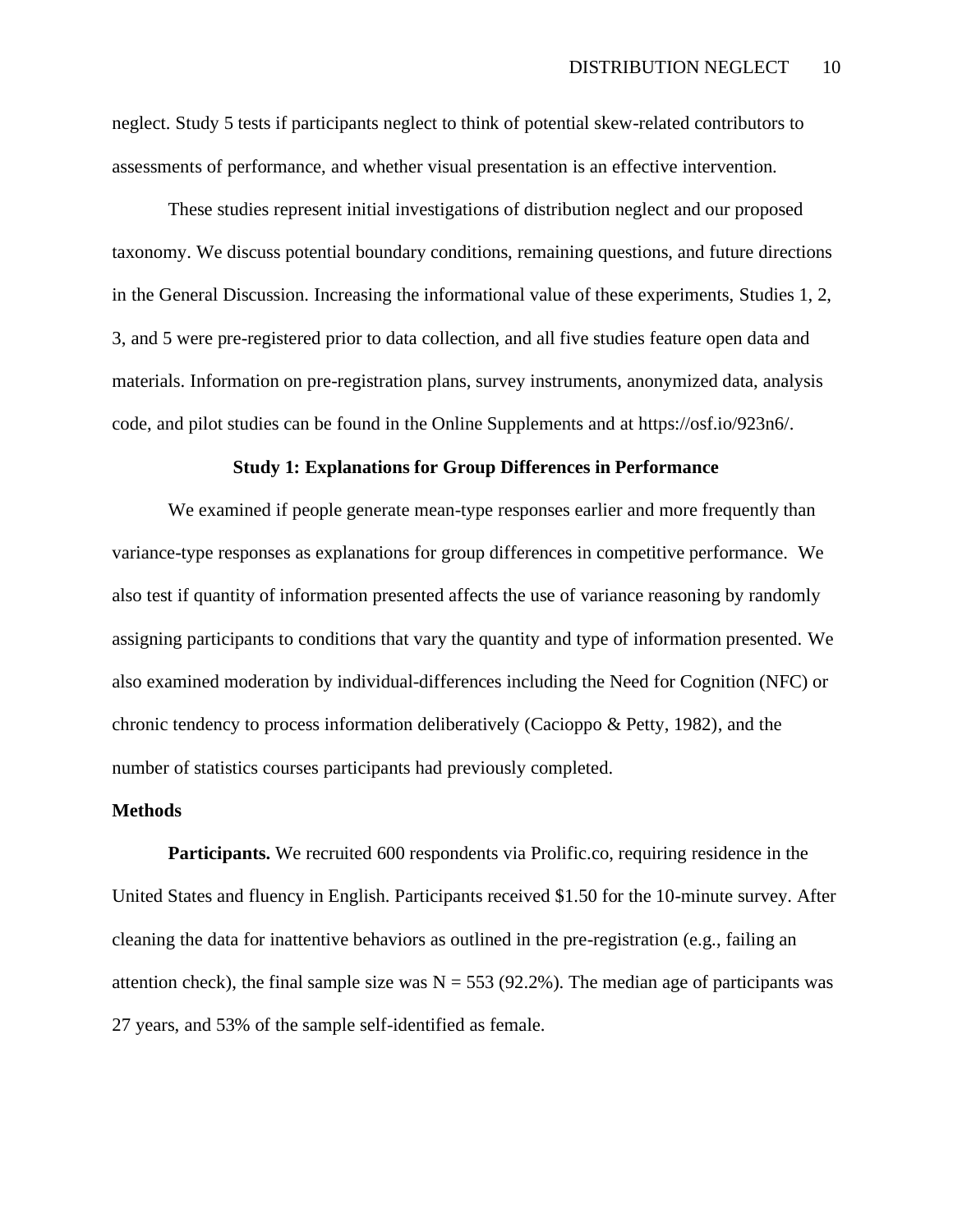neglect. Study 5 tests if participants neglect to think of potential skew-related contributors to assessments of performance, and whether visual presentation is an effective intervention.

These studies represent initial investigations of distribution neglect and our proposed taxonomy. We discuss potential boundary conditions, remaining questions, and future directions in the General Discussion. Increasing the informational value of these experiments, Studies 1, 2, 3, and 5 were pre-registered prior to data collection, and all five studies feature open data and materials. Information on pre-registration plans, survey instruments, anonymized data, analysis code, and pilot studies can be found in the Online Supplements and at https://osf.io/923n6/.

## Study 1: Explanations for Group Differences in Performance

We examined if people generate mean-type responses earlier and more frequently than variance-type responses as explanations for group differences in competitive performance. We also test if quantity of information presented affects the use of variance reasoning by randomly assigning participants to conditions that vary the quantity and type of information presented. We also examined moderation by individual-differences including the Need for Cognition (NFC) or chronic tendency to process information deliberatively (Cacioppo & Petty, 1982), and the number of statistics courses participants had previously completed.

### Methods

**Participants.** We recruited 600 respondents via Prolific.co, requiring residence in the United States and fluency in English. Participants received \$1.50 for the 10-minute survey. After cleaning the data for inattentive behaviors as outlined in the pre-registration (e.g., failing an attention check), the final sample size was $N = 553$ (92.2%). The median age of participants was 27 years, and 53% of the sample self-identified as female.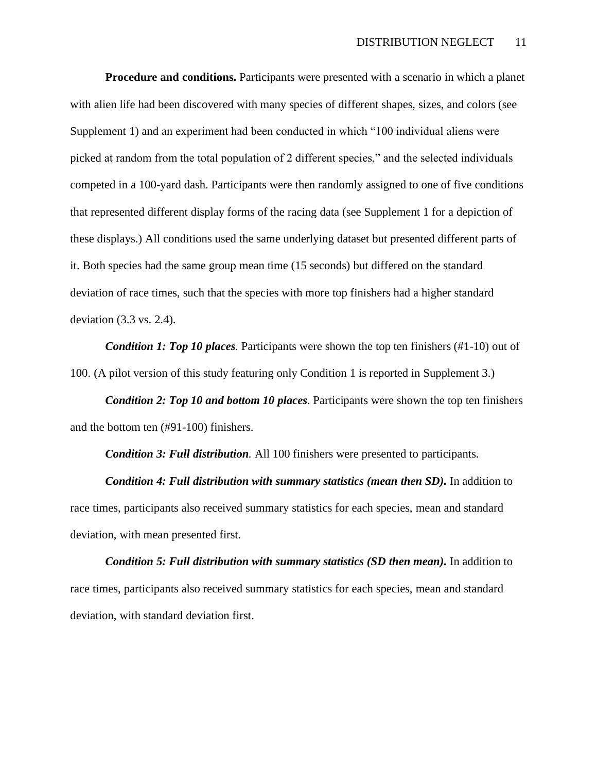**Procedure and conditions.** Participants were presented with a scenario in which a planet with alien life had been discovered with many species of different shapes, sizes, and colors (see Supplement 1) and an experiment had been conducted in which "100 individual aliens were picked at random from the total population of 2 different species," and the selected individuals competed in a 100-yard dash. Participants were then randomly assigned to one of five conditions that represented different display forms of the racing data (see Supplement 1 for a depiction of these displays.) All conditions used the same underlying dataset but presented different parts of it. Both species had the same group mean time (15 seconds) but differed on the standard deviation of race times, such that the species with more top finishers had a higher standard deviation (3.3 vs. 2.4).

***Condition 1: Top 10 places.*** Participants were shown the top ten finishers (#1-10) out of 100. (A pilot version of this study featuring only Condition 1 is reported in Supplement 3.)

***Condition 2: Top 10 and bottom 10 places.*** Participants were shown the top ten finishers and the bottom ten (#91-100) finishers.

***Condition 3: Full distribution.*** All 100 finishers were presented to participants.

***Condition 4: Full distribution with summary statistics (mean then SD).*** In addition to race times, participants also received summary statistics for each species, mean and standard deviation, with mean presented first.

***Condition 5: Full distribution with summary statistics (SD then mean).*** In addition to race times, participants also received summary statistics for each species, mean and standard deviation, with standard deviation first.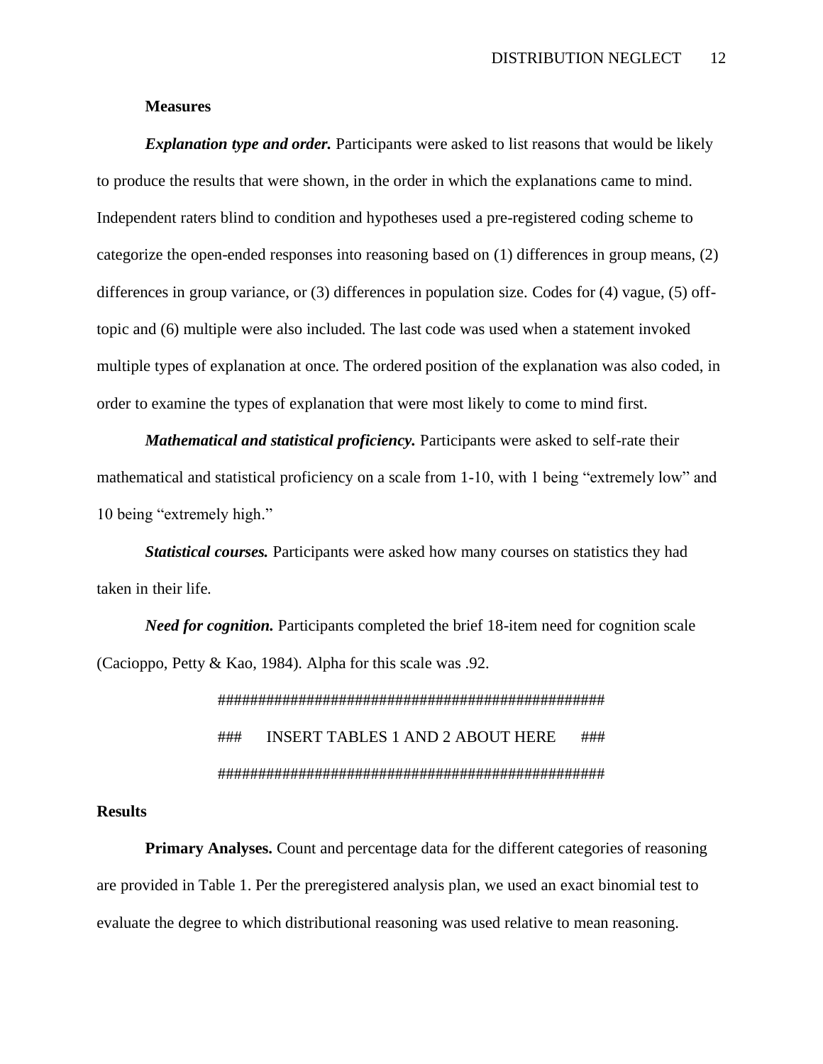**Measures**

***Explanation type and order.*** Participants were asked to list reasons that would be likely to produce the results that were shown, in the order in which the explanations came to mind. Independent raters blind to condition and hypotheses used a pre-registered coding scheme to categorize the open-ended responses into reasoning based on (1) differences in group means, (2) differences in group variance, or (3) differences in population size. Codes for (4) vague, (5) off-topic and (6) multiple were also included. The last code was used when a statement invoked multiple types of explanation at once. The ordered position of the explanation was also coded, in order to examine the types of explanation that were most likely to come to mind first.

***Mathematical and statistical proficiency.*** Participants were asked to self-rate their mathematical and statistical proficiency on a scale from 1-10, with 1 being "extremely low" and 10 being "extremely high."

***Statistical courses.*** Participants were asked how many courses on statistics they had taken in their life.

***Need for cognition.*** Participants completed the brief 18-item need for cognition scale (Cacioppo, Petty & Kao, 1984). Alpha for this scale was .92.

################################################

### INSERT TABLES 1 AND 2 ABOUT HERE ###

################################################

**Results**

**Primary Analyses.** Count and percentage data for the different categories of reasoning are provided in Table 1. Per the preregistered analysis plan, we used an exact binomial test to evaluate the degree to which distributional reasoning was used relative to mean reasoning.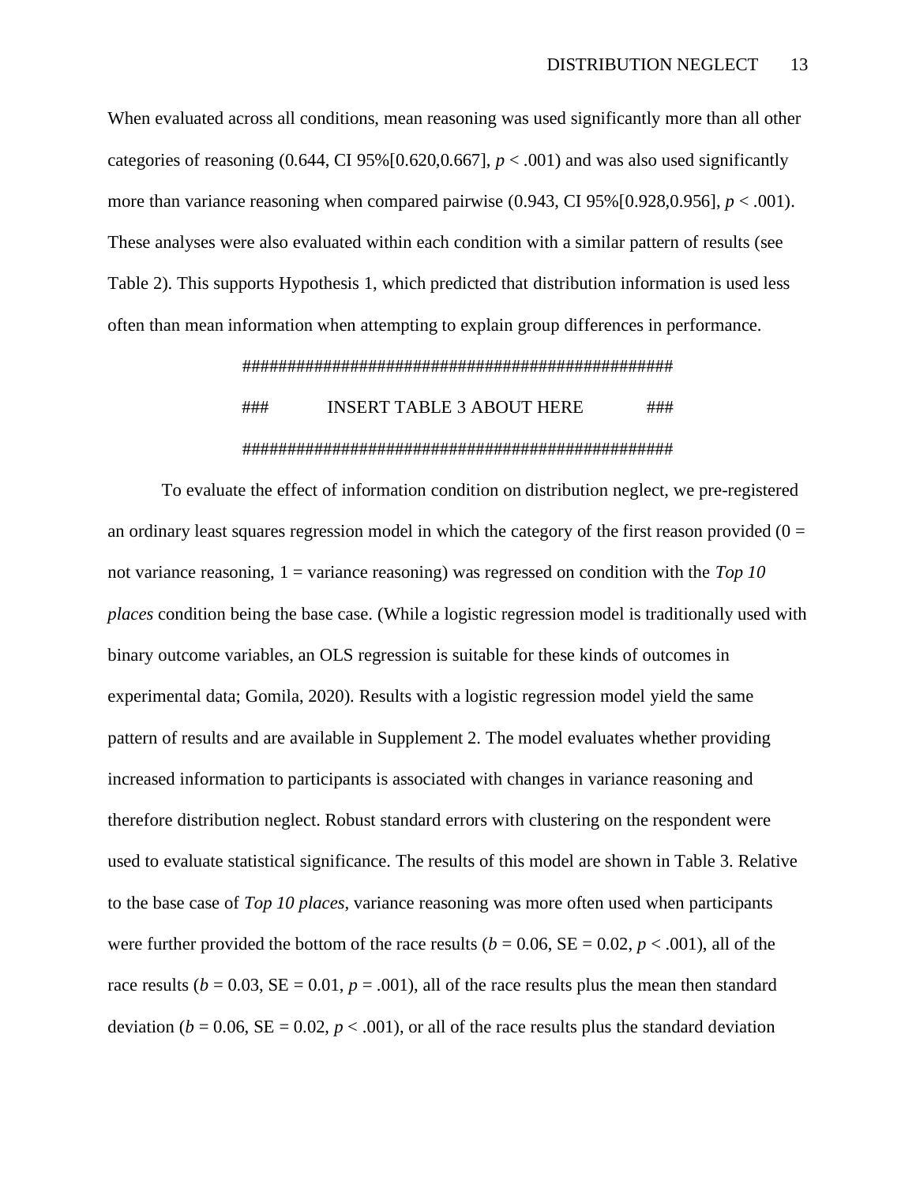When evaluated across all conditions, mean reasoning was used significantly more than all other categories of reasoning (0.644, CI 95%[0.620,0.667], $p < .001$) and was also used significantly more than variance reasoning when compared pairwise (0.943, CI 95%[0.928,0.956], $p < .001$). These analyses were also evaluated within each condition with a similar pattern of results (see Table 2). This supports Hypothesis 1, which predicted that distribution information is used less often than mean information when attempting to explain group differences in performance.

################################################

### INSERT TABLE 3 ABOUT HERE ###

################################################

To evaluate the effect of information condition on distribution neglect, we pre-registered an ordinary least squares regression model in which the category of the first reason provided (0 = not variance reasoning, 1 = variance reasoning) was regressed on condition with the *Top 10 places* condition being the base case. (While a logistic regression model is traditionally used with binary outcome variables, an OLS regression is suitable for these kinds of outcomes in experimental data; Gomila, 2020). Results with a logistic regression model yield the same pattern of results and are available in Supplement 2. The model evaluates whether providing increased information to participants is associated with changes in variance reasoning and therefore distribution neglect. Robust standard errors with clustering on the respondent were used to evaluate statistical significance. The results of this model are shown in Table 3. Relative to the base case of *Top 10 places*, variance reasoning was more often used when participants were further provided the bottom of the race results ($b = 0.06$, SE = 0.02, $p < .001$), all of the race results ($b = 0.03$, SE = 0.01, $p = .001$), all of the race results plus the mean then standard deviation ($b = 0.06$, SE = 0.02, $p < .001$), or all of the race results plus the standard deviation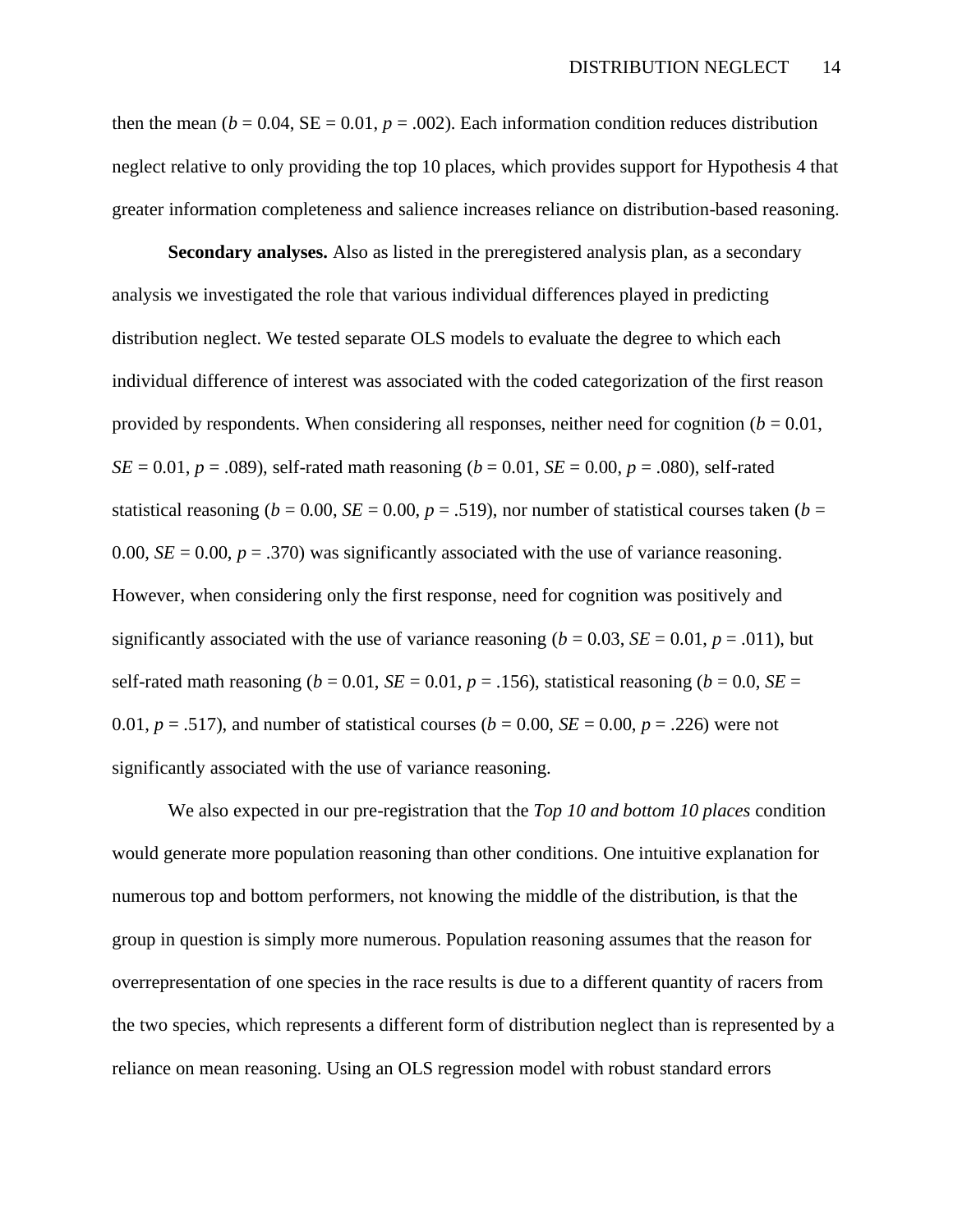then the mean ($b = 0.04$, SE = 0.01, $p = .002$). Each information condition reduces distribution neglect relative to only providing the top 10 places, which provides support for Hypothesis 4 that greater information completeness and salience increases reliance on distribution-based reasoning.

**Secondary analyses.** Also as listed in the preregistered analysis plan, as a secondary analysis we investigated the role that various individual differences played in predicting distribution neglect. We tested separate OLS models to evaluate the degree to which each individual difference of interest was associated with the coded categorization of the first reason provided by respondents. When considering all responses, neither need for cognition ($b = 0.01$, $SE = 0.01$, $p = .089$), self-rated math reasoning ($b = 0.01$, $SE = 0.00$, $p = .080$), self-rated statistical reasoning ($b = 0.00$, $SE = 0.00$, $p = .519$), nor number of statistical courses taken ($b = 0.00$, $SE = 0.00$, $p = .370$) was significantly associated with the use of variance reasoning. However, when considering only the first response, need for cognition was positively and significantly associated with the use of variance reasoning ($b = 0.03$, $SE = 0.01$, $p = .011$), but self-rated math reasoning ($b = 0.01$, $SE = 0.01$, $p = .156$), statistical reasoning ($b = 0.0$, $SE = 0.01$, $p = .517$), and number of statistical courses ($b = 0.00$, $SE = 0.00$, $p = .226$) were not significantly associated with the use of variance reasoning.

We also expected in our pre-registration that the *Top 10 and bottom 10 places* condition would generate more population reasoning than other conditions. One intuitive explanation for numerous top and bottom performers, not knowing the middle of the distribution, is that the group in question is simply more numerous. Population reasoning assumes that the reason for overrepresentation of one species in the race results is due to a different quantity of racers from the two species, which represents a different form of distribution neglect than is represented by a reliance on mean reasoning. Using an OLS regression model with robust standard errors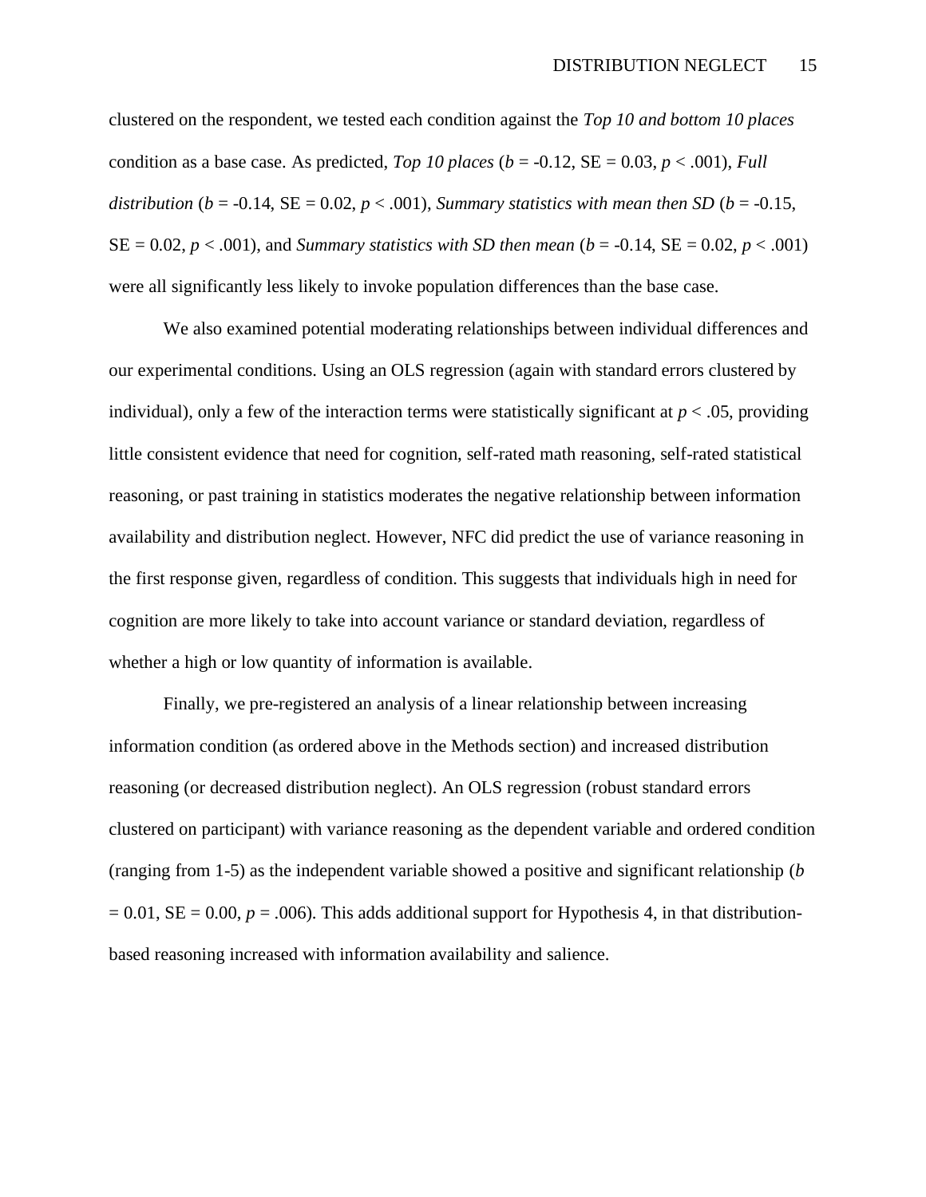clustered on the respondent, we tested each condition against the *Top 10 and bottom 10 places* condition as a base case. As predicted, *Top 10 places* ($b$ = -0.12, SE = 0.03, $p < .001$), *Full distribution* ($b$ = -0.14, SE = 0.02, $p < .001$), *Summary statistics with mean then SD* ($b$ = -0.15, SE = 0.02, $p < .001$), and *Summary statistics with SD then mean* ($b$ = -0.14, SE = 0.02, $p < .001$) were all significantly less likely to invoke population differences than the base case.

We also examined potential moderating relationships between individual differences and our experimental conditions. Using an OLS regression (again with standard errors clustered by individual), only a few of the interaction terms were statistically significant at $p < .05$, providing little consistent evidence that need for cognition, self-rated math reasoning, self-rated statistical reasoning, or past training in statistics moderates the negative relationship between information availability and distribution neglect. However, NFC did predict the use of variance reasoning in the first response given, regardless of condition. This suggests that individuals high in need for cognition are more likely to take into account variance or standard deviation, regardless of whether a high or low quantity of information is available.

Finally, we pre-registered an analysis of a linear relationship between increasing information condition (as ordered above in the Methods section) and increased distribution reasoning (or decreased distribution neglect). An OLS regression (robust standard errors clustered on participant) with variance reasoning as the dependent variable and ordered condition (ranging from 1-5) as the independent variable showed a positive and significant relationship ($b$ = 0.01, SE = 0.00, $p$ = .006). This adds additional support for Hypothesis 4, in that distribution-based reasoning increased with information availability and salience.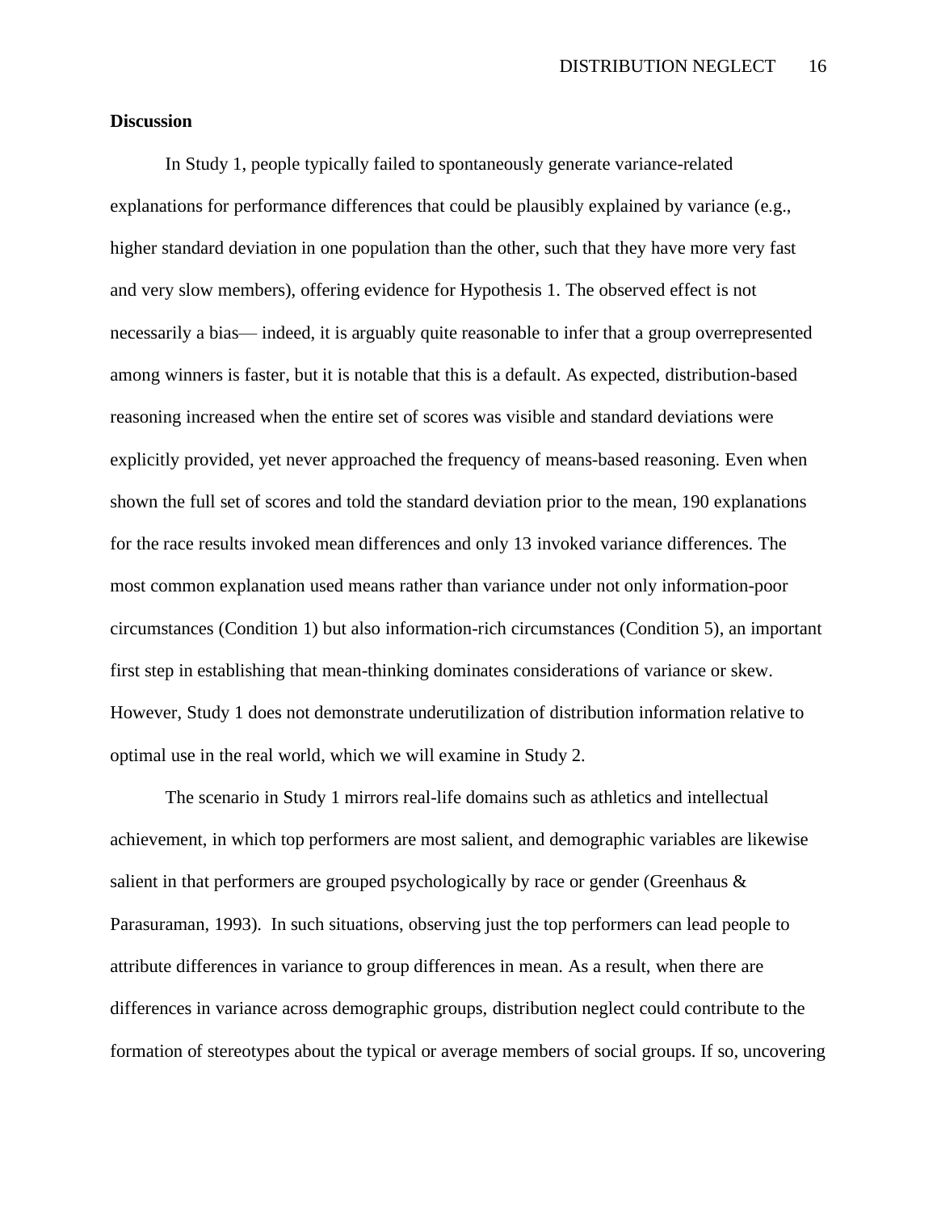**Discussion**

In Study 1, people typically failed to spontaneously generate variance-related explanations for performance differences that could be plausibly explained by variance (e.g., higher standard deviation in one population than the other, such that they have more very fast and very slow members), offering evidence for Hypothesis 1. The observed effect is not necessarily a bias— indeed, it is arguably quite reasonable to infer that a group overrepresented among winners is faster, but it is notable that this is a default. As expected, distribution-based reasoning increased when the entire set of scores was visible and standard deviations were explicitly provided, yet never approached the frequency of means-based reasoning. Even when shown the full set of scores and told the standard deviation prior to the mean, 190 explanations for the race results invoked mean differences and only 13 invoked variance differences. The most common explanation used means rather than variance under not only information-poor circumstances (Condition 1) but also information-rich circumstances (Condition 5), an important first step in establishing that mean-thinking dominates considerations of variance or skew. However, Study 1 does not demonstrate underutilization of distribution information relative to optimal use in the real world, which we will examine in Study 2.

The scenario in Study 1 mirrors real-life domains such as athletics and intellectual achievement, in which top performers are most salient, and demographic variables are likewise salient in that performers are grouped psychologically by race or gender (Greenhaus & Parasuraman, 1993). In such situations, observing just the top performers can lead people to attribute differences in variance to group differences in mean. As a result, when there are differences in variance across demographic groups, distribution neglect could contribute to the formation of stereotypes about the typical or average members of social groups. If so, uncovering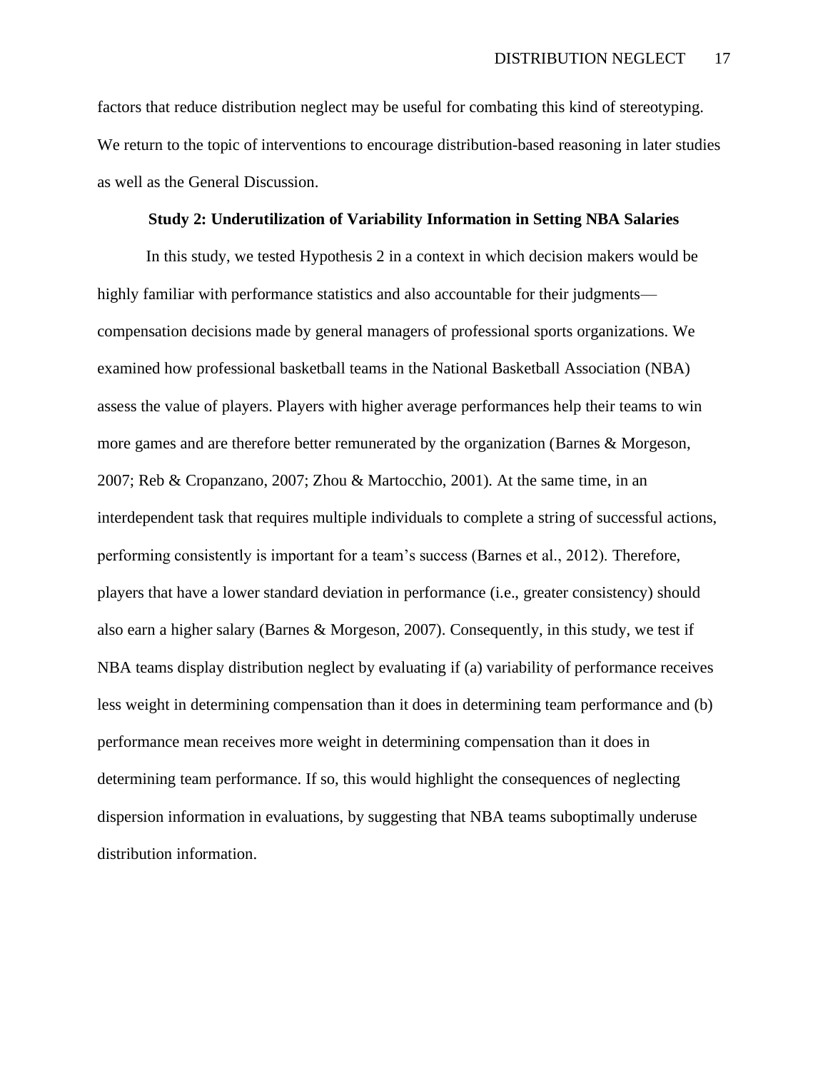factors that reduce distribution neglect may be useful for combating this kind of stereotyping. We return to the topic of interventions to encourage distribution-based reasoning in later studies as well as the General Discussion.

## Study 2: Underutilization of Variability Information in Setting NBA Salaries

In this study, we tested Hypothesis 2 in a context in which decision makers would be highly familiar with performance statistics and also accountable for their judgments—compensation decisions made by general managers of professional sports organizations. We examined how professional basketball teams in the National Basketball Association (NBA) assess the value of players. Players with higher average performances help their teams to win more games and are therefore better remunerated by the organization (Barnes & Morgeson, 2007; Reb & Cropanzano, 2007; Zhou & Martocchio, 2001). At the same time, in an interdependent task that requires multiple individuals to complete a string of successful actions, performing consistently is important for a team's success (Barnes et al., 2012). Therefore, players that have a lower standard deviation in performance (i.e., greater consistency) should also earn a higher salary (Barnes & Morgeson, 2007). Consequently, in this study, we test if NBA teams display distribution neglect by evaluating if (a) variability of performance receives less weight in determining compensation than it does in determining team performance and (b) performance mean receives more weight in determining compensation than it does in determining team performance. If so, this would highlight the consequences of neglecting dispersion information in evaluations, by suggesting that NBA teams suboptimally underuse distribution information.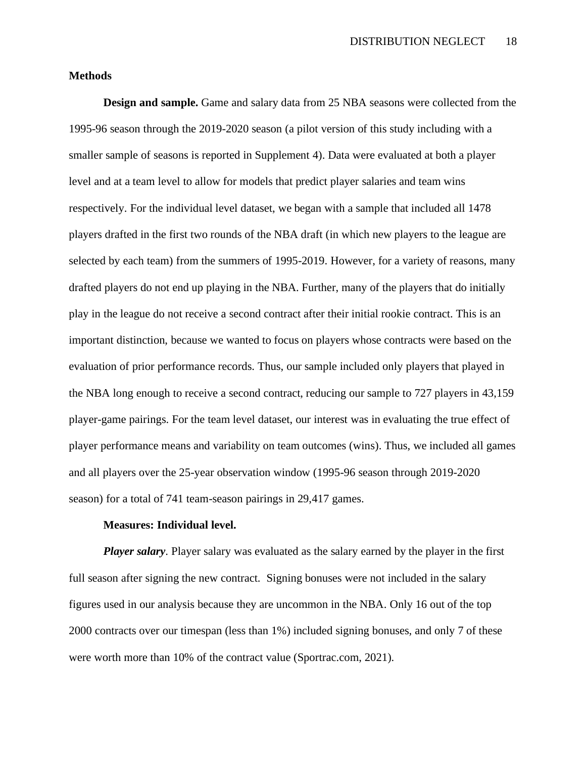## Methods

**Design and sample.** Game and salary data from 25 NBA seasons were collected from the 1995-96 season through the 2019-2020 season (a pilot version of this study including with a smaller sample of seasons is reported in Supplement 4). Data were evaluated at both a player level and at a team level to allow for models that predict player salaries and team wins respectively. For the individual level dataset, we began with a sample that included all 1478 players drafted in the first two rounds of the NBA draft (in which new players to the league are selected by each team) from the summers of 1995-2019. However, for a variety of reasons, many drafted players do not end up playing in the NBA. Further, many of the players that do initially play in the league do not receive a second contract after their initial rookie contract. This is an important distinction, because we wanted to focus on players whose contracts were based on the evaluation of prior performance records. Thus, our sample included only players that played in the NBA long enough to receive a second contract, reducing our sample to 727 players in 43,159 player-game pairings. For the team level dataset, our interest was in evaluating the true effect of player performance means and variability on team outcomes (wins). Thus, we included all games and all players over the 25-year observation window (1995-96 season through 2019-2020 season) for a total of 741 team-season pairings in 29,417 games.

**Measures: Individual level.**

***Player salary***. Player salary was evaluated as the salary earned by the player in the first full season after signing the new contract. Signing bonuses were not included in the salary figures used in our analysis because they are uncommon in the NBA. Only 16 out of the top 2000 contracts over our timespan (less than 1%) included signing bonuses, and only 7 of these were worth more than 10% of the contract value (Sportrac.com, 2021).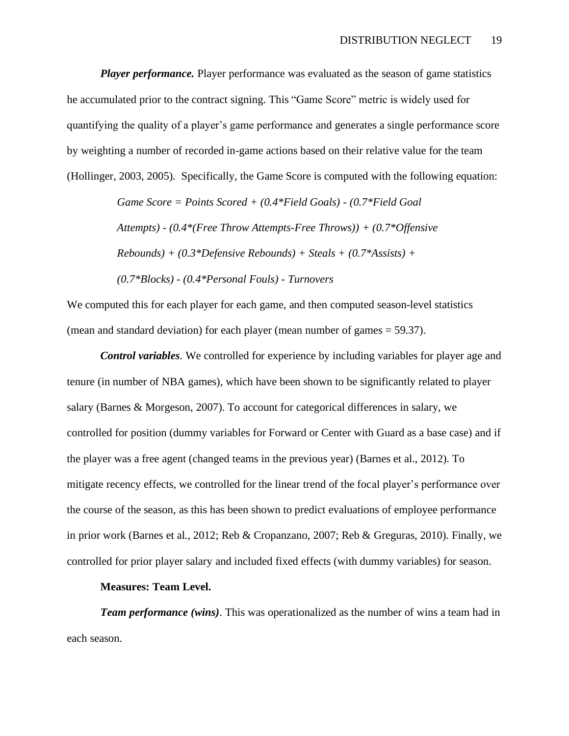***Player performance.*** Player performance was evaluated as the season of game statistics he accumulated prior to the contract signing. This "Game Score" metric is widely used for quantifying the quality of a player's game performance and generates a single performance score by weighting a number of recorded in-game actions based on their relative value for the team (Hollinger, 2003, 2005). Specifically, the Game Score is computed with the following equation:

> *Game Score = Points Scored + (0.4\*Field Goals) - (0.7\*Field Goal Attempts) - (0.4\*(Free Throw Attempts-Free Throws)) + (0.7\*Offensive Rebounds) + (0.3\*Defensive Rebounds) + Steals + (0.7\*Assists) + (0.7\*Blocks) - (0.4\*Personal Fouls) - Turnovers*

We computed this for each player for each game, and then computed season-level statistics (mean and standard deviation) for each player (mean number of games = 59.37).

***Control variables*.** We controlled for experience by including variables for player age and tenure (in number of NBA games), which have been shown to be significantly related to player salary (Barnes & Morgeson, 2007). To account for categorical differences in salary, we controlled for position (dummy variables for Forward or Center with Guard as a base case) and if the player was a free agent (changed teams in the previous year) (Barnes et al., 2012). To mitigate recency effects, we controlled for the linear trend of the focal player's performance over the course of the season, as this has been shown to predict evaluations of employee performance in prior work (Barnes et al., 2012; Reb & Cropanzano, 2007; Reb & Greguras, 2010). Finally, we controlled for prior player salary and included fixed effects (with dummy variables) for season.

**Measures: Team Level.**

***Team performance (wins)*.** This was operationalized as the number of wins a team had in each season.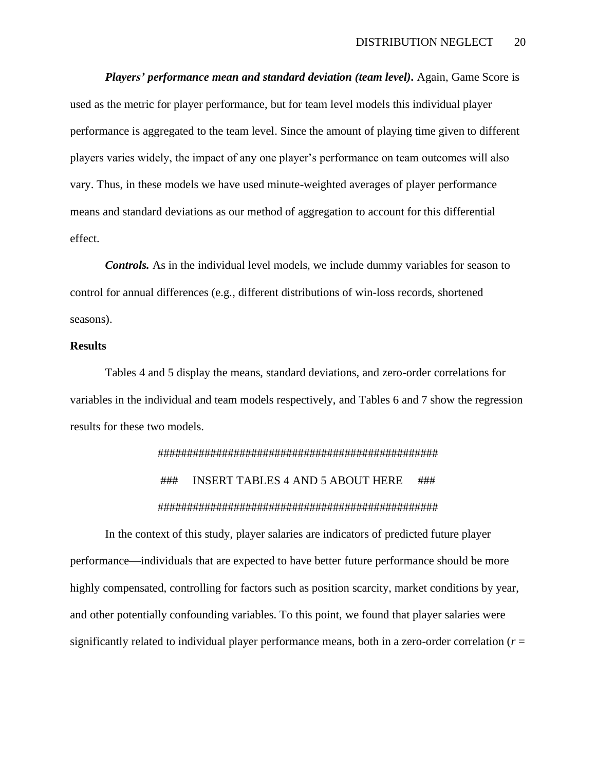***Players' performance mean and standard deviation (team level)*.** Again, Game Score is used as the metric for player performance, but for team level models this individual player performance is aggregated to the team level. Since the amount of playing time given to different players varies widely, the impact of any one player's performance on team outcomes will also vary. Thus, in these models we have used minute-weighted averages of player performance means and standard deviations as our method of aggregation to account for this differential effect.

***Controls.*** As in the individual level models, we include dummy variables for season to control for annual differences (e.g., different distributions of win-loss records, shortened seasons).

**Results**

Tables 4 and 5 display the means, standard deviations, and zero-order correlations for variables in the individual and team models respectively, and Tables 6 and 7 show the regression results for these two models.

################################################

### INSERT TABLES 4 AND 5 ABOUT HERE ###

################################################

In the context of this study, player salaries are indicators of predicted future player performance—individuals that are expected to have better future performance should be more highly compensated, controlling for factors such as position scarcity, market conditions by year, and other potentially confounding variables. To this point, we found that player salaries were significantly related to individual player performance means, both in a zero-order correlation ($r$ =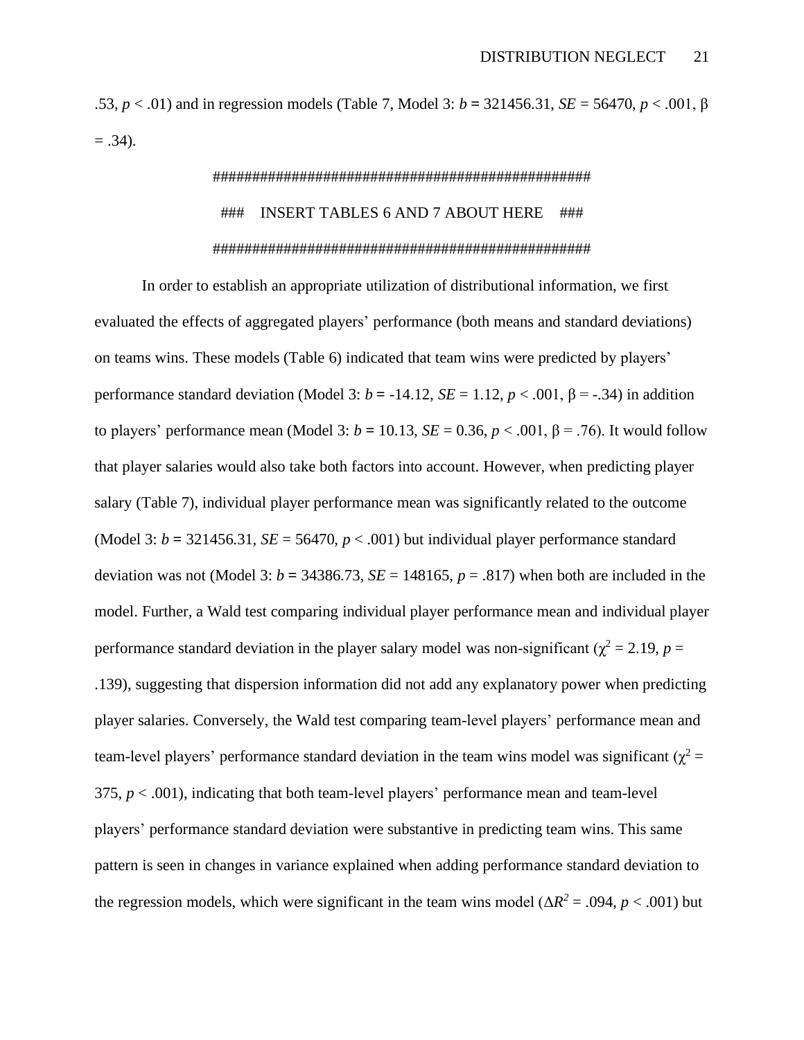.53, $p < .01$) and in regression models (Table 7, Model 3: $b = 321456.31$, $SE = 56470$, $p < .001$, $\beta = .34$).

################################################

### INSERT TABLES 6 AND 7 ABOUT HERE ###

################################################

In order to establish an appropriate utilization of distributional information, we first evaluated the effects of aggregated players' performance (both means and standard deviations) on teams wins. These models (Table 6) indicated that team wins were predicted by players' performance standard deviation (Model 3: $b = -14.12$, $SE = 1.12$, $p < .001$, $\beta = -.34$) in addition to players' performance mean (Model 3: $b = 10.13$, $SE = 0.36$, $p < .001$, $\beta = .76$). It would follow that player salaries would also take both factors into account. However, when predicting player salary (Table 7), individual player performance mean was significantly related to the outcome (Model 3: $b = 321456.31$, $SE = 56470$, $p < .001$) but individual player performance standard deviation was not (Model 3: $b = 34386.73$, $SE = 148165$, $p = .817$) when both are included in the model. Further, a Wald test comparing individual player performance mean and individual player performance standard deviation in the player salary model was non-significant ($\chi^2 = 2.19$, $p = .139$), suggesting that dispersion information did not add any explanatory power when predicting player salaries. Conversely, the Wald test comparing team-level players' performance mean and team-level players' performance standard deviation in the team wins model was significant ($\chi^2 = 375$, $p < .001$), indicating that both team-level players' performance mean and team-level players' performance standard deviation were substantive in predicting team wins. This same pattern is seen in changes in variance explained when adding performance standard deviation to the regression models, which were significant in the team wins model ($\Delta R^2 = .094$, $p < .001$) but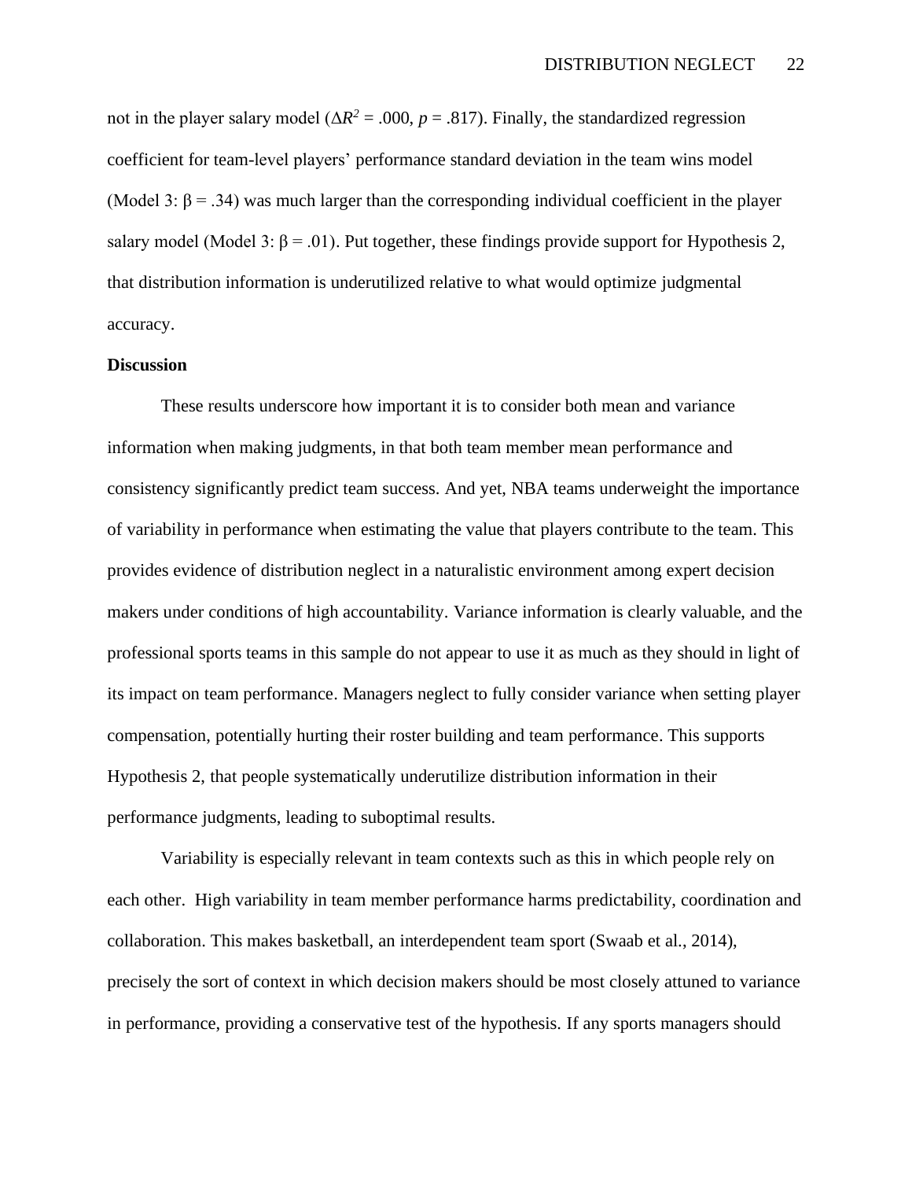not in the player salary model ($\Delta R^2 = .000$, $p = .817$). Finally, the standardized regression coefficient for team-level players' performance standard deviation in the team wins model (Model 3: $\beta = .34$) was much larger than the corresponding individual coefficient in the player salary model (Model 3: $\beta = .01$). Put together, these findings provide support for Hypothesis 2, that distribution information is underutilized relative to what would optimize judgmental accuracy.

**Discussion**

These results underscore how important it is to consider both mean and variance information when making judgments, in that both team member mean performance and consistency significantly predict team success. And yet, NBA teams underweight the importance of variability in performance when estimating the value that players contribute to the team. This provides evidence of distribution neglect in a naturalistic environment among expert decision makers under conditions of high accountability. Variance information is clearly valuable, and the professional sports teams in this sample do not appear to use it as much as they should in light of its impact on team performance. Managers neglect to fully consider variance when setting player compensation, potentially hurting their roster building and team performance. This supports Hypothesis 2, that people systematically underutilize distribution information in their performance judgments, leading to suboptimal results.

Variability is especially relevant in team contexts such as this in which people rely on each other. High variability in team member performance harms predictability, coordination and collaboration. This makes basketball, an interdependent team sport (Swaab et al., 2014), precisely the sort of context in which decision makers should be most closely attuned to variance in performance, providing a conservative test of the hypothesis. If any sports managers should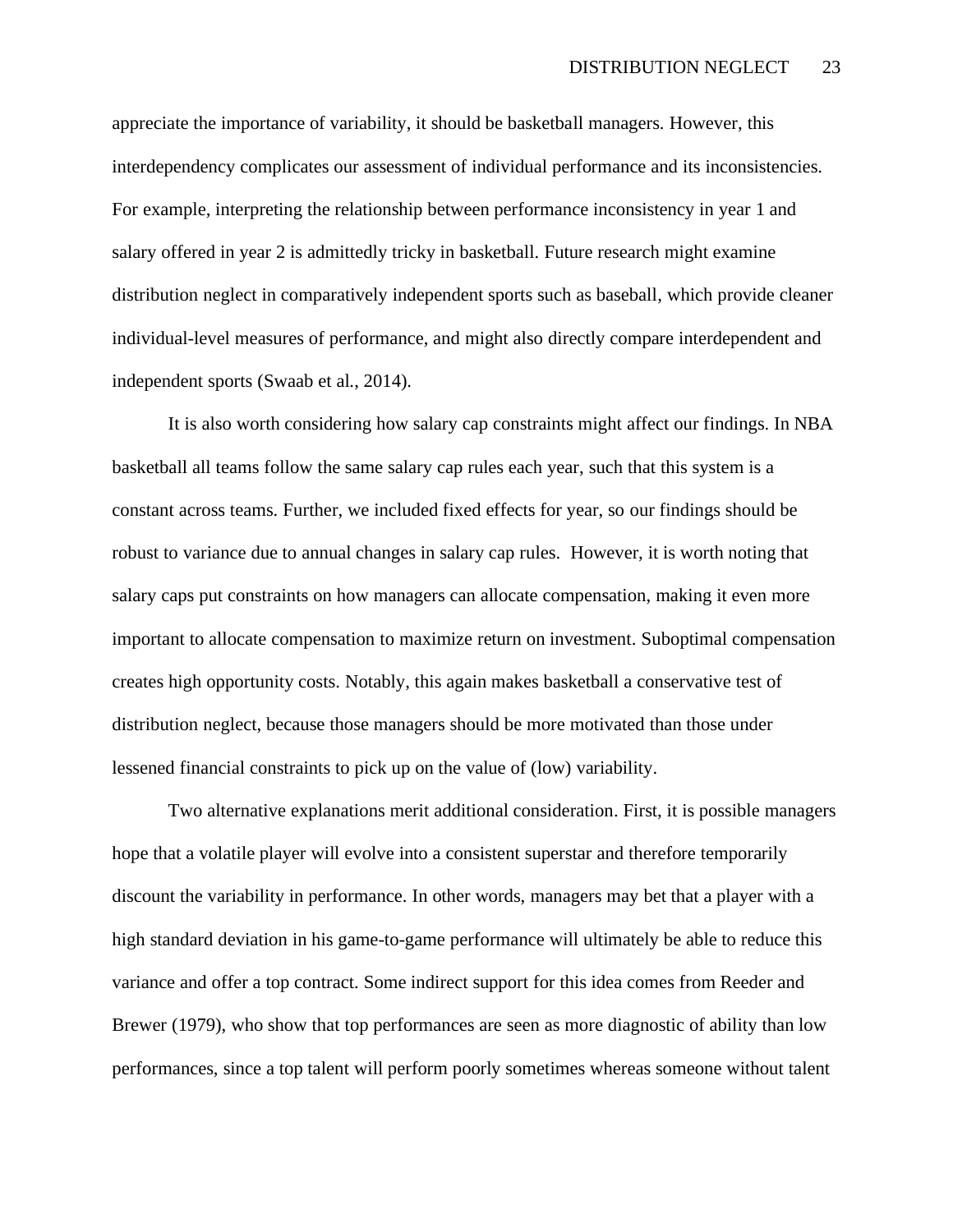appreciate the importance of variability, it should be basketball managers. However, this interdependency complicates our assessment of individual performance and its inconsistencies. For example, interpreting the relationship between performance inconsistency in year 1 and salary offered in year 2 is admittedly tricky in basketball. Future research might examine distribution neglect in comparatively independent sports such as baseball, which provide cleaner individual-level measures of performance, and might also directly compare interdependent and independent sports (Swaab et al., 2014).

It is also worth considering how salary cap constraints might affect our findings. In NBA basketball all teams follow the same salary cap rules each year, such that this system is a constant across teams. Further, we included fixed effects for year, so our findings should be robust to variance due to annual changes in salary cap rules. However, it is worth noting that salary caps put constraints on how managers can allocate compensation, making it even more important to allocate compensation to maximize return on investment. Suboptimal compensation creates high opportunity costs. Notably, this again makes basketball a conservative test of distribution neglect, because those managers should be more motivated than those under lessened financial constraints to pick up on the value of (low) variability.

Two alternative explanations merit additional consideration. First, it is possible managers hope that a volatile player will evolve into a consistent superstar and therefore temporarily discount the variability in performance. In other words, managers may bet that a player with a high standard deviation in his game-to-game performance will ultimately be able to reduce this variance and offer a top contract. Some indirect support for this idea comes from Reeder and Brewer (1979), who show that top performances are seen as more diagnostic of ability than low performances, since a top talent will perform poorly sometimes whereas someone without talent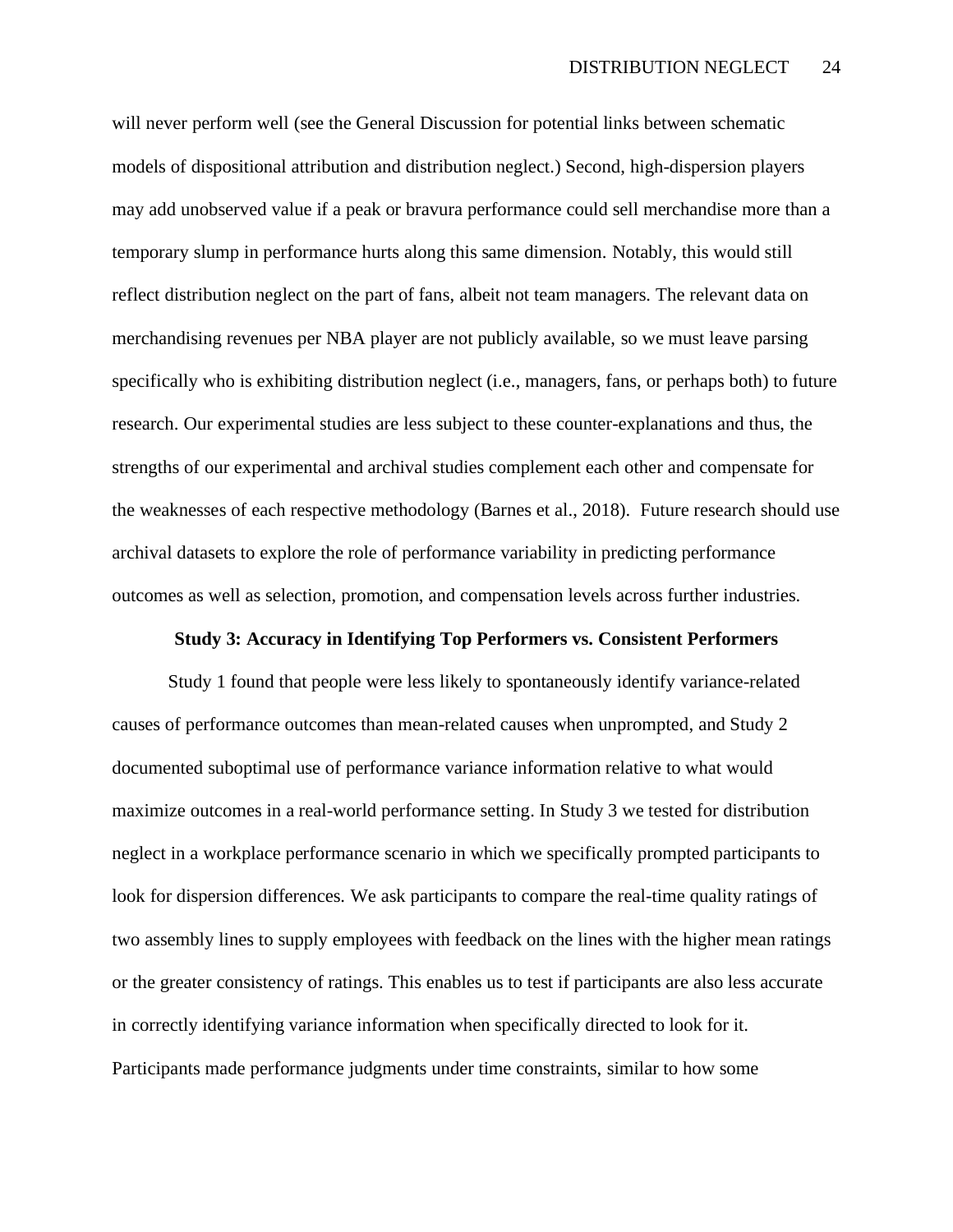will never perform well (see the General Discussion for potential links between schematic models of dispositional attribution and distribution neglect.) Second, high-dispersion players may add unobserved value if a peak or bravura performance could sell merchandise more than a temporary slump in performance hurts along this same dimension. Notably, this would still reflect distribution neglect on the part of fans, albeit not team managers. The relevant data on merchandising revenues per NBA player are not publicly available, so we must leave parsing specifically who is exhibiting distribution neglect (i.e., managers, fans, or perhaps both) to future research. Our experimental studies are less subject to these counter-explanations and thus, the strengths of our experimental and archival studies complement each other and compensate for the weaknesses of each respective methodology (Barnes et al., 2018). Future research should use archival datasets to explore the role of performance variability in predicting performance outcomes as well as selection, promotion, and compensation levels across further industries.

## Study 3: Accuracy in Identifying Top Performers vs. Consistent Performers

Study 1 found that people were less likely to spontaneously identify variance-related causes of performance outcomes than mean-related causes when unprompted, and Study 2 documented suboptimal use of performance variance information relative to what would maximize outcomes in a real-world performance setting. In Study 3 we tested for distribution neglect in a workplace performance scenario in which we specifically prompted participants to look for dispersion differences. We ask participants to compare the real-time quality ratings of two assembly lines to supply employees with feedback on the lines with the higher mean ratings or the greater consistency of ratings. This enables us to test if participants are also less accurate in correctly identifying variance information when specifically directed to look for it. Participants made performance judgments under time constraints, similar to how some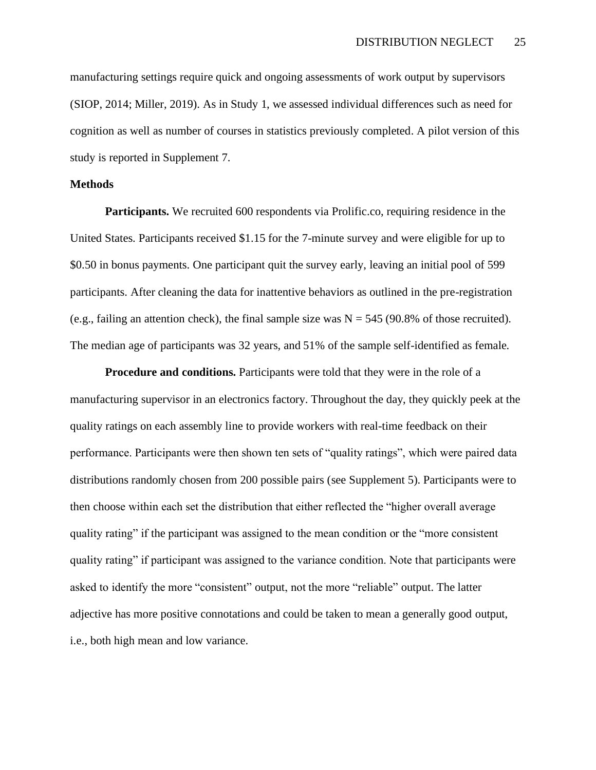manufacturing settings require quick and ongoing assessments of work output by supervisors (SIOP, 2014; Miller, 2019). As in Study 1, we assessed individual differences such as need for cognition as well as number of courses in statistics previously completed. A pilot version of this study is reported in Supplement 7.

## Methods

**Participants.** We recruited 600 respondents via Prolific.co, requiring residence in the United States. Participants received $1.15 for the 7-minute survey and were eligible for up to $0.50 in bonus payments. One participant quit the survey early, leaving an initial pool of 599 participants. After cleaning the data for inattentive behaviors as outlined in the pre-registration (e.g., failing an attention check), the final sample size was N = 545 (90.8% of those recruited). The median age of participants was 32 years, and 51% of the sample self-identified as female.

**Procedure and conditions.** Participants were told that they were in the role of a manufacturing supervisor in an electronics factory. Throughout the day, they quickly peek at the quality ratings on each assembly line to provide workers with real-time feedback on their performance. Participants were then shown ten sets of "quality ratings", which were paired data distributions randomly chosen from 200 possible pairs (see Supplement 5). Participants were to then choose within each set the distribution that either reflected the "higher overall average quality rating" if the participant was assigned to the mean condition or the "more consistent quality rating" if participant was assigned to the variance condition. Note that participants were asked to identify the more "consistent" output, not the more "reliable" output. The latter adjective has more positive connotations and could be taken to mean a generally good output, i.e., both high mean and low variance.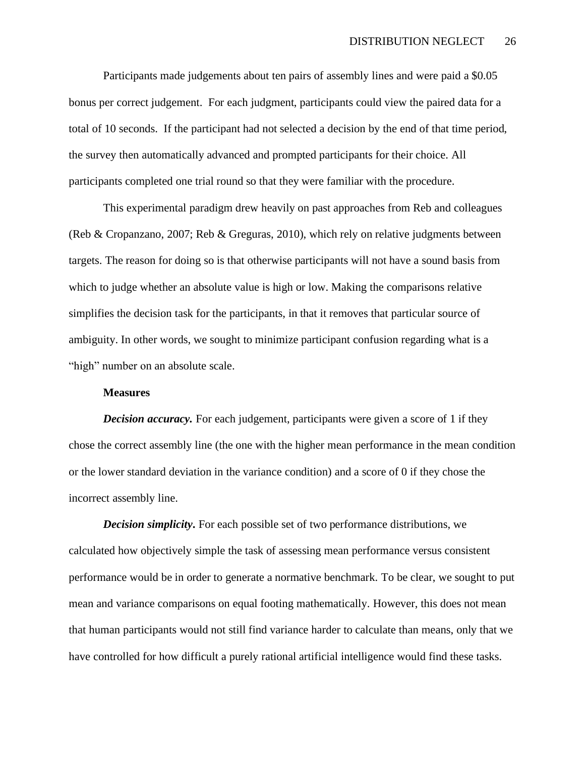Participants made judgements about ten pairs of assembly lines and were paid a $0.05 bonus per correct judgement. For each judgment, participants could view the paired data for a total of 10 seconds. If the participant had not selected a decision by the end of that time period, the survey then automatically advanced and prompted participants for their choice. All participants completed one trial round so that they were familiar with the procedure.

This experimental paradigm drew heavily on past approaches from Reb and colleagues (Reb & Cropanzano, 2007; Reb & Greguras, 2010), which rely on relative judgments between targets. The reason for doing so is that otherwise participants will not have a sound basis from which to judge whether an absolute value is high or low. Making the comparisons relative simplifies the decision task for the participants, in that it removes that particular source of ambiguity. In other words, we sought to minimize participant confusion regarding what is a "high" number on an absolute scale.

## Measures

***Decision accuracy.*** For each judgement, participants were given a score of 1 if they chose the correct assembly line (the one with the higher mean performance in the mean condition or the lower standard deviation in the variance condition) and a score of 0 if they chose the incorrect assembly line.

***Decision simplicity*.** For each possible set of two performance distributions, we calculated how objectively simple the task of assessing mean performance versus consistent performance would be in order to generate a normative benchmark. To be clear, we sought to put mean and variance comparisons on equal footing mathematically. However, this does not mean that human participants would not still find variance harder to calculate than means, only that we have controlled for how difficult a purely rational artificial intelligence would find these tasks.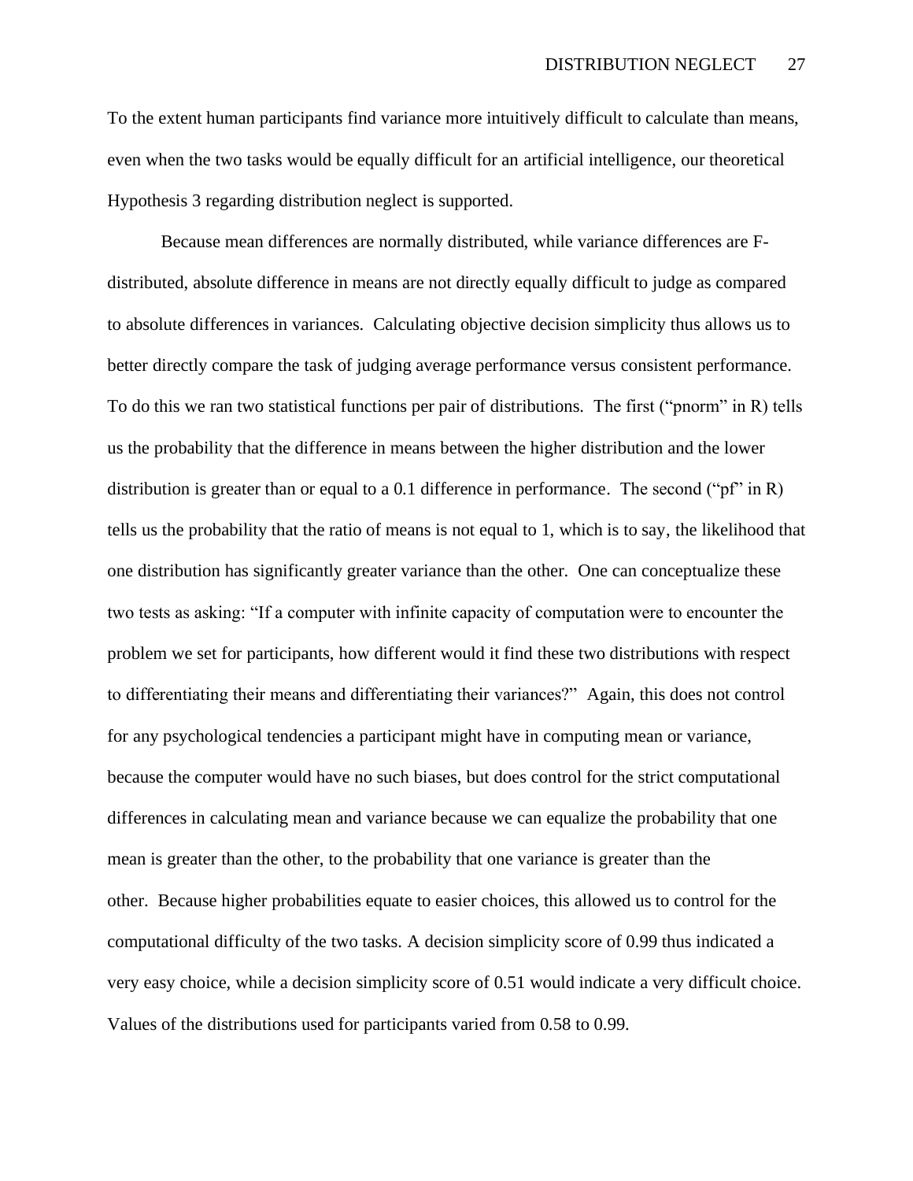To the extent human participants find variance more intuitively difficult to calculate than means, even when the two tasks would be equally difficult for an artificial intelligence, our theoretical Hypothesis 3 regarding distribution neglect is supported.

Because mean differences are normally distributed, while variance differences are F-distributed, absolute difference in means are not directly equally difficult to judge as compared to absolute differences in variances. Calculating objective decision simplicity thus allows us to better directly compare the task of judging average performance versus consistent performance. To do this we ran two statistical functions per pair of distributions. The first ("pnorm" in R) tells us the probability that the difference in means between the higher distribution and the lower distribution is greater than or equal to a 0.1 difference in performance. The second ("pf" in R) tells us the probability that the ratio of means is not equal to 1, which is to say, the likelihood that one distribution has significantly greater variance than the other. One can conceptualize these two tests as asking: "If a computer with infinite capacity of computation were to encounter the problem we set for participants, how different would it find these two distributions with respect to differentiating their means and differentiating their variances?" Again, this does not control for any psychological tendencies a participant might have in computing mean or variance, because the computer would have no such biases, but does control for the strict computational differences in calculating mean and variance because we can equalize the probability that one mean is greater than the other, to the probability that one variance is greater than the other. Because higher probabilities equate to easier choices, this allowed us to control for the computational difficulty of the two tasks. A decision simplicity score of 0.99 thus indicated a very easy choice, while a decision simplicity score of 0.51 would indicate a very difficult choice. Values of the distributions used for participants varied from 0.58 to 0.99.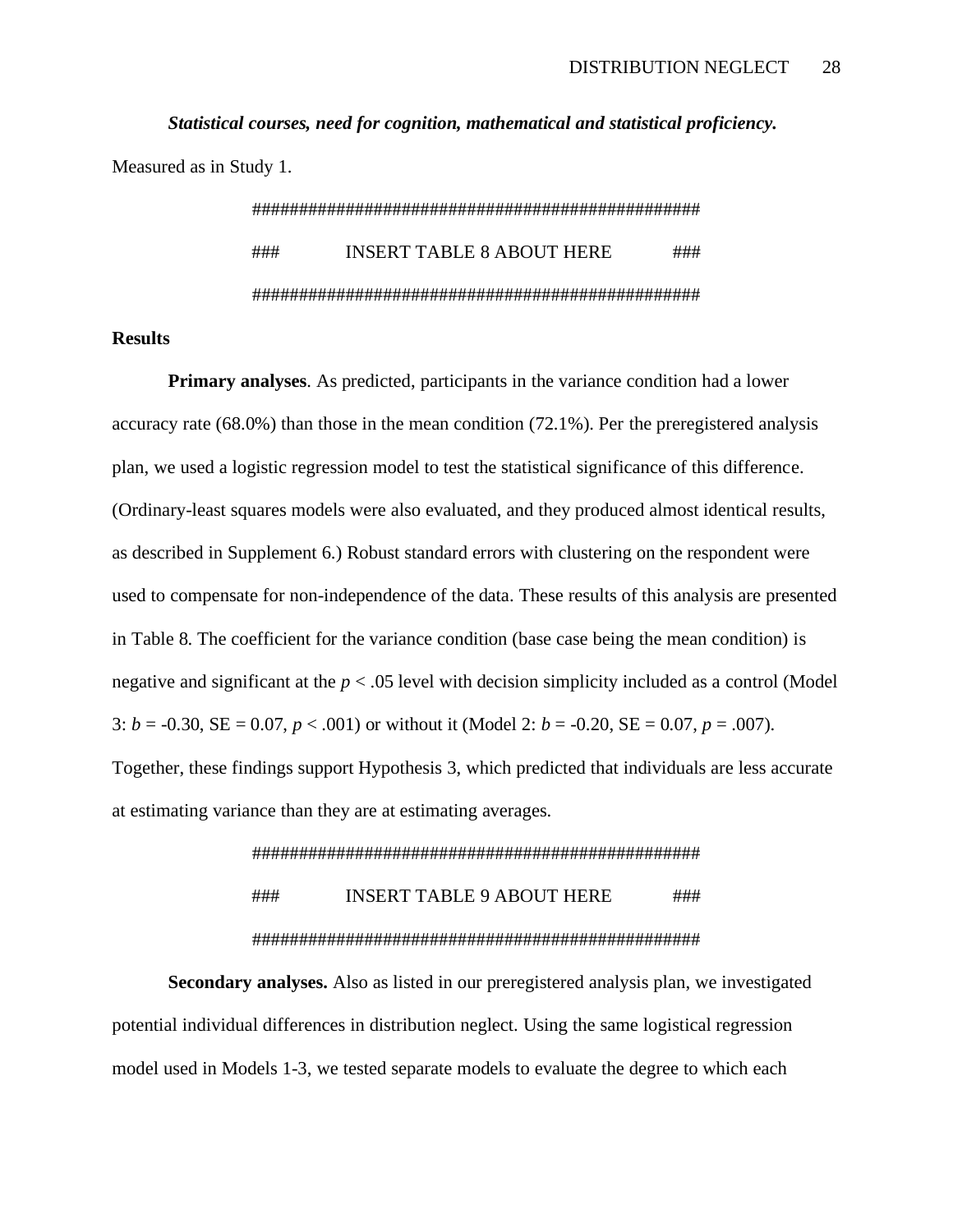***Statistical courses, need for cognition, mathematical and statistical proficiency.*** Measured as in Study 1.

################################################

### INSERT TABLE 8 ABOUT HERE ###

################################################

**Results**

**Primary analyses**. As predicted, participants in the variance condition had a lower accuracy rate (68.0%) than those in the mean condition (72.1%). Per the preregistered analysis plan, we used a logistic regression model to test the statistical significance of this difference. (Ordinary-least squares models were also evaluated, and they produced almost identical results, as described in Supplement 6.) Robust standard errors with clustering on the respondent were used to compensate for non-independence of the data. These results of this analysis are presented in Table 8. The coefficient for the variance condition (base case being the mean condition) is negative and significant at the $p < .05$ level with decision simplicity included as a control (Model 3: $b = -0.30$, SE = 0.07, $p < .001$) or without it (Model 2: $b = -0.20$, SE = 0.07, $p = .007$). Together, these findings support Hypothesis 3, which predicted that individuals are less accurate at estimating variance than they are at estimating averages.

################################################

### INSERT TABLE 9 ABOUT HERE ###

################################################

**Secondary analyses.** Also as listed in our preregistered analysis plan, we investigated potential individual differences in distribution neglect. Using the same logistical regression model used in Models 1-3, we tested separate models to evaluate the degree to which each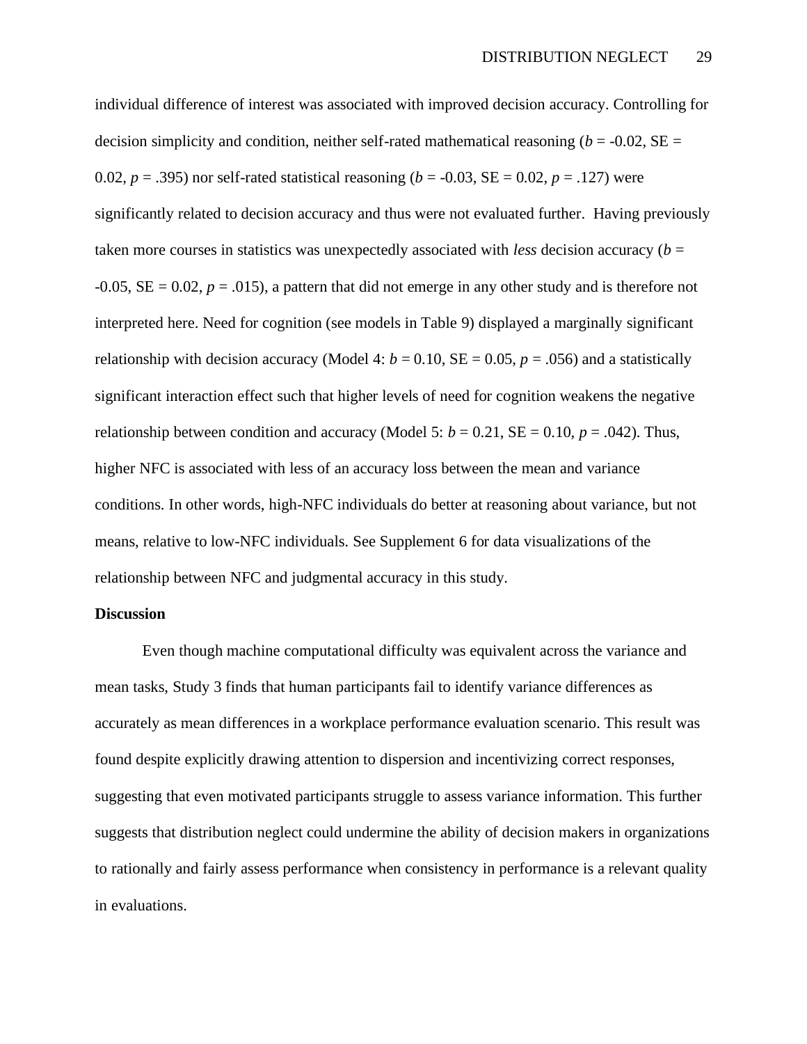individual difference of interest was associated with improved decision accuracy. Controlling for decision simplicity and condition, neither self-rated mathematical reasoning ($b$ = -0.02, SE = 0.02, $p$ = .395) nor self-rated statistical reasoning ($b$ = -0.03, SE = 0.02, $p$ = .127) were significantly related to decision accuracy and thus were not evaluated further. Having previously taken more courses in statistics was unexpectedly associated with *less* decision accuracy ($b$ = -0.05, SE = 0.02, $p$ = .015), a pattern that did not emerge in any other study and is therefore not interpreted here. Need for cognition (see models in Table 9) displayed a marginally significant relationship with decision accuracy (Model 4: $b$ = 0.10, SE = 0.05, $p$ = .056) and a statistically significant interaction effect such that higher levels of need for cognition weakens the negative relationship between condition and accuracy (Model 5: $b$ = 0.21, SE = 0.10, $p$ = .042). Thus, higher NFC is associated with less of an accuracy loss between the mean and variance conditions. In other words, high-NFC individuals do better at reasoning about variance, but not means, relative to low-NFC individuals. See Supplement 6 for data visualizations of the relationship between NFC and judgmental accuracy in this study.

**Discussion**

Even though machine computational difficulty was equivalent across the variance and mean tasks, Study 3 finds that human participants fail to identify variance differences as accurately as mean differences in a workplace performance evaluation scenario. This result was found despite explicitly drawing attention to dispersion and incentivizing correct responses, suggesting that even motivated participants struggle to assess variance information. This further suggests that distribution neglect could undermine the ability of decision makers in organizations to rationally and fairly assess performance when consistency in performance is a relevant quality in evaluations.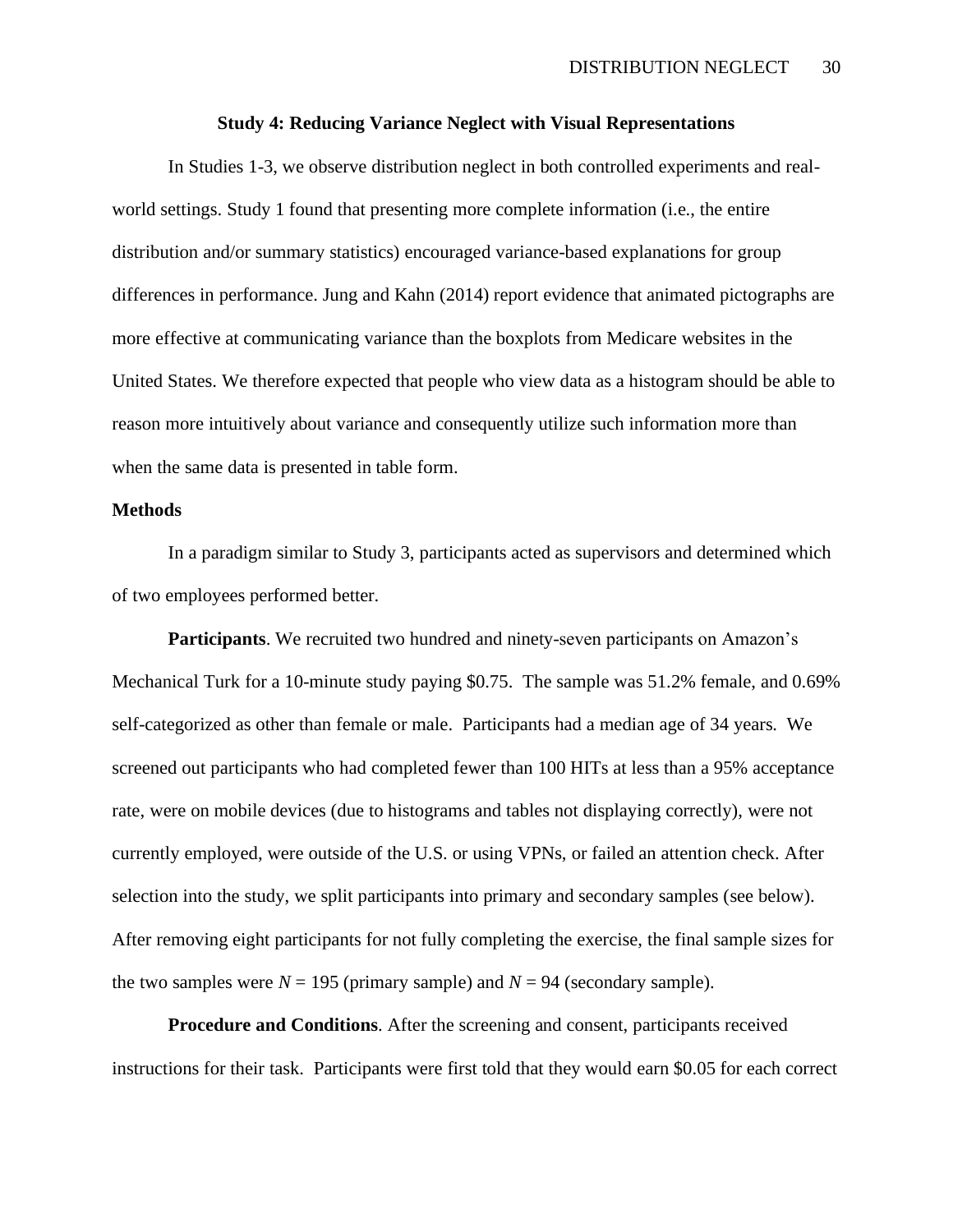## Study 4: Reducing Variance Neglect with Visual Representations

In Studies 1-3, we observe distribution neglect in both controlled experiments and real-world settings. Study 1 found that presenting more complete information (i.e., the entire distribution and/or summary statistics) encouraged variance-based explanations for group differences in performance. Jung and Kahn (2014) report evidence that animated pictographs are more effective at communicating variance than the boxplots from Medicare websites in the United States. We therefore expected that people who view data as a histogram should be able to reason more intuitively about variance and consequently utilize such information more than when the same data is presented in table form.

### Methods

In a paradigm similar to Study 3, participants acted as supervisors and determined which of two employees performed better.

**Participants**. We recruited two hundred and ninety-seven participants on Amazon's Mechanical Turk for a 10-minute study paying \$0.75. The sample was 51.2% female, and 0.69% self-categorized as other than female or male. Participants had a median age of 34 years. We screened out participants who had completed fewer than 100 HITs at less than a 95% acceptance rate, were on mobile devices (due to histograms and tables not displaying correctly), were not currently employed, were outside of the U.S. or using VPNs, or failed an attention check. After selection into the study, we split participants into primary and secondary samples (see below). After removing eight participants for not fully completing the exercise, the final sample sizes for the two samples were $N$ = 195 (primary sample) and $N$ = 94 (secondary sample).

**Procedure and Conditions**. After the screening and consent, participants received instructions for their task. Participants were first told that they would earn \$0.05 for each correct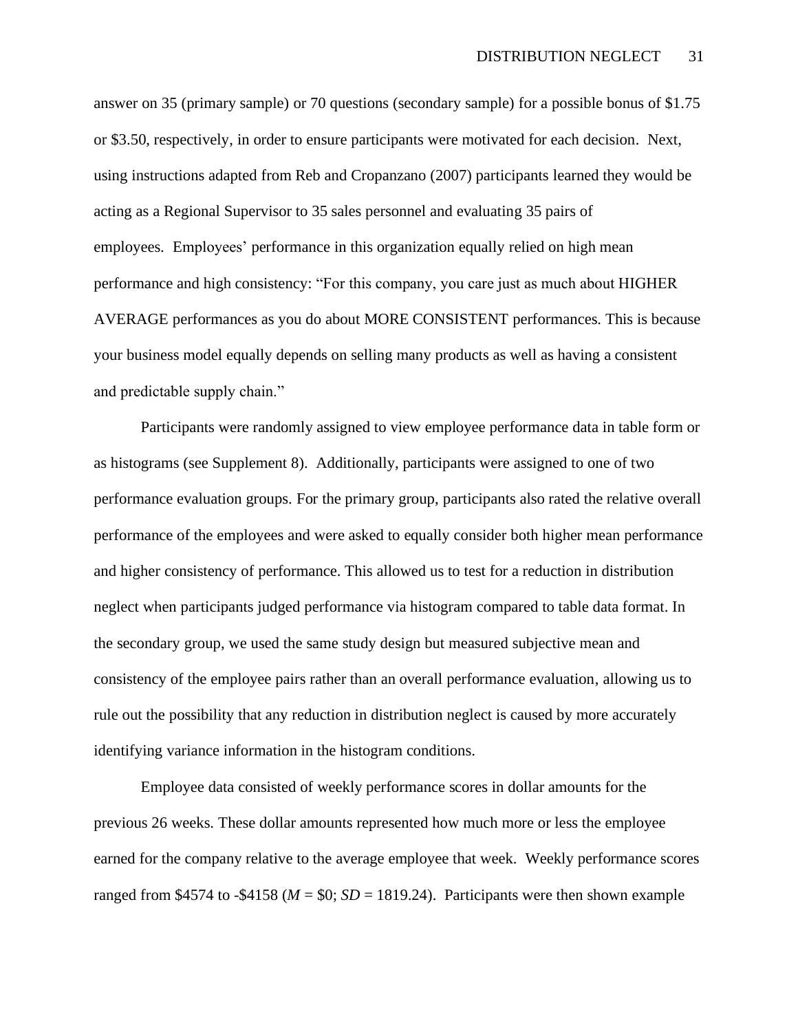answer on 35 (primary sample) or 70 questions (secondary sample) for a possible bonus of $1.75 or $3.50, respectively, in order to ensure participants were motivated for each decision. Next, using instructions adapted from Reb and Cropanzano (2007) participants learned they would be acting as a Regional Supervisor to 35 sales personnel and evaluating 35 pairs of employees. Employees' performance in this organization equally relied on high mean performance and high consistency: "For this company, you care just as much about HIGHER AVERAGE performances as you do about MORE CONSISTENT performances. This is because your business model equally depends on selling many products as well as having a consistent and predictable supply chain."

Participants were randomly assigned to view employee performance data in table form or as histograms (see Supplement 8). Additionally, participants were assigned to one of two performance evaluation groups. For the primary group, participants also rated the relative overall performance of the employees and were asked to equally consider both higher mean performance and higher consistency of performance. This allowed us to test for a reduction in distribution neglect when participants judged performance via histogram compared to table data format. In the secondary group, we used the same study design but measured subjective mean and consistency of the employee pairs rather than an overall performance evaluation, allowing us to rule out the possibility that any reduction in distribution neglect is caused by more accurately identifying variance information in the histogram conditions.

Employee data consisted of weekly performance scores in dollar amounts for the previous 26 weeks. These dollar amounts represented how much more or less the employee earned for the company relative to the average employee that week. Weekly performance scores ranged from $4574 to -$4158 ($M$ = $0; $SD$ = 1819.24). Participants were then shown example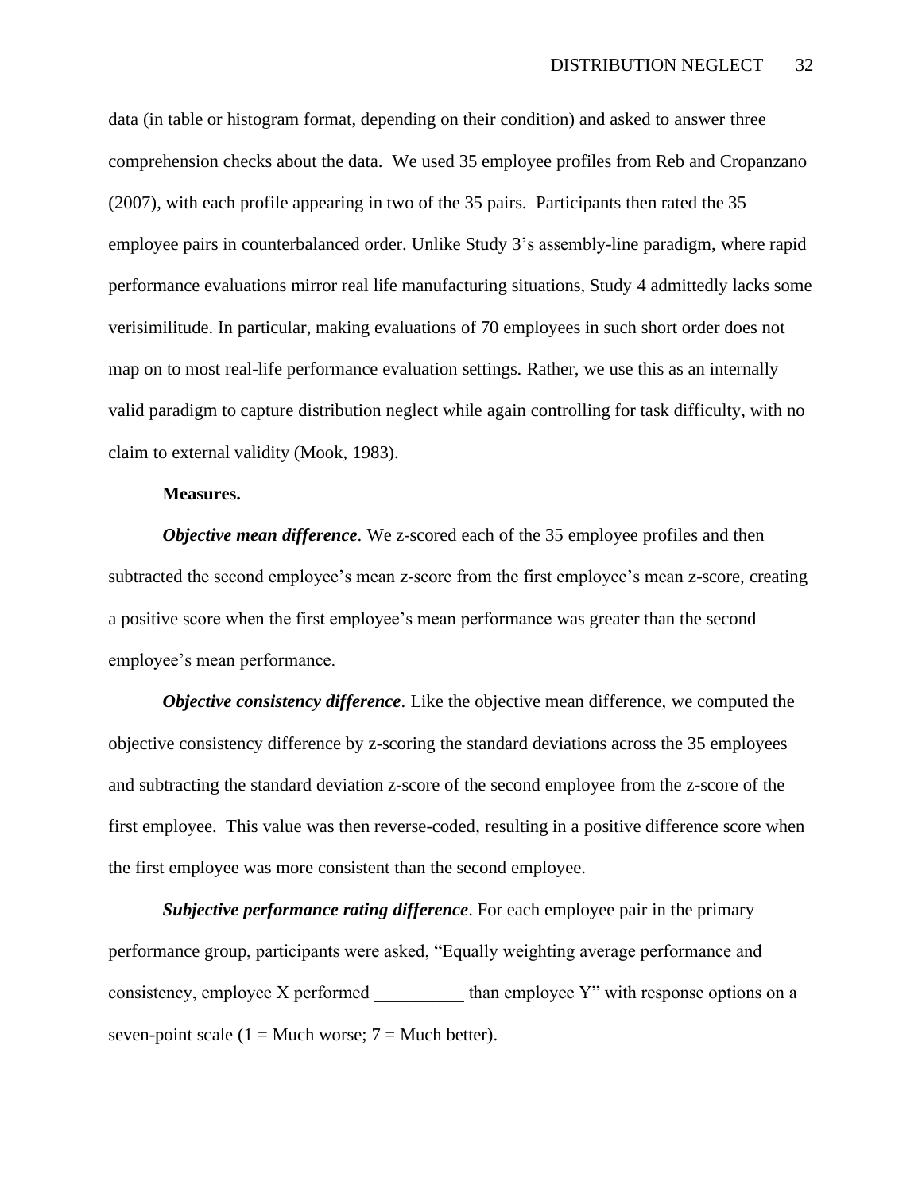data (in table or histogram format, depending on their condition) and asked to answer three comprehension checks about the data. We used 35 employee profiles from Reb and Cropanzano (2007), with each profile appearing in two of the 35 pairs. Participants then rated the 35 employee pairs in counterbalanced order. Unlike Study 3's assembly-line paradigm, where rapid performance evaluations mirror real life manufacturing situations, Study 4 admittedly lacks some verisimilitude. In particular, making evaluations of 70 employees in such short order does not map on to most real-life performance evaluation settings. Rather, we use this as an internally valid paradigm to capture distribution neglect while again controlling for task difficulty, with no claim to external validity (Mook, 1983).

**Measures.**

***Objective mean difference***. We z-scored each of the 35 employee profiles and then subtracted the second employee's mean z-score from the first employee's mean z-score, creating a positive score when the first employee's mean performance was greater than the second employee's mean performance.

***Objective consistency difference***. Like the objective mean difference, we computed the objective consistency difference by z-scoring the standard deviations across the 35 employees and subtracting the standard deviation z-score of the second employee from the z-score of the first employee. This value was then reverse-coded, resulting in a positive difference score when the first employee was more consistent than the second employee.

***Subjective performance rating difference***. For each employee pair in the primary performance group, participants were asked, "Equally weighting average performance and consistency, employee X performed __________ than employee Y" with response options on a seven-point scale (1 = Much worse; 7 = Much better).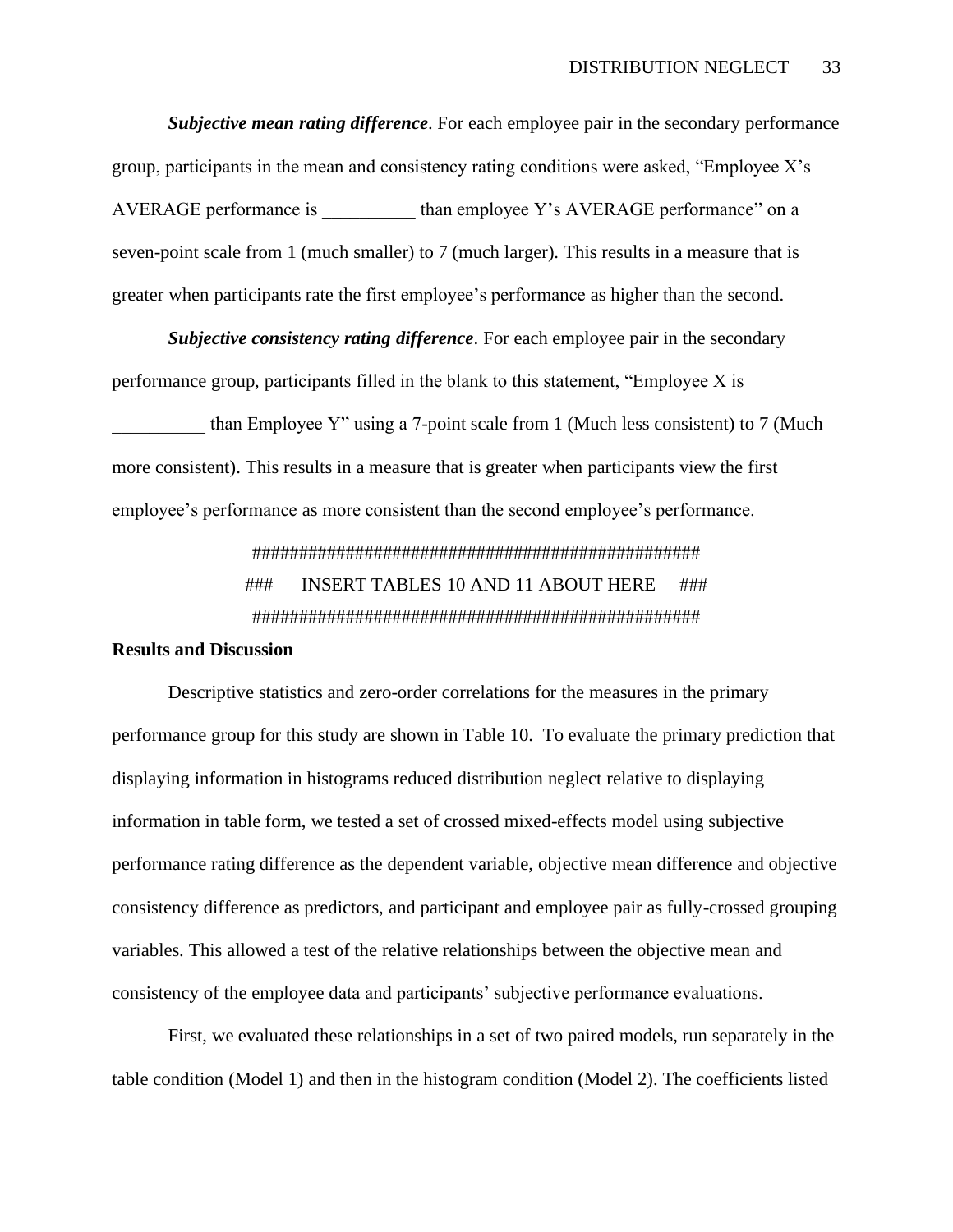***Subjective mean rating difference***. For each employee pair in the secondary performance group, participants in the mean and consistency rating conditions were asked, “Employee X’s AVERAGE performance is __________ than employee Y’s AVERAGE performance” on a seven-point scale from 1 (much smaller) to 7 (much larger). This results in a measure that is greater when participants rate the first employee’s performance as higher than the second.

***Subjective consistency rating difference***. For each employee pair in the secondary performance group, participants filled in the blank to this statement, “Employee X is __________ than Employee Y” using a 7-point scale from 1 (Much less consistent) to 7 (Much more consistent). This results in a measure that is greater when participants view the first employee’s performance as more consistent than the second employee’s performance.

################################################

### INSERT TABLES 10 AND 11 ABOUT HERE ###

################################################

**Results and Discussion**

Descriptive statistics and zero-order correlations for the measures in the primary performance group for this study are shown in Table 10. To evaluate the primary prediction that displaying information in histograms reduced distribution neglect relative to displaying information in table form, we tested a set of crossed mixed-effects model using subjective performance rating difference as the dependent variable, objective mean difference and objective consistency difference as predictors, and participant and employee pair as fully-crossed grouping variables. This allowed a test of the relative relationships between the objective mean and consistency of the employee data and participants’ subjective performance evaluations.

First, we evaluated these relationships in a set of two paired models, run separately in the table condition (Model 1) and then in the histogram condition (Model 2). The coefficients listed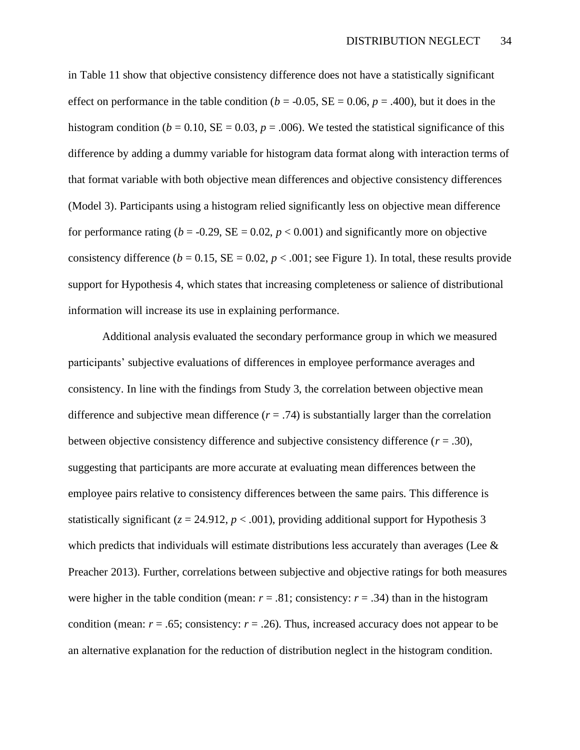in Table 11 show that objective consistency difference does not have a statistically significant effect on performance in the table condition ($b$ = -0.05, SE = 0.06, $p$ = .400), but it does in the histogram condition ($b$ = 0.10, SE = 0.03, $p$ = .006). We tested the statistical significance of this difference by adding a dummy variable for histogram data format along with interaction terms of that format variable with both objective mean differences and objective consistency differences (Model 3). Participants using a histogram relied significantly less on objective mean difference for performance rating ($b$ = -0.29, SE = 0.02, $p$ < 0.001) and significantly more on objective consistency difference ($b$ = 0.15, SE = 0.02, $p$ < .001; see Figure 1). In total, these results provide support for Hypothesis 4, which states that increasing completeness or salience of distributional information will increase its use in explaining performance.

Additional analysis evaluated the secondary performance group in which we measured participants' subjective evaluations of differences in employee performance averages and consistency. In line with the findings from Study 3, the correlation between objective mean difference and subjective mean difference ($r$ = .74) is substantially larger than the correlation between objective consistency difference and subjective consistency difference ($r$ = .30), suggesting that participants are more accurate at evaluating mean differences between the employee pairs relative to consistency differences between the same pairs. This difference is statistically significant ($z$ = 24.912, $p$ < .001), providing additional support for Hypothesis 3 which predicts that individuals will estimate distributions less accurately than averages (Lee & Preacher 2013). Further, correlations between subjective and objective ratings for both measures were higher in the table condition (mean: $r$ = .81; consistency: $r$ = .34) than in the histogram condition (mean: $r$ = .65; consistency: $r$ = .26). Thus, increased accuracy does not appear to be an alternative explanation for the reduction of distribution neglect in the histogram condition.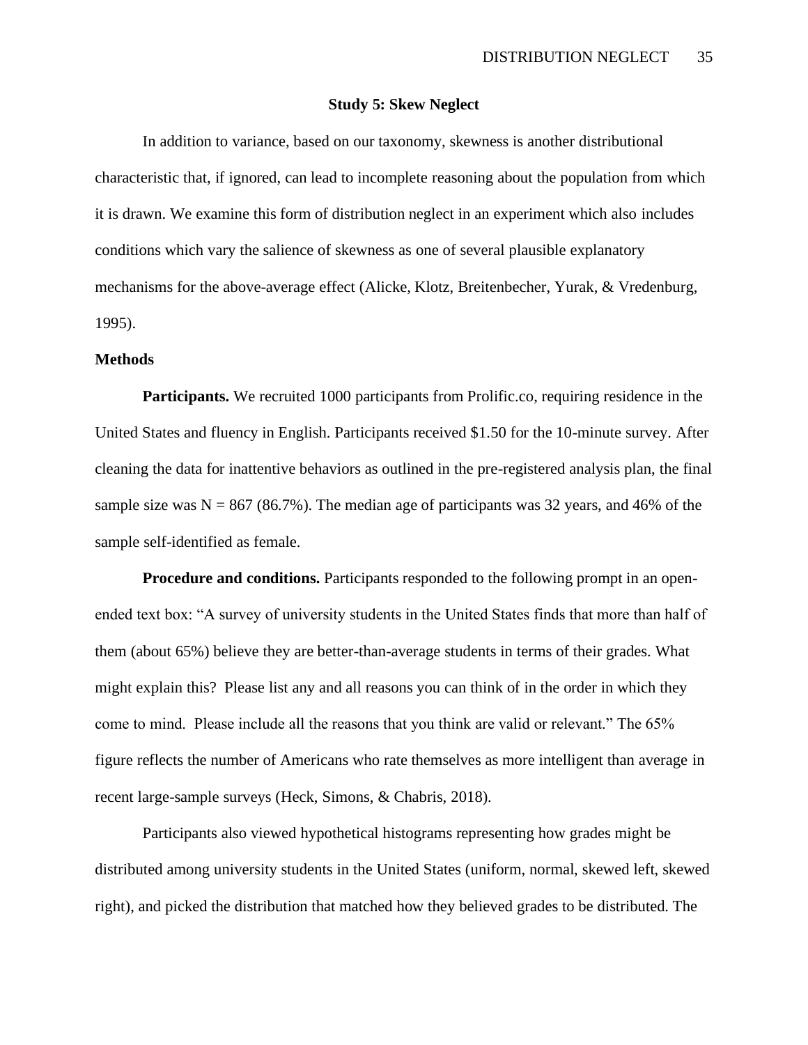## Study 5: Skew Neglect

In addition to variance, based on our taxonomy, skewness is another distributional characteristic that, if ignored, can lead to incomplete reasoning about the population from which it is drawn. We examine this form of distribution neglect in an experiment which also includes conditions which vary the salience of skewness as one of several plausible explanatory mechanisms for the above-average effect (Alicke, Klotz, Breitenbecher, Yurak, & Vredenburg, 1995).

### Methods

**Participants.** We recruited 1000 participants from Prolific.co, requiring residence in the United States and fluency in English. Participants received $1.50 for the 10-minute survey. After cleaning the data for inattentive behaviors as outlined in the pre-registered analysis plan, the final sample size was N = 867 (86.7%). The median age of participants was 32 years, and 46% of the sample self-identified as female.

**Procedure and conditions.** Participants responded to the following prompt in an open-ended text box: "A survey of university students in the United States finds that more than half of them (about 65%) believe they are better-than-average students in terms of their grades. What might explain this? Please list any and all reasons you can think of in the order in which they come to mind. Please include all the reasons that you think are valid or relevant." The 65% figure reflects the number of Americans who rate themselves as more intelligent than average in recent large-sample surveys (Heck, Simons, & Chabris, 2018).

Participants also viewed hypothetical histograms representing how grades might be distributed among university students in the United States (uniform, normal, skewed left, skewed right), and picked the distribution that matched how they believed grades to be distributed. The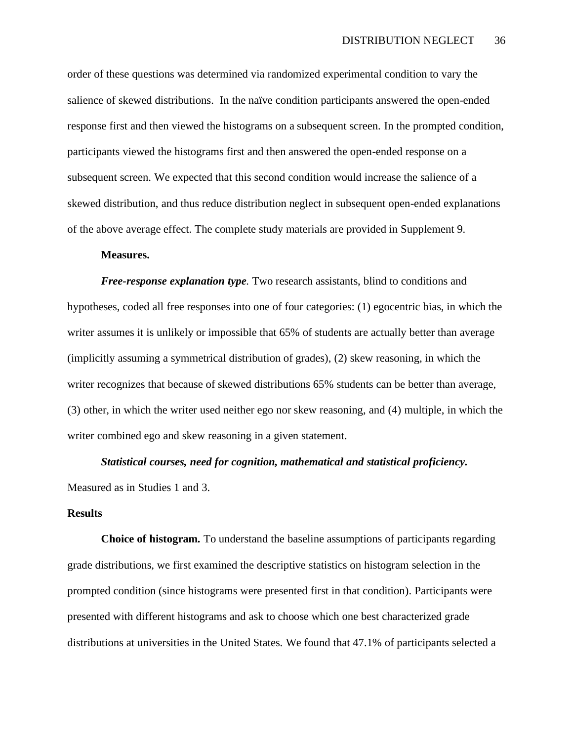order of these questions was determined via randomized experimental condition to vary the salience of skewed distributions. In the naïve condition participants answered the open-ended response first and then viewed the histograms on a subsequent screen. In the prompted condition, participants viewed the histograms first and then answered the open-ended response on a subsequent screen. We expected that this second condition would increase the salience of a skewed distribution, and thus reduce distribution neglect in subsequent open-ended explanations of the above average effect. The complete study materials are provided in Supplement 9.

**Measures.**

***Free-response explanation type.*** Two research assistants, blind to conditions and hypotheses, coded all free responses into one of four categories: (1) egocentric bias, in which the writer assumes it is unlikely or impossible that 65% of students are actually better than average (implicitly assuming a symmetrical distribution of grades), (2) skew reasoning, in which the writer recognizes that because of skewed distributions 65% students can be better than average, (3) other, in which the writer used neither ego nor skew reasoning, and (4) multiple, in which the writer combined ego and skew reasoning in a given statement.

***Statistical courses, need for cognition, mathematical and statistical proficiency.*** Measured as in Studies 1 and 3.

## Results

**Choice of histogram.** To understand the baseline assumptions of participants regarding grade distributions, we first examined the descriptive statistics on histogram selection in the prompted condition (since histograms were presented first in that condition). Participants were presented with different histograms and ask to choose which one best characterized grade distributions at universities in the United States. We found that 47.1% of participants selected a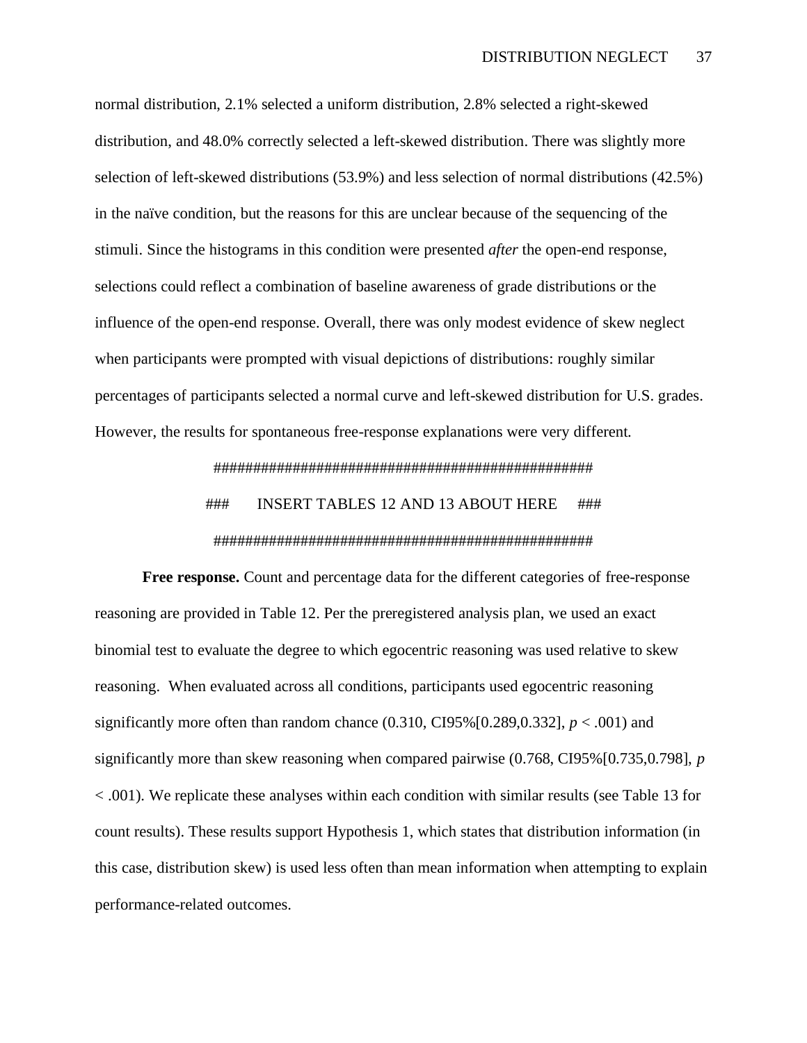normal distribution, 2.1% selected a uniform distribution, 2.8% selected a right-skewed distribution, and 48.0% correctly selected a left-skewed distribution. There was slightly more selection of left-skewed distributions (53.9%) and less selection of normal distributions (42.5%) in the naïve condition, but the reasons for this are unclear because of the sequencing of the stimuli. Since the histograms in this condition were presented *after* the open-end response, selections could reflect a combination of baseline awareness of grade distributions or the influence of the open-end response. Overall, there was only modest evidence of skew neglect when participants were prompted with visual depictions of distributions: roughly similar percentages of participants selected a normal curve and left-skewed distribution for U.S. grades. However, the results for spontaneous free-response explanations were very different.

################################################

### INSERT TABLES 12 AND 13 ABOUT HERE ###

################################################

**Free response.** Count and percentage data for the different categories of free-response reasoning are provided in Table 12. Per the preregistered analysis plan, we used an exact binomial test to evaluate the degree to which egocentric reasoning was used relative to skew reasoning. When evaluated across all conditions, participants used egocentric reasoning significantly more often than random chance (0.310, CI95%[0.289,0.332], $p < .001$) and significantly more than skew reasoning when compared pairwise (0.768, CI95%[0.735,0.798], $p < .001$). We replicate these analyses within each condition with similar results (see Table 13 for count results). These results support Hypothesis 1, which states that distribution information (in this case, distribution skew) is used less often than mean information when attempting to explain performance-related outcomes.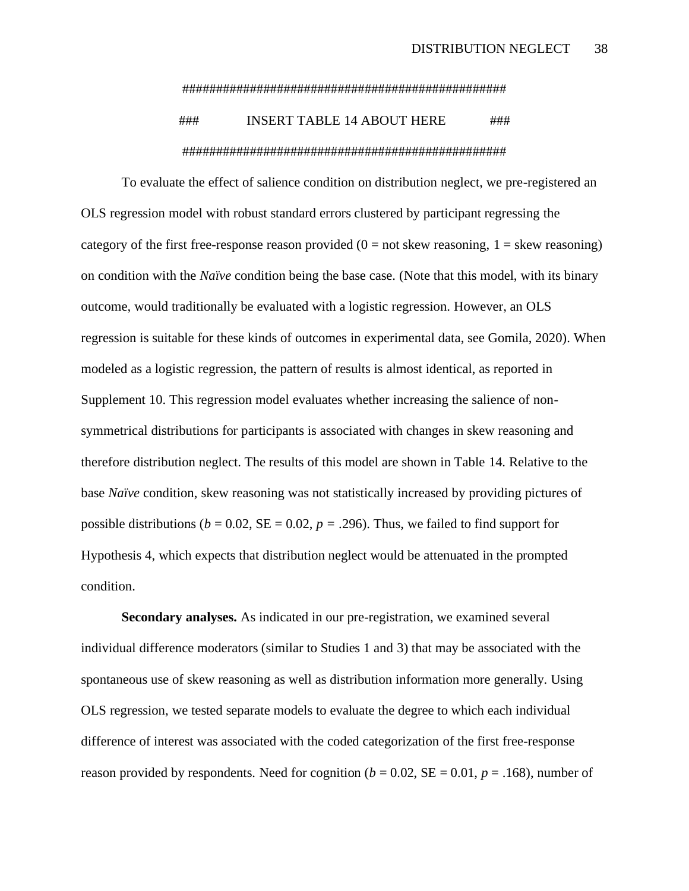################################################

### INSERT TABLE 14 ABOUT HERE ###

################################################

To evaluate the effect of salience condition on distribution neglect, we pre-registered an OLS regression model with robust standard errors clustered by participant regressing the category of the first free-response reason provided (0 = not skew reasoning, 1 = skew reasoning) on condition with the *Naïve* condition being the base case. (Note that this model, with its binary outcome, would traditionally be evaluated with a logistic regression. However, an OLS regression is suitable for these kinds of outcomes in experimental data, see Gomila, 2020). When modeled as a logistic regression, the pattern of results is almost identical, as reported in Supplement 10. This regression model evaluates whether increasing the salience of non-symmetrical distributions for participants is associated with changes in skew reasoning and therefore distribution neglect. The results of this model are shown in Table 14. Relative to the base *Naïve* condition, skew reasoning was not statistically increased by providing pictures of possible distributions ($b$ = 0.02, SE = 0.02, $p$ = .296). Thus, we failed to find support for Hypothesis 4, which expects that distribution neglect would be attenuated in the prompted condition.

**Secondary analyses.** As indicated in our pre-registration, we examined several individual difference moderators (similar to Studies 1 and 3) that may be associated with the spontaneous use of skew reasoning as well as distribution information more generally. Using OLS regression, we tested separate models to evaluate the degree to which each individual difference of interest was associated with the coded categorization of the first free-response reason provided by respondents. Need for cognition ($b$ = 0.02, SE = 0.01, $p$ = .168), number of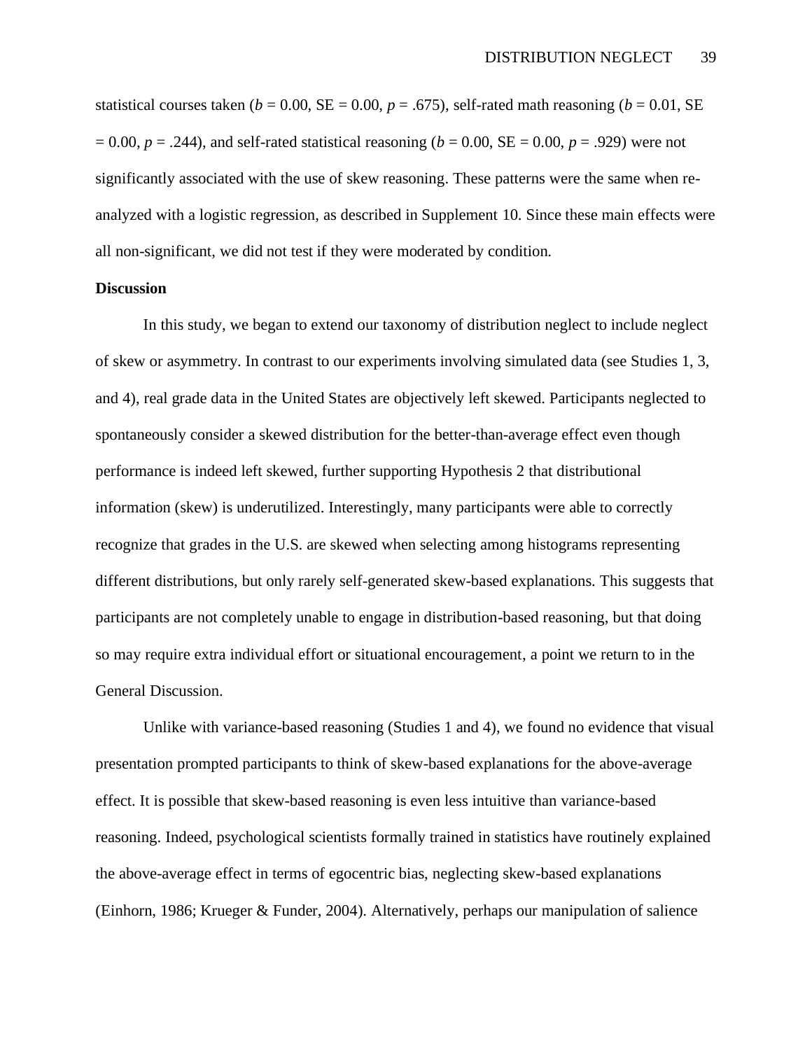statistical courses taken ($b$ = 0.00, SE = 0.00, $p$ = .675), self-rated math reasoning ($b$ = 0.01, SE = 0.00, $p$ = .244), and self-rated statistical reasoning ($b$ = 0.00, SE = 0.00, $p$ = .929) were not significantly associated with the use of skew reasoning. These patterns were the same when re-analyzed with a logistic regression, as described in Supplement 10. Since these main effects were all non-significant, we did not test if they were moderated by condition.

**Discussion**

In this study, we began to extend our taxonomy of distribution neglect to include neglect of skew or asymmetry. In contrast to our experiments involving simulated data (see Studies 1, 3, and 4), real grade data in the United States are objectively left skewed. Participants neglected to spontaneously consider a skewed distribution for the better-than-average effect even though performance is indeed left skewed, further supporting Hypothesis 2 that distributional information (skew) is underutilized. Interestingly, many participants were able to correctly recognize that grades in the U.S. are skewed when selecting among histograms representing different distributions, but only rarely self-generated skew-based explanations. This suggests that participants are not completely unable to engage in distribution-based reasoning, but that doing so may require extra individual effort or situational encouragement, a point we return to in the General Discussion.

Unlike with variance-based reasoning (Studies 1 and 4), we found no evidence that visual presentation prompted participants to think of skew-based explanations for the above-average effect. It is possible that skew-based reasoning is even less intuitive than variance-based reasoning. Indeed, psychological scientists formally trained in statistics have routinely explained the above-average effect in terms of egocentric bias, neglecting skew-based explanations (Einhorn, 1986; Krueger & Funder, 2004). Alternatively, perhaps our manipulation of salience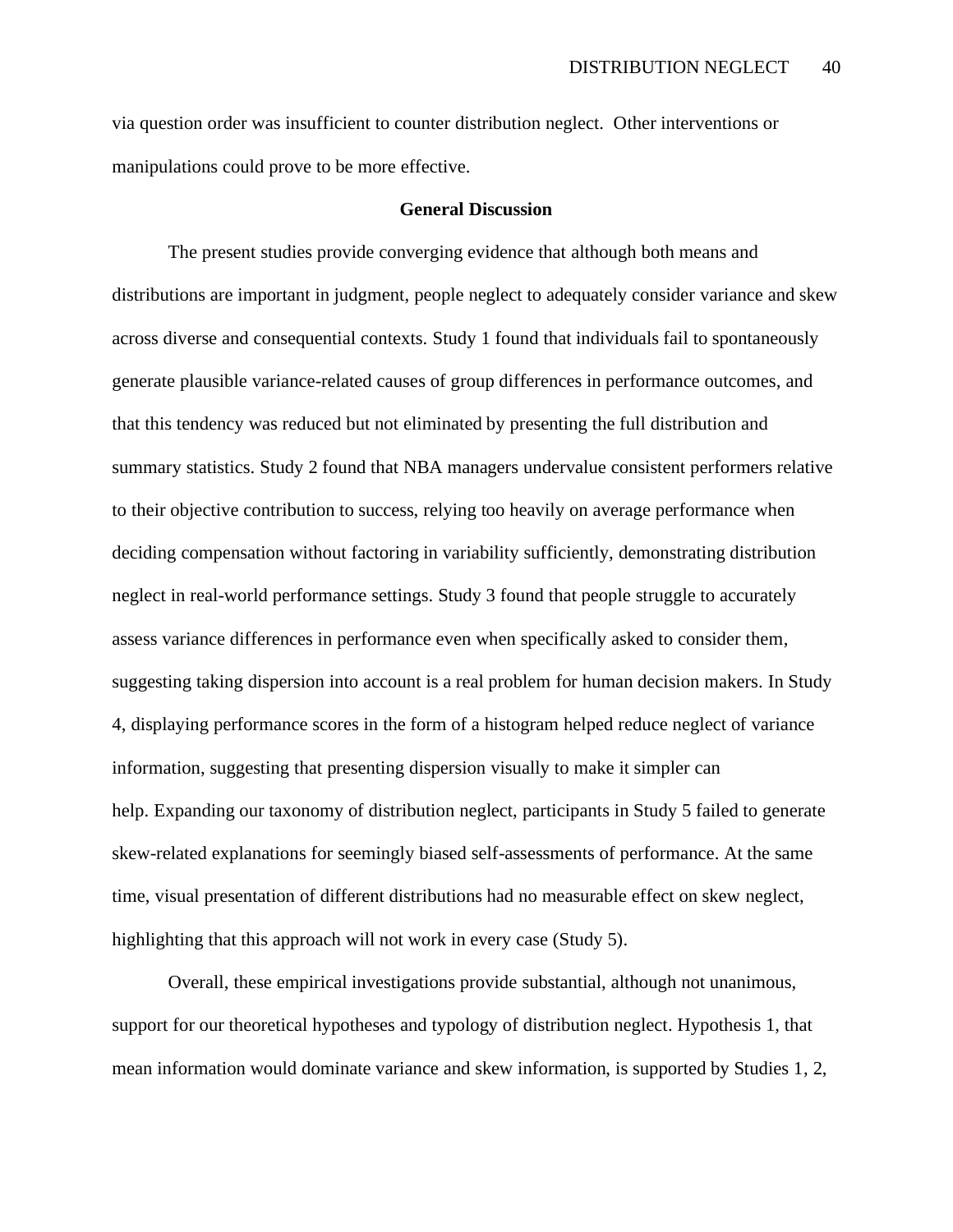via question order was insufficient to counter distribution neglect. Other interventions or manipulations could prove to be more effective.

## General Discussion

The present studies provide converging evidence that although both means and distributions are important in judgment, people neglect to adequately consider variance and skew across diverse and consequential contexts. Study 1 found that individuals fail to spontaneously generate plausible variance-related causes of group differences in performance outcomes, and that this tendency was reduced but not eliminated by presenting the full distribution and summary statistics. Study 2 found that NBA managers undervalue consistent performers relative to their objective contribution to success, relying too heavily on average performance when deciding compensation without factoring in variability sufficiently, demonstrating distribution neglect in real-world performance settings. Study 3 found that people struggle to accurately assess variance differences in performance even when specifically asked to consider them, suggesting taking dispersion into account is a real problem for human decision makers. In Study 4, displaying performance scores in the form of a histogram helped reduce neglect of variance information, suggesting that presenting dispersion visually to make it simpler can help. Expanding our taxonomy of distribution neglect, participants in Study 5 failed to generate skew-related explanations for seemingly biased self-assessments of performance. At the same time, visual presentation of different distributions had no measurable effect on skew neglect, highlighting that this approach will not work in every case (Study 5).

Overall, these empirical investigations provide substantial, although not unanimous, support for our theoretical hypotheses and typology of distribution neglect. Hypothesis 1, that mean information would dominate variance and skew information, is supported by Studies 1, 2,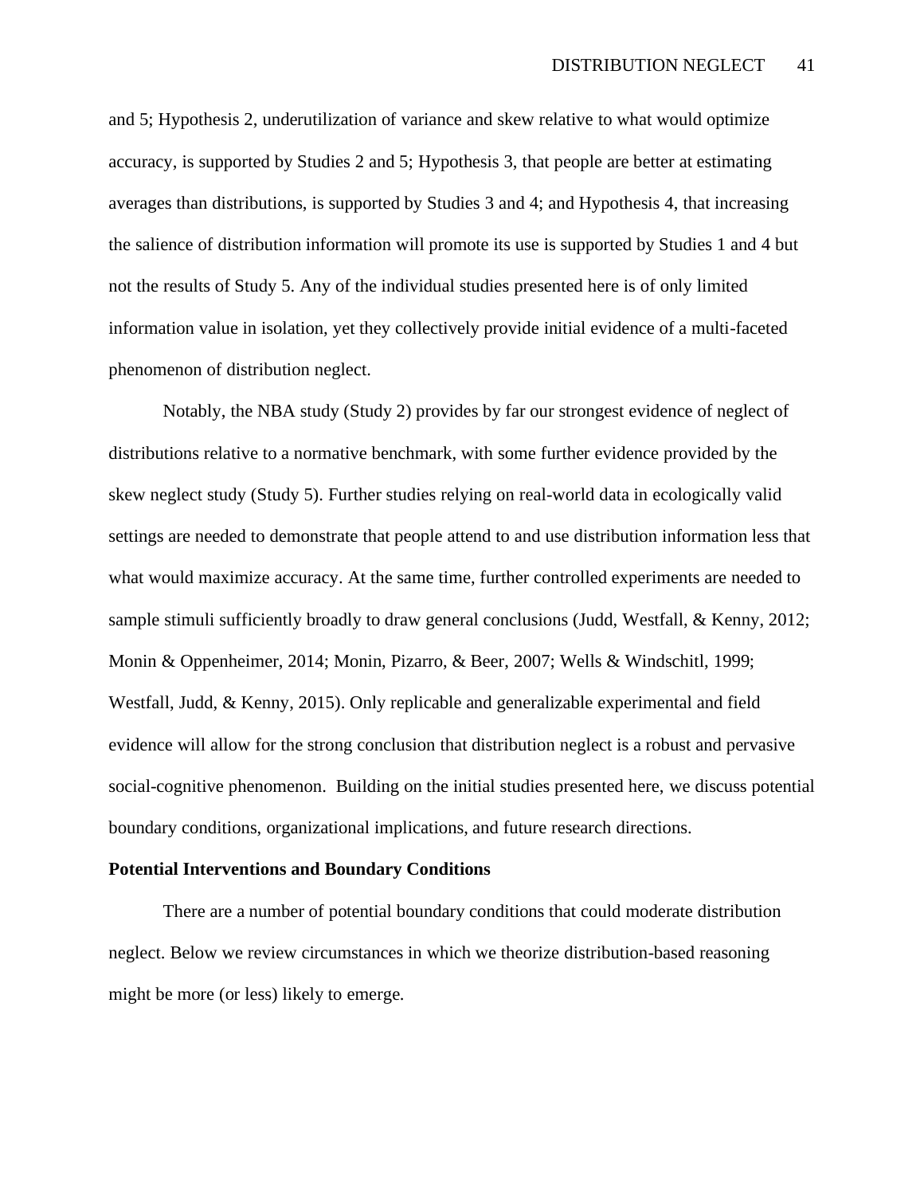and 5; Hypothesis 2, underutilization of variance and skew relative to what would optimize accuracy, is supported by Studies 2 and 5; Hypothesis 3, that people are better at estimating averages than distributions, is supported by Studies 3 and 4; and Hypothesis 4, that increasing the salience of distribution information will promote its use is supported by Studies 1 and 4 but not the results of Study 5. Any of the individual studies presented here is of only limited information value in isolation, yet they collectively provide initial evidence of a multi-faceted phenomenon of distribution neglect.

Notably, the NBA study (Study 2) provides by far our strongest evidence of neglect of distributions relative to a normative benchmark, with some further evidence provided by the skew neglect study (Study 5). Further studies relying on real-world data in ecologically valid settings are needed to demonstrate that people attend to and use distribution information less that what would maximize accuracy. At the same time, further controlled experiments are needed to sample stimuli sufficiently broadly to draw general conclusions (Judd, Westfall, & Kenny, 2012; Monin & Oppenheimer, 2014; Monin, Pizarro, & Beer, 2007; Wells & Windschitl, 1999; Westfall, Judd, & Kenny, 2015). Only replicable and generalizable experimental and field evidence will allow for the strong conclusion that distribution neglect is a robust and pervasive social-cognitive phenomenon. Building on the initial studies presented here, we discuss potential boundary conditions, organizational implications, and future research directions.

**Potential Interventions and Boundary Conditions**

There are a number of potential boundary conditions that could moderate distribution neglect. Below we review circumstances in which we theorize distribution-based reasoning might be more (or less) likely to emerge.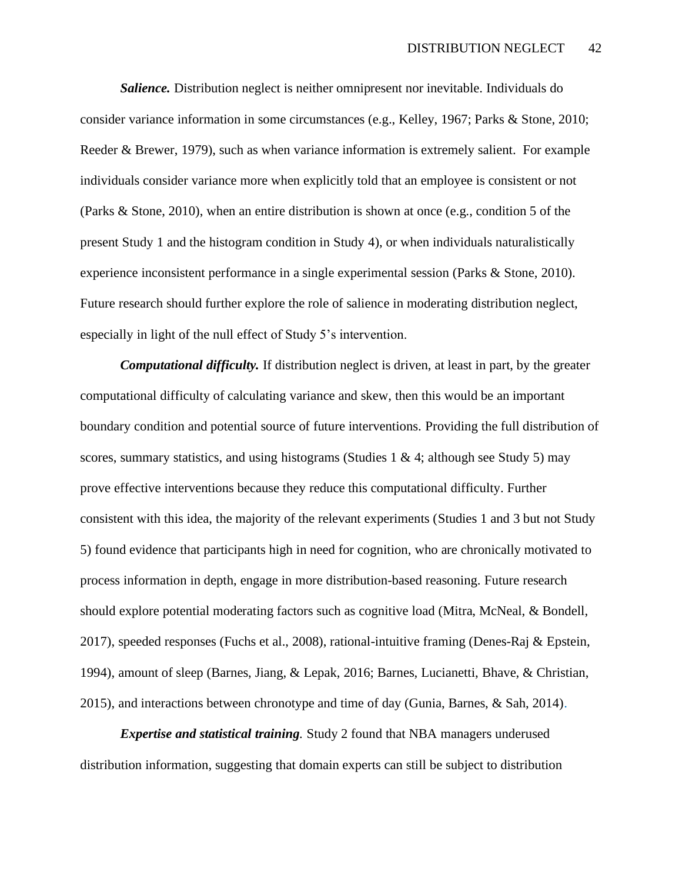***Salience.*** Distribution neglect is neither omnipresent nor inevitable. Individuals do consider variance information in some circumstances (e.g., Kelley, 1967; Parks & Stone, 2010; Reeder & Brewer, 1979), such as when variance information is extremely salient. For example individuals consider variance more when explicitly told that an employee is consistent or not (Parks & Stone, 2010), when an entire distribution is shown at once (e.g., condition 5 of the present Study 1 and the histogram condition in Study 4), or when individuals naturalistically experience inconsistent performance in a single experimental session (Parks & Stone, 2010). Future research should further explore the role of salience in moderating distribution neglect, especially in light of the null effect of Study 5's intervention.

***Computational difficulty.*** If distribution neglect is driven, at least in part, by the greater computational difficulty of calculating variance and skew, then this would be an important boundary condition and potential source of future interventions. Providing the full distribution of scores, summary statistics, and using histograms (Studies 1 & 4; although see Study 5) may prove effective interventions because they reduce this computational difficulty. Further consistent with this idea, the majority of the relevant experiments (Studies 1 and 3 but not Study 5) found evidence that participants high in need for cognition, who are chronically motivated to process information in depth, engage in more distribution-based reasoning. Future research should explore potential moderating factors such as cognitive load (Mitra, McNeal, & Bondell, 2017), speeded responses (Fuchs et al., 2008), rational-intuitive framing (Denes-Raj & Epstein, 1994), amount of sleep (Barnes, Jiang, & Lepak, 2016; Barnes, Lucianetti, Bhave, & Christian, 2015), and interactions between chronotype and time of day (Gunia, Barnes, & Sah, 2014).

***Expertise and statistical training.*** Study 2 found that NBA managers underused distribution information, suggesting that domain experts can still be subject to distribution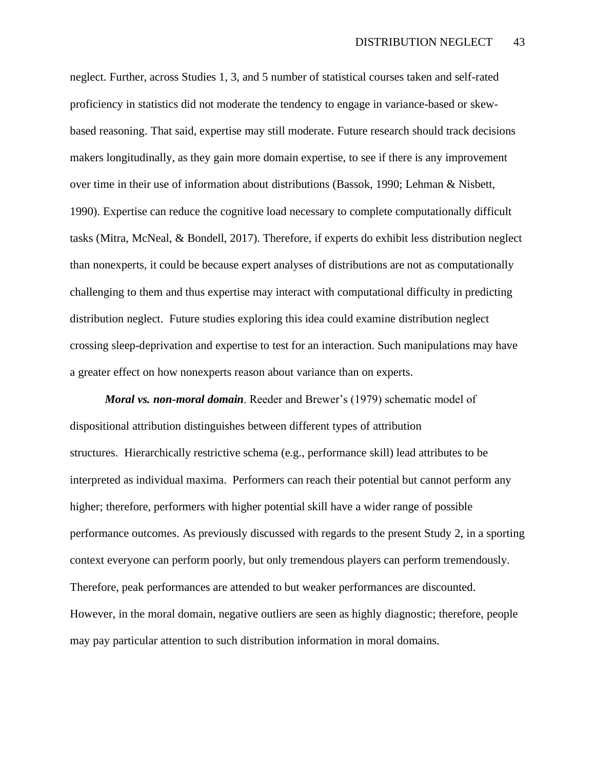neglect. Further, across Studies 1, 3, and 5 number of statistical courses taken and self-rated proficiency in statistics did not moderate the tendency to engage in variance-based or skew-based reasoning. That said, expertise may still moderate. Future research should track decisions makers longitudinally, as they gain more domain expertise, to see if there is any improvement over time in their use of information about distributions (Bassok, 1990; Lehman & Nisbett, 1990). Expertise can reduce the cognitive load necessary to complete computationally difficult tasks (Mitra, McNeal, & Bondell, 2017). Therefore, if experts do exhibit less distribution neglect than nonexperts, it could be because expert analyses of distributions are not as computationally challenging to them and thus expertise may interact with computational difficulty in predicting distribution neglect. Future studies exploring this idea could examine distribution neglect crossing sleep-deprivation and expertise to test for an interaction. Such manipulations may have a greater effect on how nonexperts reason about variance than on experts.

***Moral vs. non-moral domain***. Reeder and Brewer's (1979) schematic model of dispositional attribution distinguishes between different types of attribution structures. Hierarchically restrictive schema (e.g., performance skill) lead attributes to be interpreted as individual maxima. Performers can reach their potential but cannot perform any higher; therefore, performers with higher potential skill have a wider range of possible performance outcomes. As previously discussed with regards to the present Study 2, in a sporting context everyone can perform poorly, but only tremendous players can perform tremendously. Therefore, peak performances are attended to but weaker performances are discounted. However, in the moral domain, negative outliers are seen as highly diagnostic; therefore, people may pay particular attention to such distribution information in moral domains.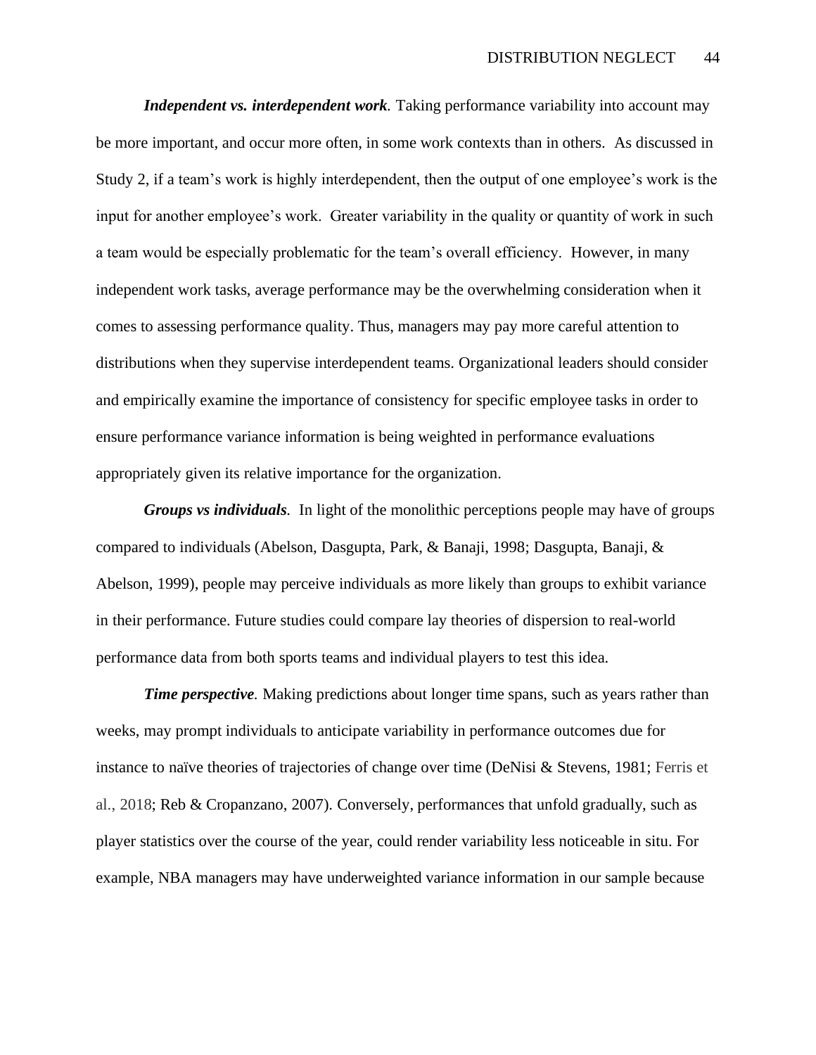***Independent vs. interdependent work.*** Taking performance variability into account may be more important, and occur more often, in some work contexts than in others. As discussed in Study 2, if a team's work is highly interdependent, then the output of one employee's work is the input for another employee's work. Greater variability in the quality or quantity of work in such a team would be especially problematic for the team's overall efficiency. However, in many independent work tasks, average performance may be the overwhelming consideration when it comes to assessing performance quality. Thus, managers may pay more careful attention to distributions when they supervise interdependent teams. Organizational leaders should consider and empirically examine the importance of consistency for specific employee tasks in order to ensure performance variance information is being weighted in performance evaluations appropriately given its relative importance for the organization.

***Groups vs individuals.*** In light of the monolithic perceptions people may have of groups compared to individuals (Abelson, Dasgupta, Park, & Banaji, 1998; Dasgupta, Banaji, & Abelson, 1999), people may perceive individuals as more likely than groups to exhibit variance in their performance. Future studies could compare lay theories of dispersion to real-world performance data from both sports teams and individual players to test this idea.

***Time perspective.*** Making predictions about longer time spans, such as years rather than weeks, may prompt individuals to anticipate variability in performance outcomes due for instance to naïve theories of trajectories of change over time (DeNisi & Stevens, 1981; Ferris et al., 2018; Reb & Cropanzano, 2007). Conversely, performances that unfold gradually, such as player statistics over the course of the year, could render variability less noticeable in situ. For example, NBA managers may have underweighted variance information in our sample because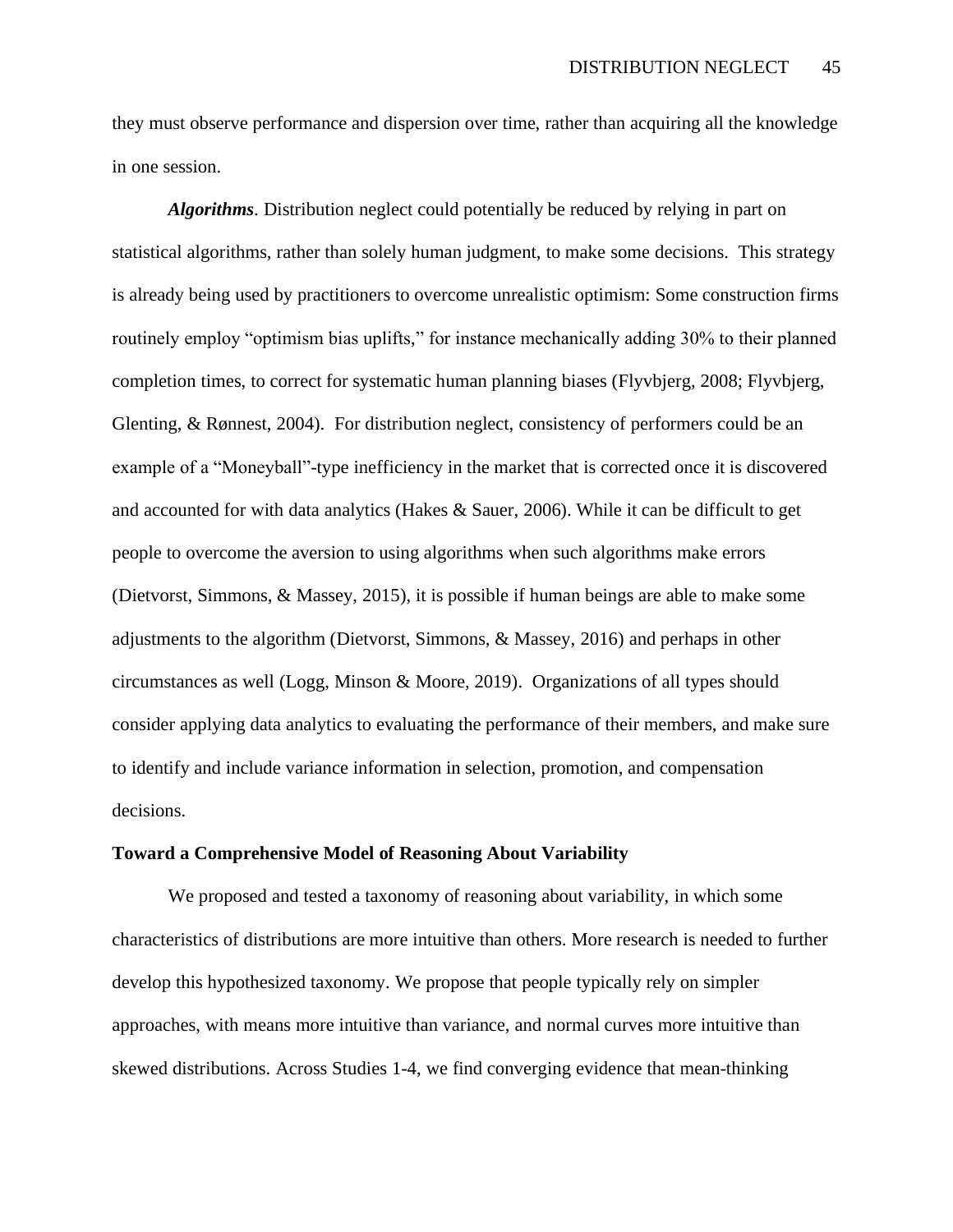they must observe performance and dispersion over time, rather than acquiring all the knowledge in one session.

***Algorithms***. Distribution neglect could potentially be reduced by relying in part on statistical algorithms, rather than solely human judgment, to make some decisions. This strategy is already being used by practitioners to overcome unrealistic optimism: Some construction firms routinely employ "optimism bias uplifts," for instance mechanically adding 30% to their planned completion times, to correct for systematic human planning biases (Flyvbjerg, 2008; Flyvbjerg, Glenting, & Rønnest, 2004). For distribution neglect, consistency of performers could be an example of a "Moneyball"-type inefficiency in the market that is corrected once it is discovered and accounted for with data analytics (Hakes & Sauer, 2006). While it can be difficult to get people to overcome the aversion to using algorithms when such algorithms make errors (Dietvorst, Simmons, & Massey, 2015), it is possible if human beings are able to make some adjustments to the algorithm (Dietvorst, Simmons, & Massey, 2016) and perhaps in other circumstances as well (Logg, Minson & Moore, 2019). Organizations of all types should consider applying data analytics to evaluating the performance of their members, and make sure to identify and include variance information in selection, promotion, and compensation decisions.

**Toward a Comprehensive Model of Reasoning About Variability**

We proposed and tested a taxonomy of reasoning about variability, in which some characteristics of distributions are more intuitive than others. More research is needed to further develop this hypothesized taxonomy. We propose that people typically rely on simpler approaches, with means more intuitive than variance, and normal curves more intuitive than skewed distributions. Across Studies 1-4, we find converging evidence that mean-thinking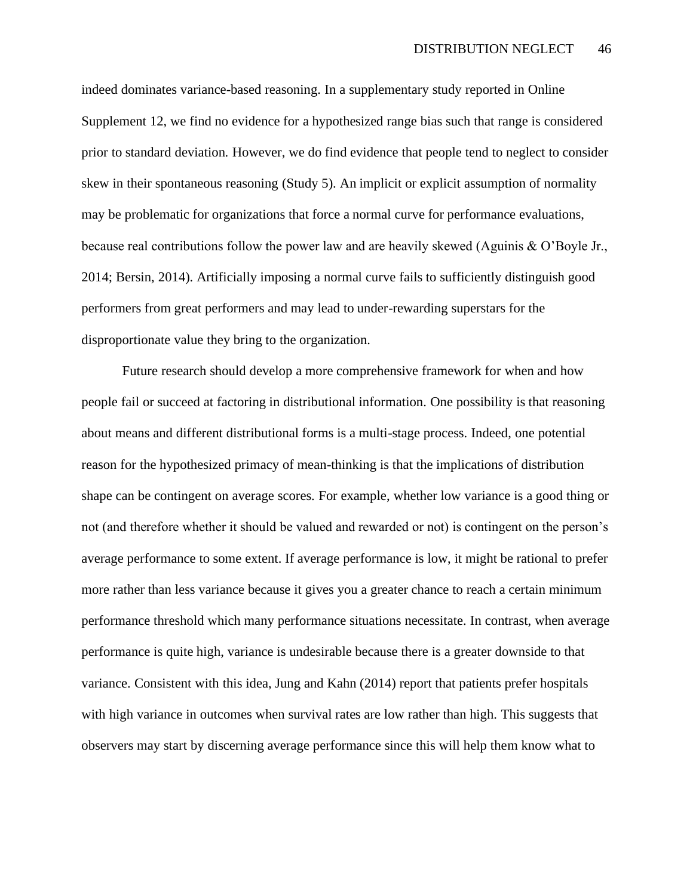indeed dominates variance-based reasoning. In a supplementary study reported in Online Supplement 12, we find no evidence for a hypothesized range bias such that range is considered prior to standard deviation. However, we do find evidence that people tend to neglect to consider skew in their spontaneous reasoning (Study 5). An implicit or explicit assumption of normality may be problematic for organizations that force a normal curve for performance evaluations, because real contributions follow the power law and are heavily skewed (Aguinis & O'Boyle Jr., 2014; Bersin, 2014). Artificially imposing a normal curve fails to sufficiently distinguish good performers from great performers and may lead to under-rewarding superstars for the disproportionate value they bring to the organization.

Future research should develop a more comprehensive framework for when and how people fail or succeed at factoring in distributional information. One possibility is that reasoning about means and different distributional forms is a multi-stage process. Indeed, one potential reason for the hypothesized primacy of mean-thinking is that the implications of distribution shape can be contingent on average scores. For example, whether low variance is a good thing or not (and therefore whether it should be valued and rewarded or not) is contingent on the person's average performance to some extent. If average performance is low, it might be rational to prefer more rather than less variance because it gives you a greater chance to reach a certain minimum performance threshold which many performance situations necessitate. In contrast, when average performance is quite high, variance is undesirable because there is a greater downside to that variance. Consistent with this idea, Jung and Kahn (2014) report that patients prefer hospitals with high variance in outcomes when survival rates are low rather than high. This suggests that observers may start by discerning average performance since this will help them know what to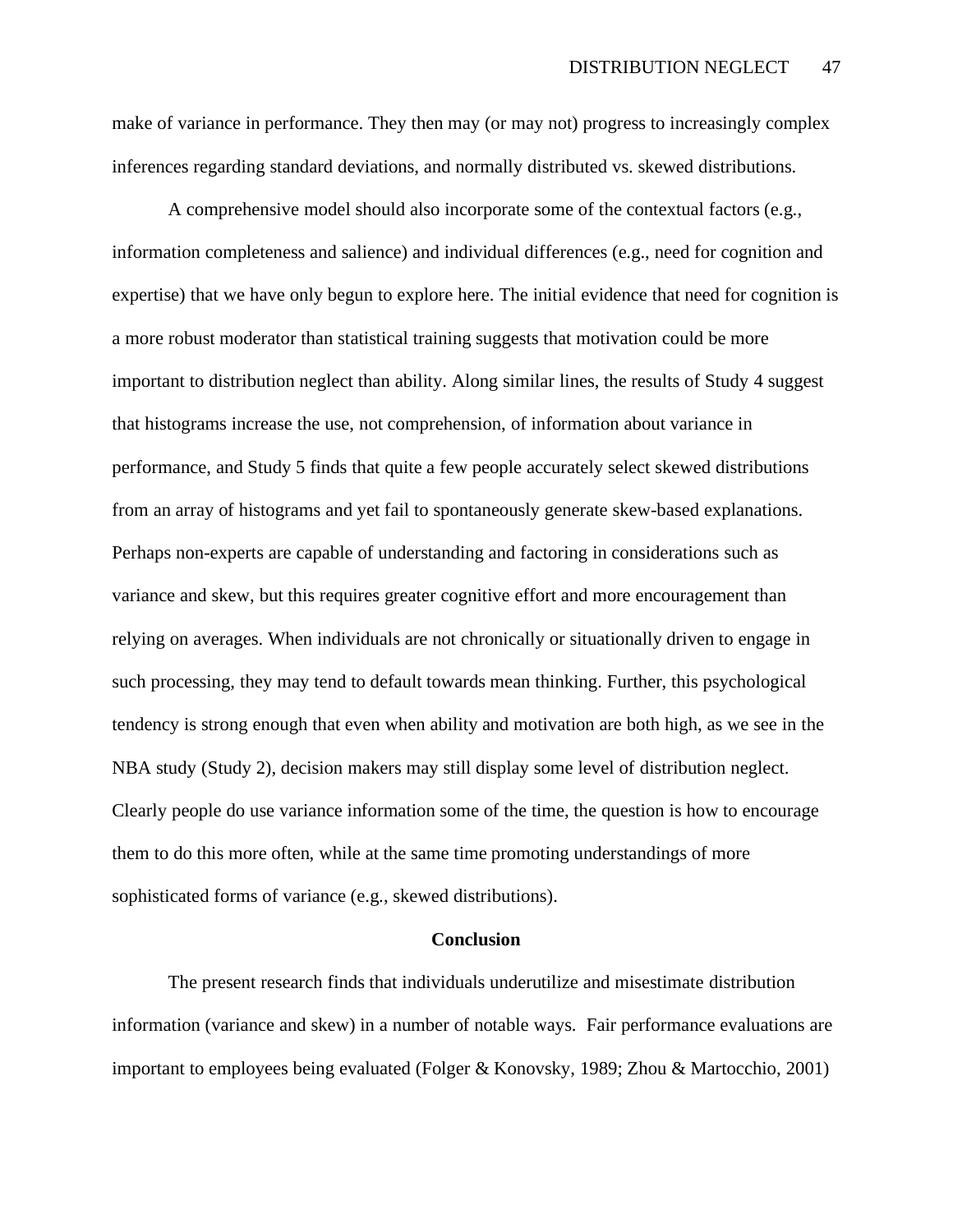make of variance in performance. They then may (or may not) progress to increasingly complex inferences regarding standard deviations, and normally distributed vs. skewed distributions.

A comprehensive model should also incorporate some of the contextual factors (e.g., information completeness and salience) and individual differences (e.g., need for cognition and expertise) that we have only begun to explore here. The initial evidence that need for cognition is a more robust moderator than statistical training suggests that motivation could be more important to distribution neglect than ability. Along similar lines, the results of Study 4 suggest that histograms increase the use, not comprehension, of information about variance in performance, and Study 5 finds that quite a few people accurately select skewed distributions from an array of histograms and yet fail to spontaneously generate skew-based explanations. Perhaps non-experts are capable of understanding and factoring in considerations such as variance and skew, but this requires greater cognitive effort and more encouragement than relying on averages. When individuals are not chronically or situationally driven to engage in such processing, they may tend to default towards mean thinking. Further, this psychological tendency is strong enough that even when ability and motivation are both high, as we see in the NBA study (Study 2), decision makers may still display some level of distribution neglect. Clearly people do use variance information some of the time, the question is how to encourage them to do this more often, while at the same time promoting understandings of more sophisticated forms of variance (e.g., skewed distributions).

## Conclusion

The present research finds that individuals underutilize and misestimate distribution information (variance and skew) in a number of notable ways. Fair performance evaluations are important to employees being evaluated (Folger & Konovsky, 1989; Zhou & Martocchio, 2001)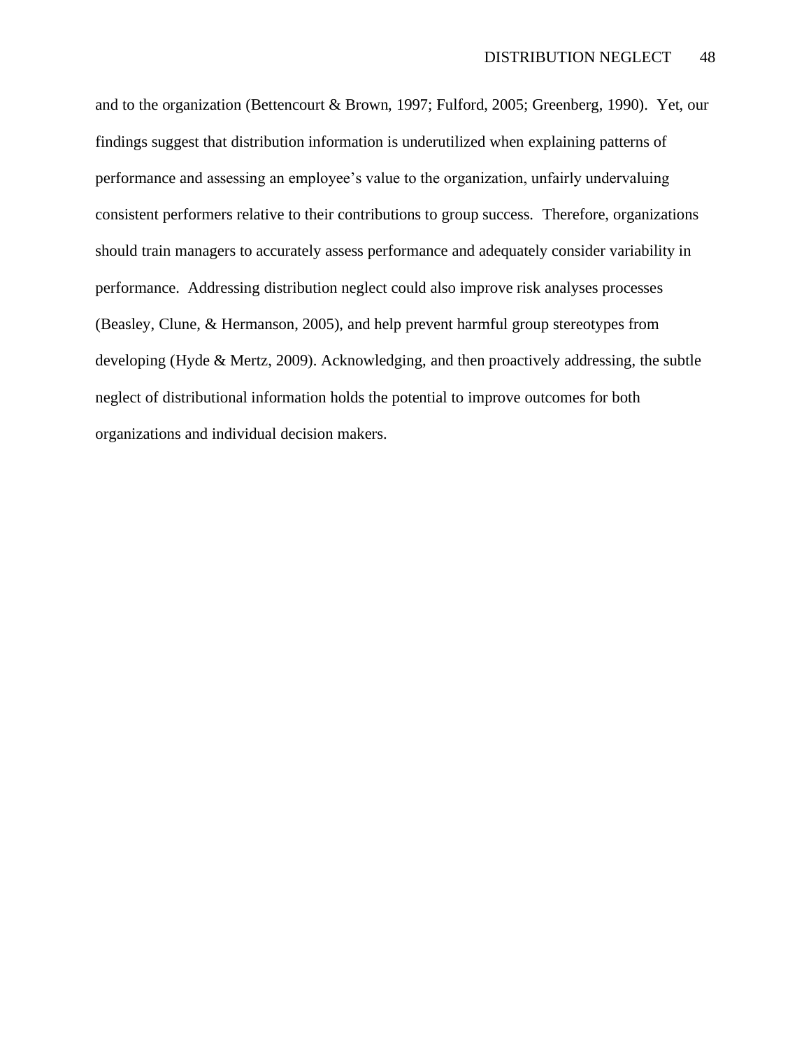and to the organization (Bettencourt & Brown, 1997; Fulford, 2005; Greenberg, 1990). Yet, our findings suggest that distribution information is underutilized when explaining patterns of performance and assessing an employee's value to the organization, unfairly undervaluing consistent performers relative to their contributions to group success. Therefore, organizations should train managers to accurately assess performance and adequately consider variability in performance. Addressing distribution neglect could also improve risk analyses processes (Beasley, Clune, & Hermanson, 2005), and help prevent harmful group stereotypes from developing (Hyde & Mertz, 2009). Acknowledging, and then proactively addressing, the subtle neglect of distributional information holds the potential to improve outcomes for both organizations and individual decision makers.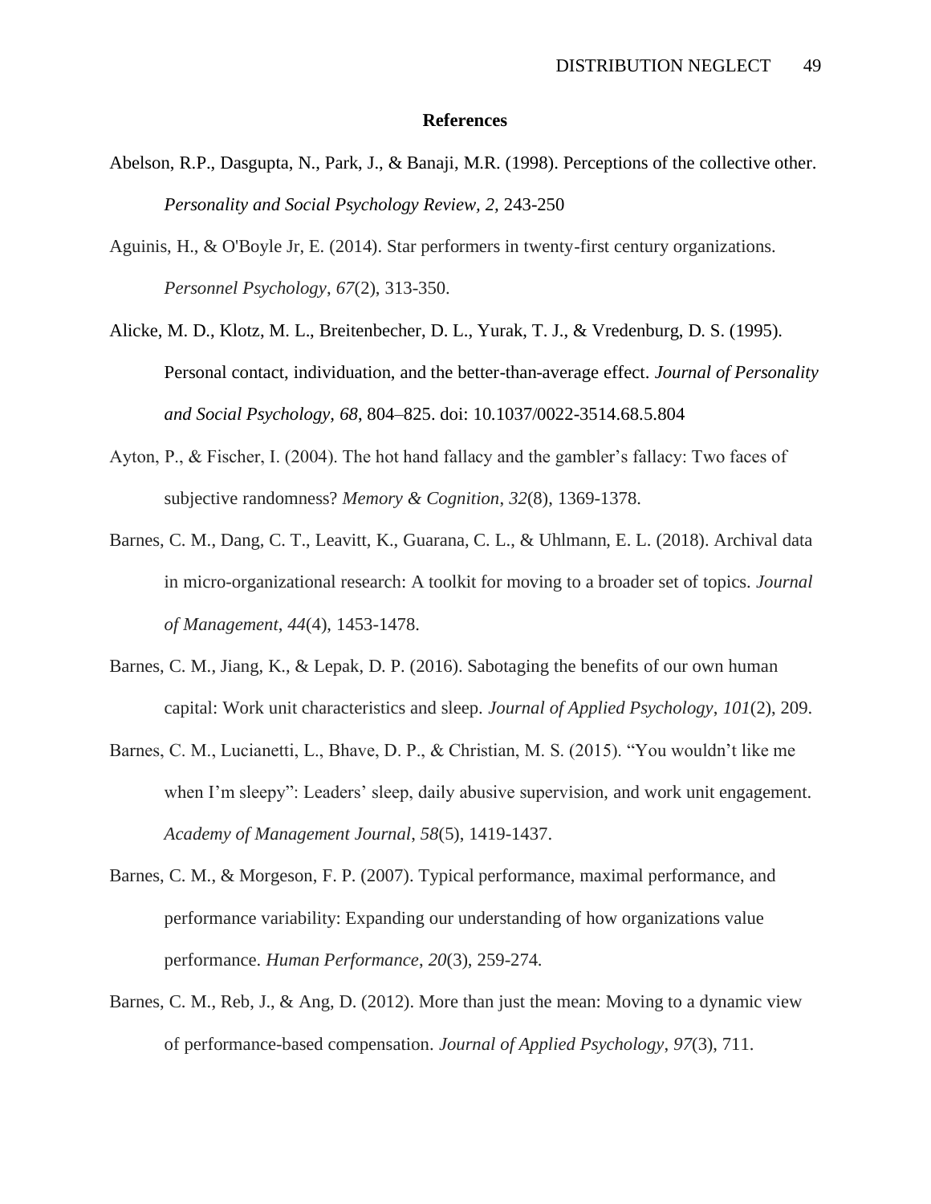## References

Abelson, R.P., Dasgupta, N., Park, J., & Banaji, M.R. (1998). Perceptions of the collective other. *Personality and Social Psychology Review, 2,* 243-250

Aguinis, H., & O'Boyle Jr, E. (2014). Star performers in twenty-first century organizations. *Personnel Psychology*, *67*(2), 313-350.

Alicke, M. D., Klotz, M. L., Breitenbecher, D. L., Yurak, T. J., & Vredenburg, D. S. (1995). Personal contact, individuation, and the better-than-average effect. *Journal of Personality and Social Psychology, 68,* 804–825. doi: 10.1037/0022-3514.68.5.804

Ayton, P., & Fischer, I. (2004). The hot hand fallacy and the gambler's fallacy: Two faces of subjective randomness? *Memory & Cognition*, *32*(8), 1369-1378.

Barnes, C. M., Dang, C. T., Leavitt, K., Guarana, C. L., & Uhlmann, E. L. (2018). Archival data in micro-organizational research: A toolkit for moving to a broader set of topics. *Journal of Management*, *44*(4), 1453-1478.

Barnes, C. M., Jiang, K., & Lepak, D. P. (2016). Sabotaging the benefits of our own human capital: Work unit characteristics and sleep. *Journal of Applied Psychology*, *101*(2), 209.

Barnes, C. M., Lucianetti, L., Bhave, D. P., & Christian, M. S. (2015). "You wouldn't like me when I'm sleepy": Leaders' sleep, daily abusive supervision, and work unit engagement. *Academy of Management Journal*, *58*(5), 1419-1437.

Barnes, C. M., & Morgeson, F. P. (2007). Typical performance, maximal performance, and performance variability: Expanding our understanding of how organizations value performance. *Human Performance*, *20*(3), 259-274.

Barnes, C. M., Reb, J., & Ang, D. (2012). More than just the mean: Moving to a dynamic view of performance-based compensation. *Journal of Applied Psychology*, *97*(3), 711.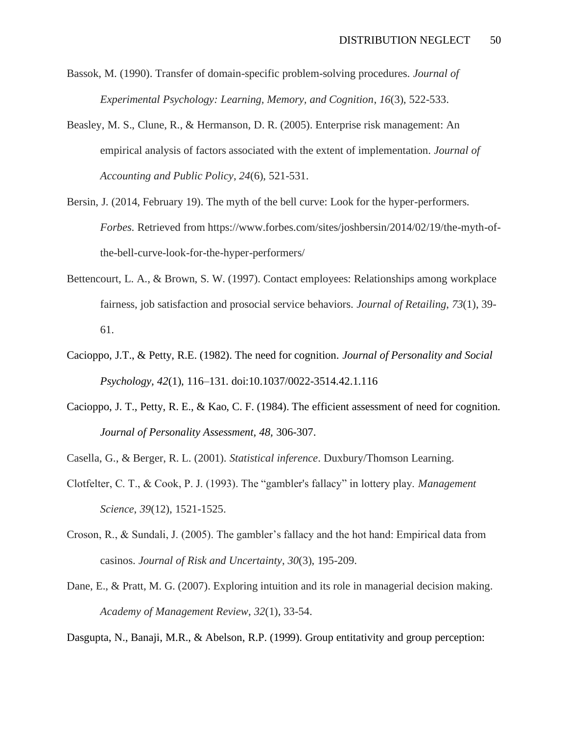Bassok, M. (1990). Transfer of domain-specific problem-solving procedures. *Journal of Experimental Psychology: Learning, Memory, and Cognition*, *16*(3), 522-533.

Beasley, M. S., Clune, R., & Hermanson, D. R. (2005). Enterprise risk management: An empirical analysis of factors associated with the extent of implementation. *Journal of Accounting and Public Policy*, *24*(6), 521-531.

Bersin, J. (2014, February 19). The myth of the bell curve: Look for the hyper-performers. *Forbes.* Retrieved from https://www.forbes.com/sites/joshbersin/2014/02/19/the-myth-of-the-bell-curve-look-for-the-hyper-performers/

Bettencourt, L. A., & Brown, S. W. (1997). Contact employees: Relationships among workplace fairness, job satisfaction and prosocial service behaviors. *Journal of Retailing*, *73*(1), 39-61.

Cacioppo, J.T., & Petty, R.E. (1982). The need for cognition. *Journal of Personality and Social Psychology, 42*(1), 116–131. doi:10.1037/0022-3514.42.1.116

Cacioppo, J. T., Petty, R. E., & Kao, C. F. (1984). The efficient assessment of need for cognition. *Journal of Personality Assessment, 48*, 306-307.

Casella, G., & Berger, R. L. (2001). *Statistical inference*. Duxbury/Thomson Learning.

Clotfelter, C. T., & Cook, P. J. (1993). The "gambler's fallacy" in lottery play. *Management Science*, *39*(12), 1521-1525.

Croson, R., & Sundali, J. (2005). The gambler's fallacy and the hot hand: Empirical data from casinos. *Journal of Risk and Uncertainty*, *30*(3), 195-209.

Dane, E., & Pratt, M. G. (2007). Exploring intuition and its role in managerial decision making. *Academy of Management Review*, *32*(1), 33-54.

Dasgupta, N., Banaji, M.R., & Abelson, R.P. (1999). Group entitativity and group perception: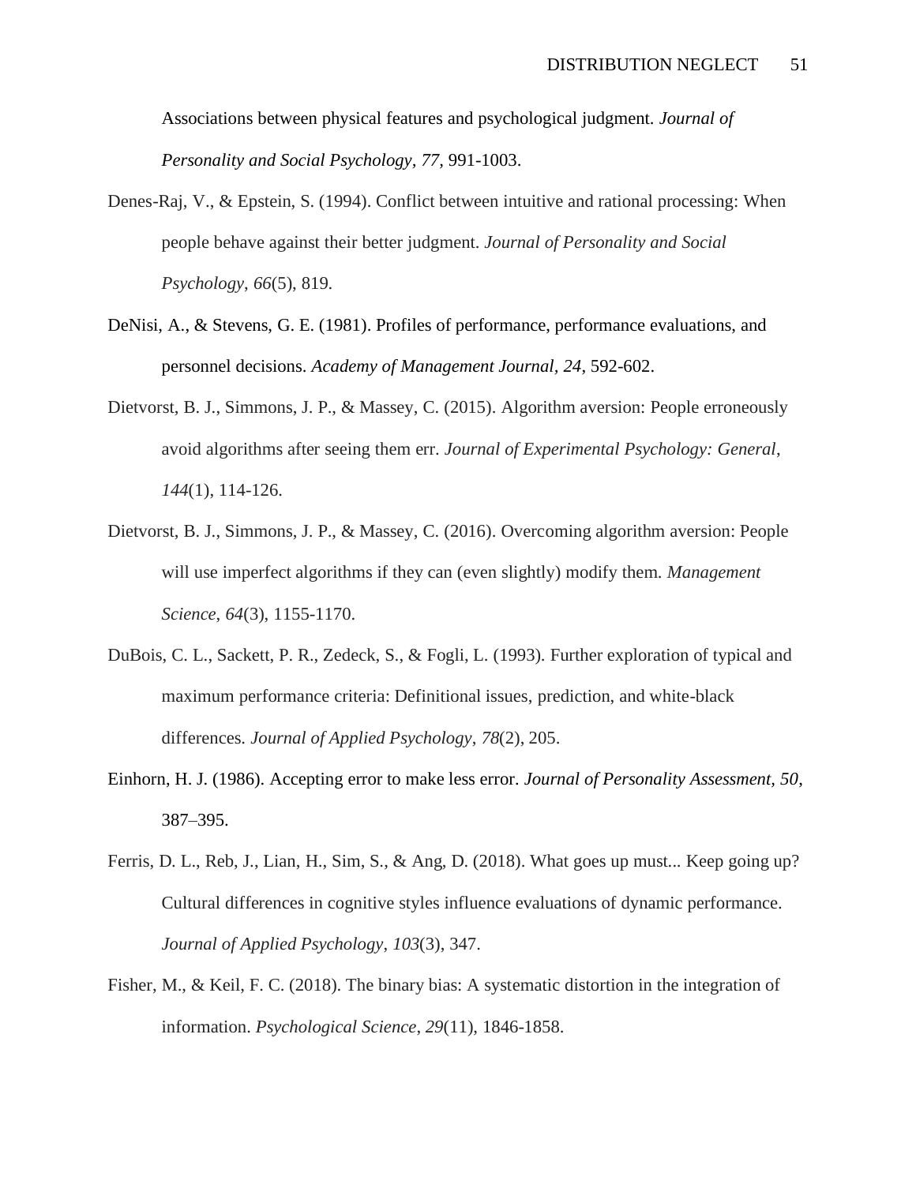Associations between physical features and psychological judgment. *Journal of Personality and Social Psychology*, *77*, 991-1003.

Denes-Raj, V., & Epstein, S. (1994). Conflict between intuitive and rational processing: When people behave against their better judgment. *Journal of Personality and Social Psychology*, *66*(5), 819.

DeNisi, A., & Stevens, G. E. (1981). Profiles of performance, performance evaluations, and personnel decisions. *Academy of Management Journal*, *24*, 592-602.

Dietvorst, B. J., Simmons, J. P., & Massey, C. (2015). Algorithm aversion: People erroneously avoid algorithms after seeing them err. *Journal of Experimental Psychology: General*, *144*(1), 114-126.

Dietvorst, B. J., Simmons, J. P., & Massey, C. (2016). Overcoming algorithm aversion: People will use imperfect algorithms if they can (even slightly) modify them. *Management Science*, *64*(3), 1155-1170.

DuBois, C. L., Sackett, P. R., Zedeck, S., & Fogli, L. (1993). Further exploration of typical and maximum performance criteria: Definitional issues, prediction, and white-black differences. *Journal of Applied Psychology*, *78*(2), 205.

Einhorn, H. J. (1986). Accepting error to make less error. *Journal of Personality Assessment, 50*, 387–395.

Ferris, D. L., Reb, J., Lian, H., Sim, S., & Ang, D. (2018). What goes up must... Keep going up? Cultural differences in cognitive styles influence evaluations of dynamic performance. *Journal of Applied Psychology*, *103*(3), 347.

Fisher, M., & Keil, F. C. (2018). The binary bias: A systematic distortion in the integration of information. *Psychological Science*, *29*(11), 1846-1858.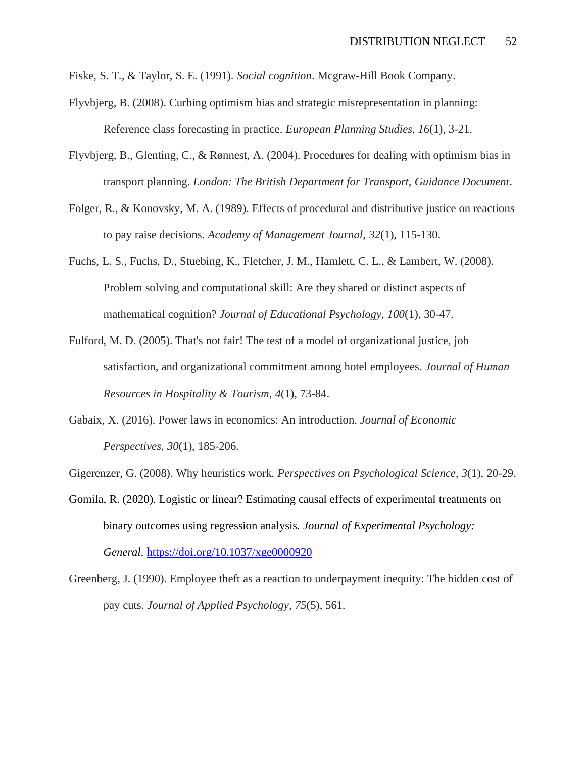Fiske, S. T., & Taylor, S. E. (1991). *Social cognition*. Mcgraw-Hill Book Company.

Flyvbjerg, B. (2008). Curbing optimism bias and strategic misrepresentation in planning: Reference class forecasting in practice. *European Planning Studies*, *16*(1), 3-21.

Flyvbjerg, B., Glenting, C., & Rønnest, A. (2004). Procedures for dealing with optimism bias in transport planning. *London: The British Department for Transport, Guidance Document*.

Folger, R., & Konovsky, M. A. (1989). Effects of procedural and distributive justice on reactions to pay raise decisions. *Academy of Management Journal*, *32*(1), 115-130.

Fuchs, L. S., Fuchs, D., Stuebing, K., Fletcher, J. M., Hamlett, C. L., & Lambert, W. (2008). Problem solving and computational skill: Are they shared or distinct aspects of mathematical cognition? *Journal of Educational Psychology, 100*(1), 30-47.

Fulford, M. D. (2005). That's not fair! The test of a model of organizational justice, job satisfaction, and organizational commitment among hotel employees. *Journal of Human Resources in Hospitality & Tourism*, *4*(1), 73-84.

Gabaix, X. (2016). Power laws in economics: An introduction. *Journal of Economic Perspectives*, *30*(1), 185-206.

Gigerenzer, G. (2008). Why heuristics work. *Perspectives on Psychological Science*, *3*(1), 20-29.

Gomila, R. (2020). Logistic or linear? Estimating causal effects of experimental treatments on binary outcomes using regression analysis. *Journal of Experimental Psychology: General*. https://doi.org/10.1037/xge0000920

Greenberg, J. (1990). Employee theft as a reaction to underpayment inequity: The hidden cost of pay cuts. *Journal of Applied Psychology*, *75*(5), 561.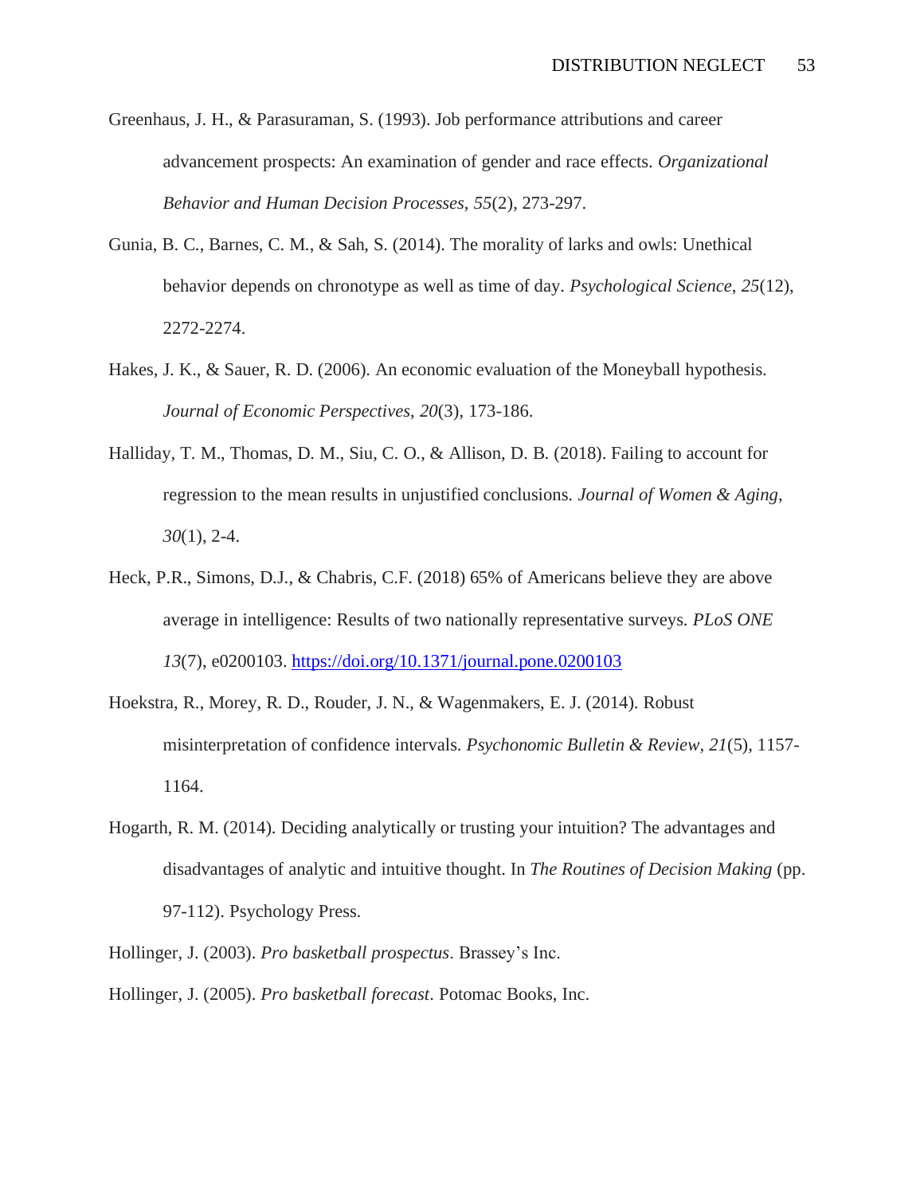Greenhaus, J. H., & Parasuraman, S. (1993). Job performance attributions and career advancement prospects: An examination of gender and race effects. *Organizational Behavior and Human Decision Processes*, *55*(2), 273-297.

Gunia, B. C., Barnes, C. M., & Sah, S. (2014). The morality of larks and owls: Unethical behavior depends on chronotype as well as time of day. *Psychological Science*, *25*(12), 2272-2274.

Hakes, J. K., & Sauer, R. D. (2006). An economic evaluation of the Moneyball hypothesis. *Journal of Economic Perspectives*, *20*(3), 173-186.

Halliday, T. M., Thomas, D. M., Siu, C. O., & Allison, D. B. (2018). Failing to account for regression to the mean results in unjustified conclusions. *Journal of Women & Aging*, *30*(1), 2-4.

Heck, P.R., Simons, D.J., & Chabris, C.F. (2018) 65% of Americans believe they are above average in intelligence: Results of two nationally representative surveys. *PLoS ONE 13*(7), e0200103. https://doi.org/10.1371/journal.pone.0200103

Hoekstra, R., Morey, R. D., Rouder, J. N., & Wagenmakers, E. J. (2014). Robust misinterpretation of confidence intervals. *Psychonomic Bulletin & Review*, *21*(5), 1157-1164.

Hogarth, R. M. (2014). Deciding analytically or trusting your intuition? The advantages and disadvantages of analytic and intuitive thought. In *The Routines of Decision Making* (pp. 97-112). Psychology Press.

Hollinger, J. (2003). *Pro basketball prospectus*. Brassey's Inc.

Hollinger, J. (2005). *Pro basketball forecast*. Potomac Books, Inc.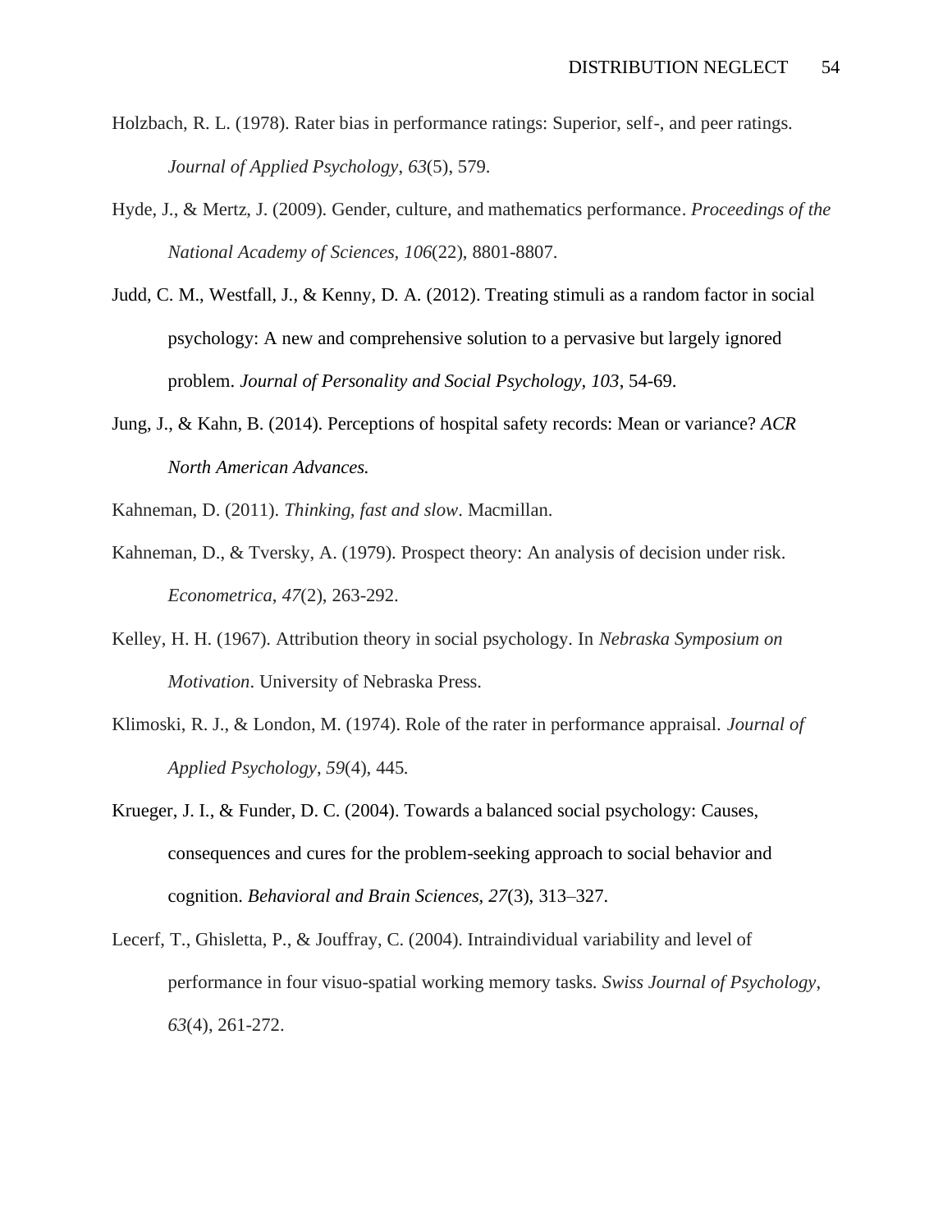Holzbach, R. L. (1978). Rater bias in performance ratings: Superior, self-, and peer ratings. *Journal of Applied Psychology*, *63*(5), 579.

Hyde, J., & Mertz, J. (2009). Gender, culture, and mathematics performance. *Proceedings of the National Academy of Sciences, 106*(22), 8801-8807.

Judd, C. M., Westfall, J., & Kenny, D. A. (2012). Treating stimuli as a random factor in social psychology: A new and comprehensive solution to a pervasive but largely ignored problem. *Journal of Personality and Social Psychology, 103*, 54-69.

Jung, J., & Kahn, B. (2014). Perceptions of hospital safety records: Mean or variance? *ACR North American Advances.*

Kahneman, D. (2011). *Thinking, fast and slow*. Macmillan.

Kahneman, D., & Tversky, A. (1979). Prospect theory: An analysis of decision under risk. *Econometrica*, *47*(2), 263-292.

Kelley, H. H. (1967). Attribution theory in social psychology. In *Nebraska Symposium on Motivation*. University of Nebraska Press.

Klimoski, R. J., & London, M. (1974). Role of the rater in performance appraisal. *Journal of Applied Psychology*, *59*(4), 445.

Krueger, J. I., & Funder, D. C. (2004). Towards a balanced social psychology: Causes, consequences and cures for the problem-seeking approach to social behavior and cognition. *Behavioral and Brain Sciences*, *27*(3), 313–327.

Lecerf, T., Ghisletta, P., & Jouffray, C. (2004). Intraindividual variability and level of performance in four visuo-spatial working memory tasks. *Swiss Journal of Psychology*, *63*(4), 261-272.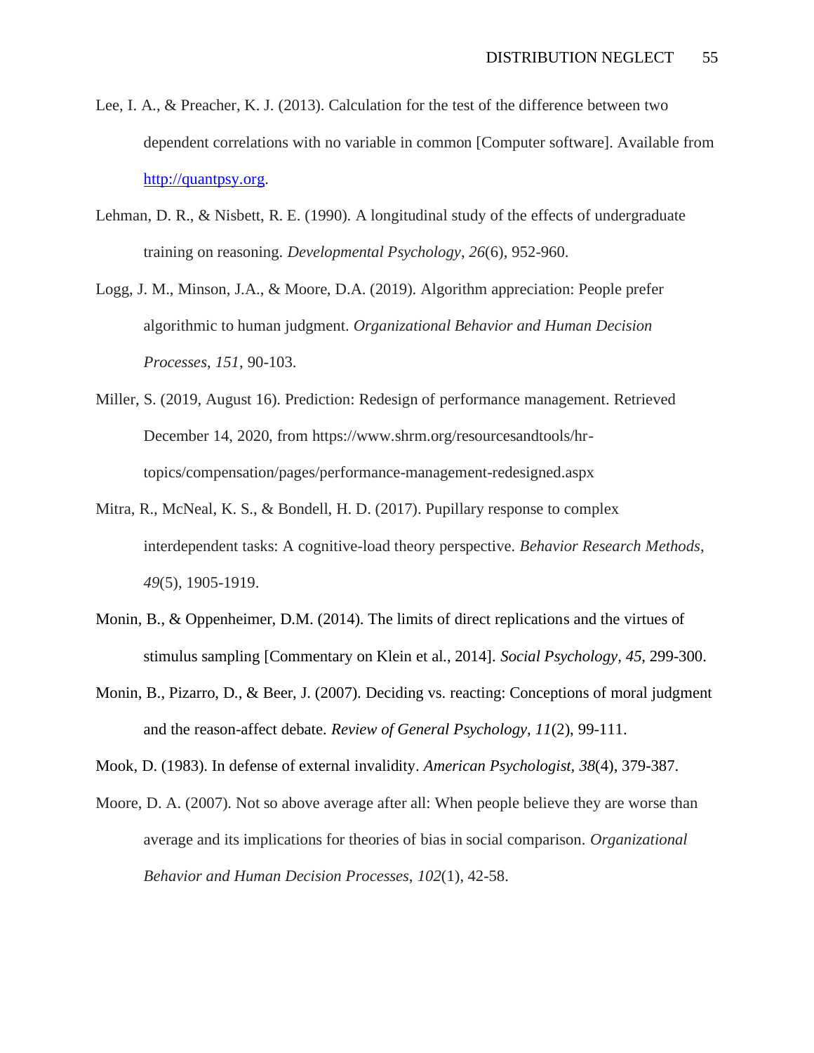Lee, I. A., & Preacher, K. J. (2013). Calculation for the test of the difference between two dependent correlations with no variable in common [Computer software]. Available from http://quantpsy.org.

Lehman, D. R., & Nisbett, R. E. (1990). A longitudinal study of the effects of undergraduate training on reasoning. *Developmental Psychology*, *26*(6), 952-960.

Logg, J. M., Minson, J.A., & Moore, D.A. (2019). Algorithm appreciation: People prefer algorithmic to human judgment. *Organizational Behavior and Human Decision Processes*, *151*, 90-103.

Miller, S. (2019, August 16). Prediction: Redesign of performance management. Retrieved December 14, 2020, from https://www.shrm.org/resourcesandtools/hr-topics/compensation/pages/performance-management-redesigned.aspx

Mitra, R., McNeal, K. S., & Bondell, H. D. (2017). Pupillary response to complex interdependent tasks: A cognitive-load theory perspective. *Behavior Research Methods*, *49*(5), 1905-1919.

Monin, B., & Oppenheimer, D.M. (2014). The limits of direct replications and the virtues of stimulus sampling [Commentary on Klein et al., 2014]. *Social Psychology*, *45*, 299-300.

Monin, B., Pizarro, D., & Beer, J. (2007). Deciding vs. reacting: Conceptions of moral judgment and the reason-affect debate. *Review of General Psychology*, *11*(2), 99-111.

Mook, D. (1983). In defense of external invalidity. *American Psychologist*, *38*(4), 379-387.

Moore, D. A. (2007). Not so above average after all: When people believe they are worse than average and its implications for theories of bias in social comparison. *Organizational Behavior and Human Decision Processes*, *102*(1), 42-58.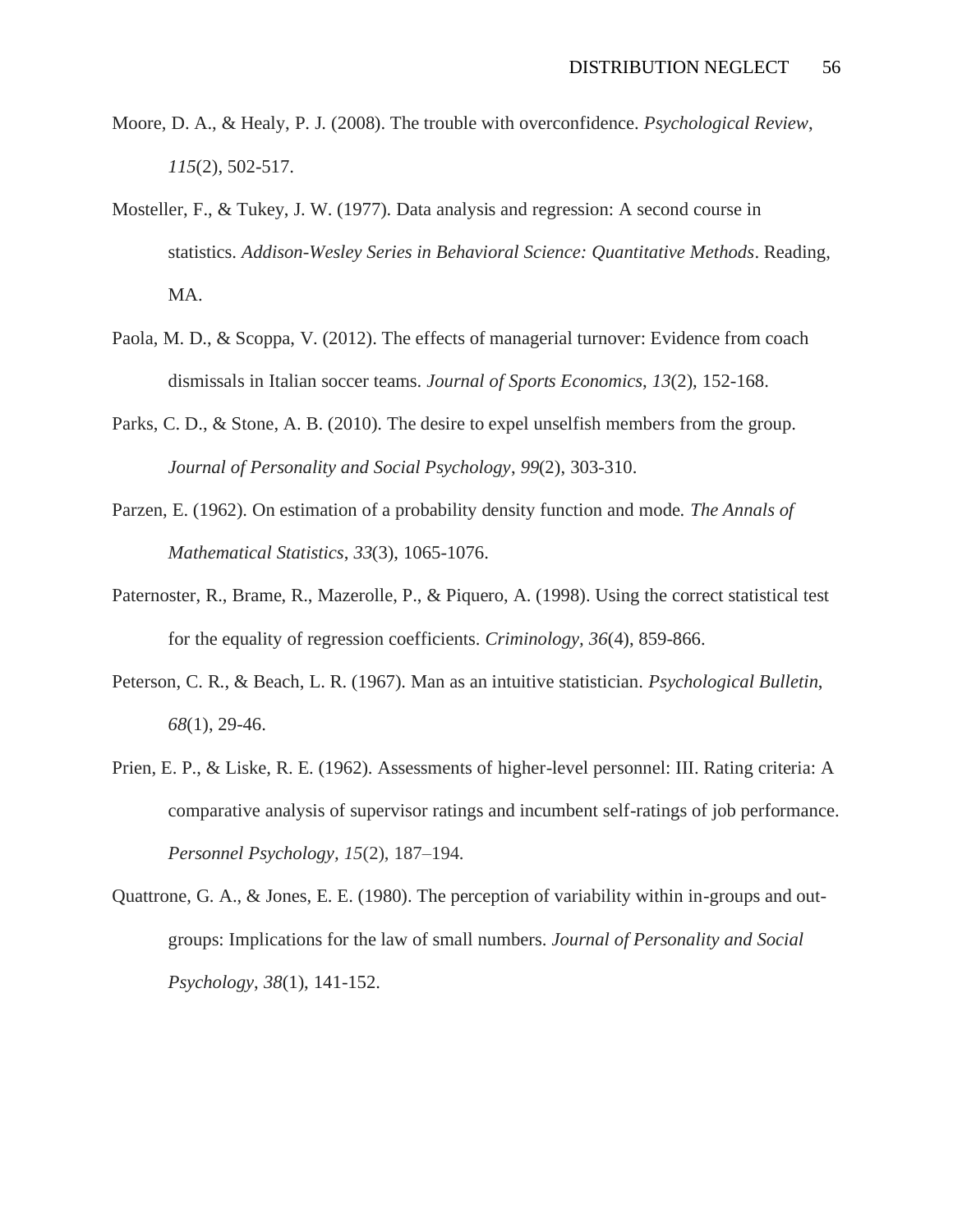Moore, D. A., & Healy, P. J. (2008). The trouble with overconfidence. *Psychological Review*, *115*(2), 502-517.

Mosteller, F., & Tukey, J. W. (1977). Data analysis and regression: A second course in statistics. *Addison-Wesley Series in Behavioral Science: Quantitative Methods*. Reading, MA.

Paola, M. D., & Scoppa, V. (2012). The effects of managerial turnover: Evidence from coach dismissals in Italian soccer teams. *Journal of Sports Economics*, *13*(2), 152-168.

Parks, C. D., & Stone, A. B. (2010). The desire to expel unselfish members from the group. *Journal of Personality and Social Psychology*, *99*(2), 303-310.

Parzen, E. (1962). On estimation of a probability density function and mode. *The Annals of Mathematical Statistics*, *33*(3), 1065-1076.

Paternoster, R., Brame, R., Mazerolle, P., & Piquero, A. (1998). Using the correct statistical test for the equality of regression coefficients. *Criminology, 36*(4), 859-866.

Peterson, C. R., & Beach, L. R. (1967). Man as an intuitive statistician. *Psychological Bulletin*, *68*(1), 29-46.

Prien, E. P., & Liske, R. E. (1962). Assessments of higher-level personnel: III. Rating criteria: A comparative analysis of supervisor ratings and incumbent self-ratings of job performance. *Personnel Psychology*, *15*(2), 187–194.

Quattrone, G. A., & Jones, E. E. (1980). The perception of variability within in-groups and out-groups: Implications for the law of small numbers. *Journal of Personality and Social Psychology*, *38*(1), 141-152.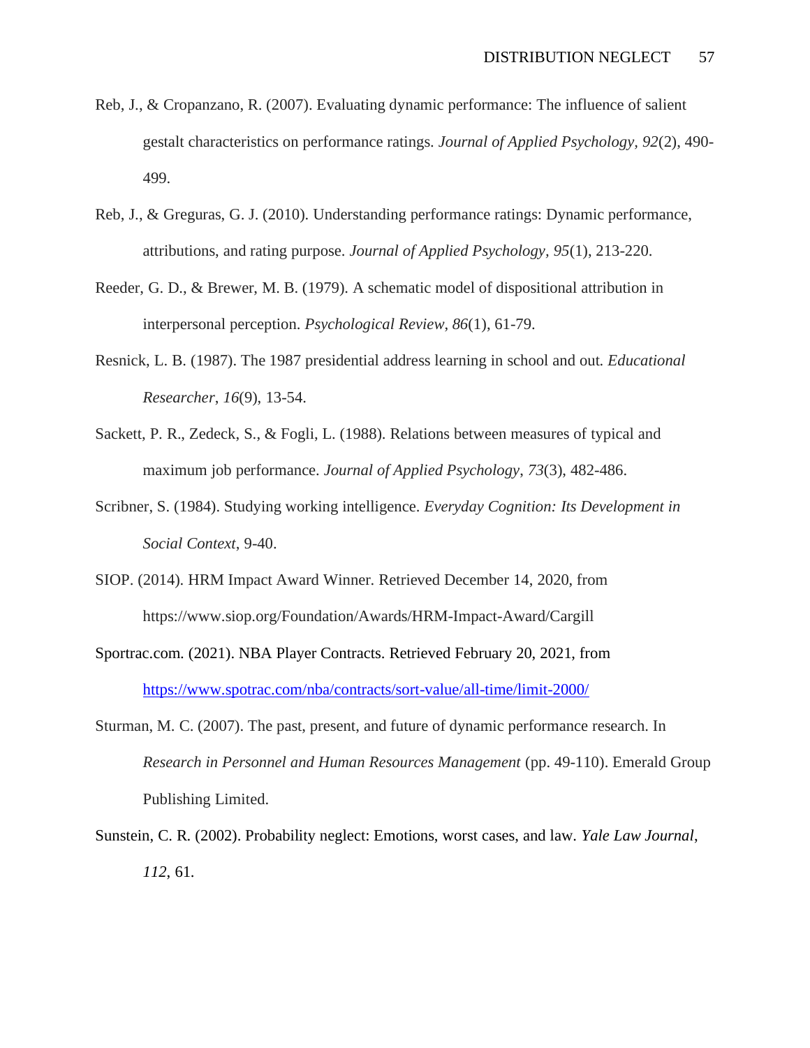Reb, J., & Cropanzano, R. (2007). Evaluating dynamic performance: The influence of salient gestalt characteristics on performance ratings. *Journal of Applied Psychology, 92*(2), 490-499.

Reb, J., & Greguras, G. J. (2010). Understanding performance ratings: Dynamic performance, attributions, and rating purpose. *Journal of Applied Psychology, 95*(1), 213-220.

Reeder, G. D., & Brewer, M. B. (1979). A schematic model of dispositional attribution in interpersonal perception. *Psychological Review*, *86*(1), 61-79.

Resnick, L. B. (1987). The 1987 presidential address learning in school and out. *Educational Researcher*, *16*(9), 13-54.

Sackett, P. R., Zedeck, S., & Fogli, L. (1988). Relations between measures of typical and maximum job performance. *Journal of Applied Psychology*, *73*(3), 482-486.

Scribner, S. (1984). Studying working intelligence. *Everyday Cognition: Its Development in Social Context*, 9-40.

SIOP. (2014). HRM Impact Award Winner. Retrieved December 14, 2020, from https://www.siop.org/Foundation/Awards/HRM-Impact-Award/Cargill

Sportrac.com. (2021). NBA Player Contracts. Retrieved February 20, 2021, from https://www.spotrac.com/nba/contracts/sort-value/all-time/limit-2000/

Sturman, M. C. (2007). The past, present, and future of dynamic performance research. In *Research in Personnel and Human Resources Management* (pp. 49-110). Emerald Group Publishing Limited.

Sunstein, C. R. (2002). Probability neglect: Emotions, worst cases, and law. *Yale Law Journal*, *112*, 61.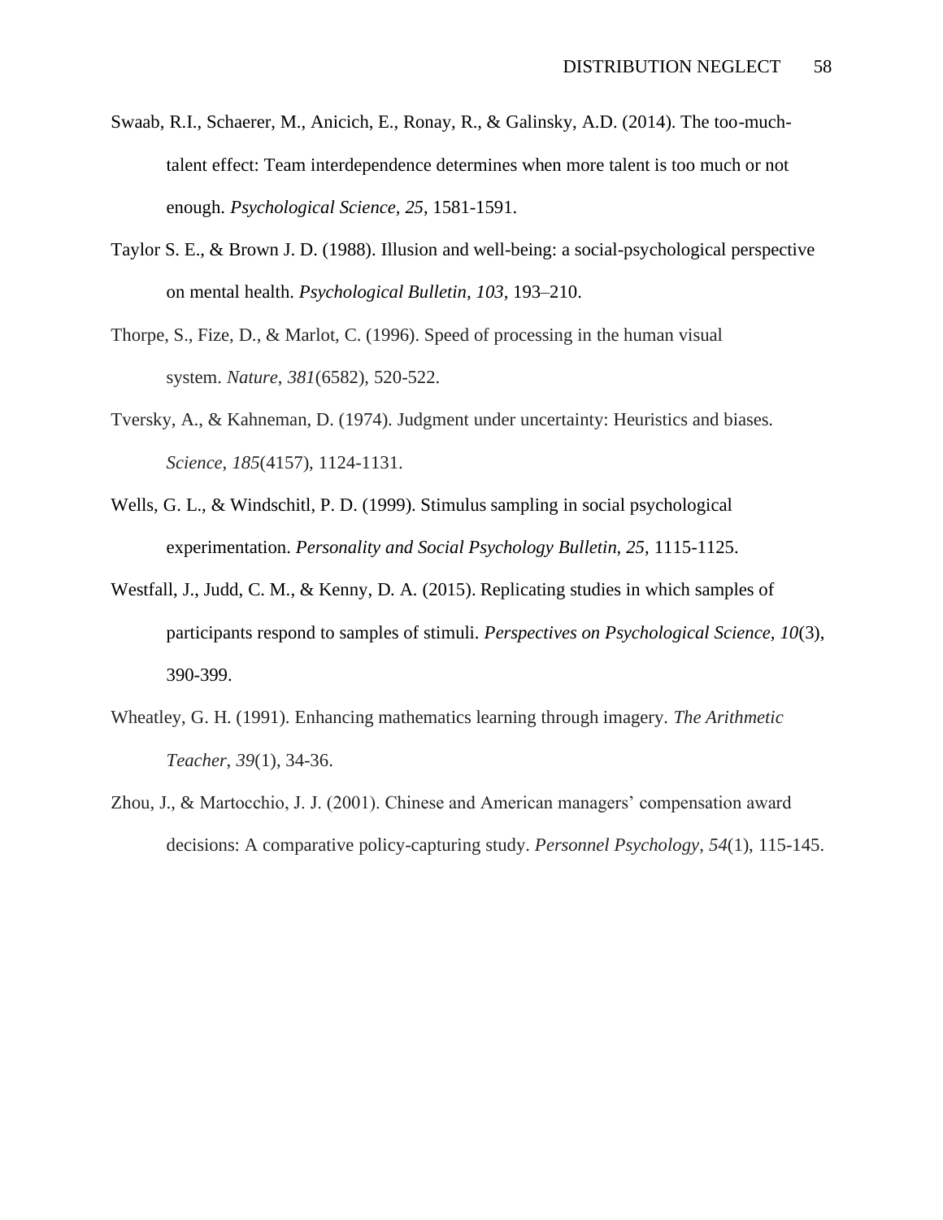Swaab, R.I., Schaerer, M., Anicich, E., Ronay, R., & Galinsky, A.D. (2014). The too-much-talent effect: Team interdependence determines when more talent is too much or not enough. *Psychological Science, 25*, 1581-1591.

Taylor S. E., & Brown J. D. (1988). Illusion and well-being: a social-psychological perspective on mental health. *Psychological Bulletin, 103*, 193–210.

Thorpe, S., Fize, D., & Marlot, C. (1996). Speed of processing in the human visual system. *Nature*, *381*(6582), 520-522.

Tversky, A., & Kahneman, D. (1974). Judgment under uncertainty: Heuristics and biases. *Science*, *185*(4157), 1124-1131.

Wells, G. L., & Windschitl, P. D. (1999). Stimulus sampling in social psychological experimentation. *Personality and Social Psychology Bulletin, 25*, 1115-1125.

Westfall, J., Judd, C. M., & Kenny, D. A. (2015). Replicating studies in which samples of participants respond to samples of stimuli. *Perspectives on Psychological Science, 10*(3), 390-399.

Wheatley, G. H. (1991). Enhancing mathematics learning through imagery. *The Arithmetic Teacher*, *39*(1), 34-36.

Zhou, J., & Martocchio, J. J. (2001). Chinese and American managers' compensation award decisions: A comparative policy-capturing study. *Personnel Psychology*, *54*(1), 115-145.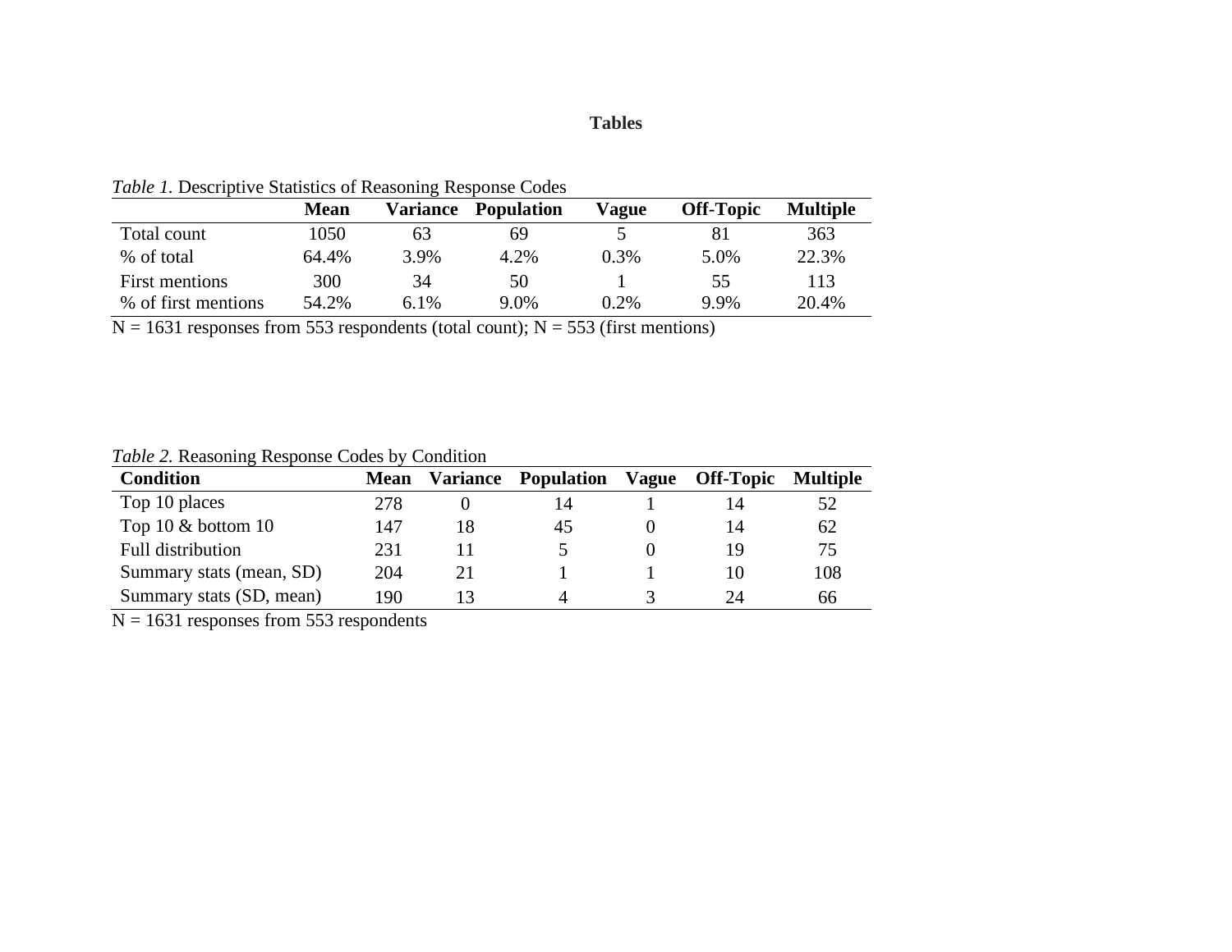# Tables

*Table 1.* Descriptive Statistics of Reasoning Response Codes

| | Mean | Variance | Population | Vague | Off-Topic | Multiple |
|---|---|---|---|---|---|---|
| Total count | 1050 | 63 | 69 | 5 | 81 | 363 |
| % of total | 64.4% | 3.9% | 4.2% | 0.3% | 5.0% | 22.3% |
| First mentions | 300 | 34 | 50 | 1 | 55 | 113 |
| % of first mentions | 54.2% | 6.1% | 9.0% | 0.2% | 9.9% | 20.4% |

N = 1631 responses from 553 respondents (total count); N = 553 (first mentions)

*Table 2.* Reasoning Response Codes by Condition

| Condition | Mean | Variance | Population | Vague | Off-Topic | Multiple |
|---|---|---|---|---|---|---|
| Top 10 places | 278 | 0 | 14 | 1 | 14 | 52 |
| Top 10 & bottom 10 | 147 | 18 | 45 | 0 | 14 | 62 |
| Full distribution | 231 | 11 | 5 | 0 | 19 | 75 |
| Summary stats (mean, SD) | 204 | 21 | 1 | 1 | 10 | 108 |
| Summary stats (SD, mean) | 190 | 13 | 4 | 3 | 24 | 66 |

N = 1631 responses from 553 respondents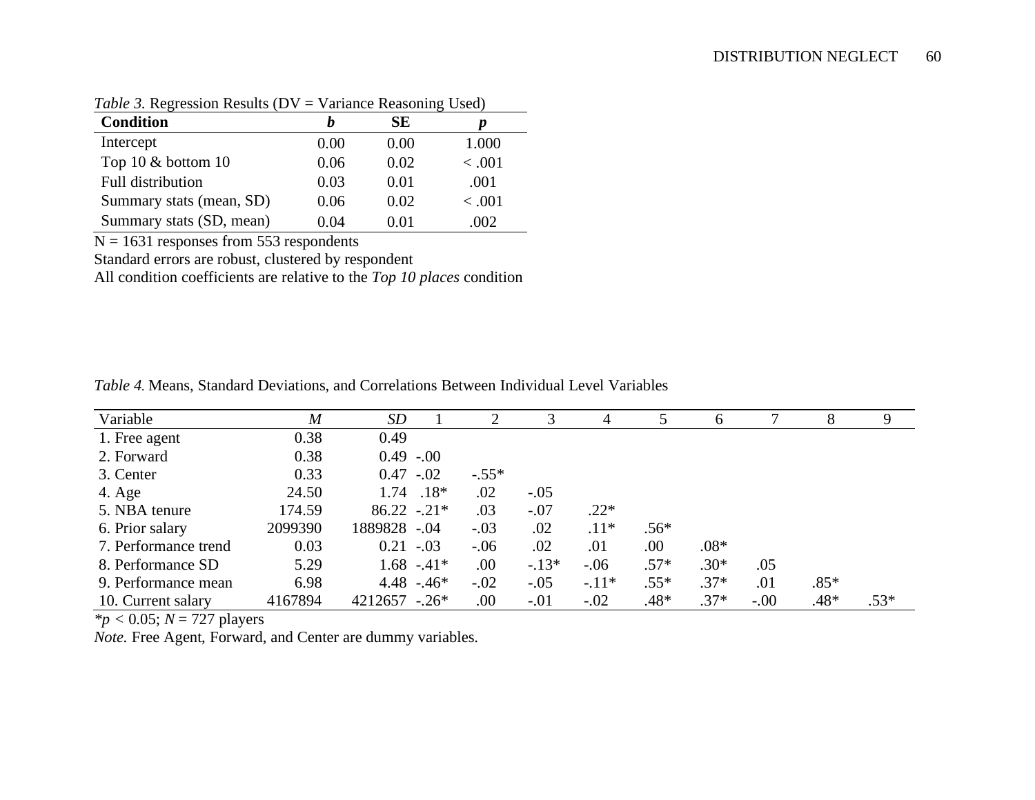*Table 3.* Regression Results (DV = Variance Reasoning Used)

| **Condition** | ***b*** | **SE** | ***p*** |
|---|---|---|---|
| Intercept | 0.00 | 0.00 | 1.000 |
| Top 10 & bottom 10 | 0.06 | 0.02 | < .001 |
| Full distribution | 0.03 | 0.01 | .001 |
| Summary stats (mean, SD) | 0.06 | 0.02 | < .001 |
| Summary stats (SD, mean) | 0.04 | 0.01 | .002 |

N = 1631 responses from 553 respondents
Standard errors are robust, clustered by respondent
All condition coefficients are relative to the *Top 10 places* condition

*Table 4.* Means, Standard Deviations, and Correlations Between Individual Level Variables

| Variable | *M* | *SD* | 1 | 2 | 3 | 4 | 5 | 6 | 7 | 8 | 9 |
|---|---|---|---|---|---|---|---|---|---|---|---|
| 1. Free agent | 0.38 | 0.49 | | | | | | | | | |
| 2. Forward | 0.38 | 0.49 | -.00 | | | | | | | | |
| 3. Center | 0.33 | 0.47 | -.02 | -.55* | | | | | | | |
| 4. Age | 24.50 | 1.74 | .18* | .02 | -.05 | | | | | | |
| 5. NBA tenure | 174.59 | 86.22 | -.21* | .03 | -.07 | .22* | | | | | |
| 6. Prior salary | 2099390 | 1889828 | -.04 | -.03 | .02 | .11* | .56* | | | | |
| 7. Performance trend | 0.03 | 0.21 | -.03 | -.06 | .02 | .01 | .00 | .08* | | | |
| 8. Performance SD | 5.29 | 1.68 | -.41* | .00 | -.13* | -.06 | .57* | .30* | .05 | | |
| 9. Performance mean | 6.98 | 4.48 | -.46* | -.02 | -.05 | -.11* | .55* | .37* | .01 | .85* | |
| 10. Current salary | 4167894 | 4212657 | -.26* | .00 | -.01 | -.02 | .48* | .37* | -.00 | .48* | .53* |

\**p* < 0.05; *N* = 727 players

*Note.* Free Agent, Forward, and Center are dummy variables.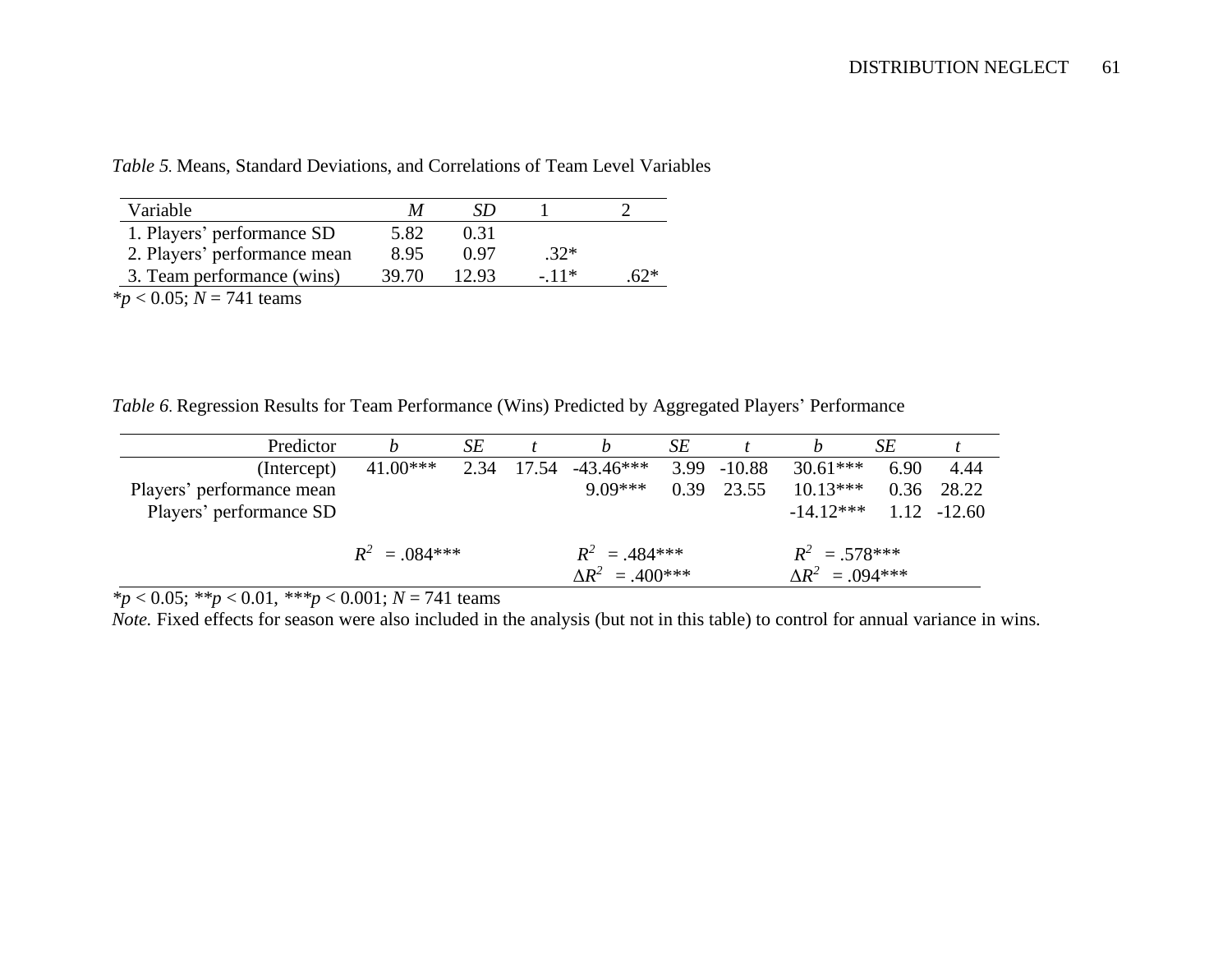*Table 5.* Means, Standard Deviations, and Correlations of Team Level Variables

| Variable | *M* | *SD* | 1 | 2 |
|---|---|---|---|---|
| 1. Players' performance SD | 5.82 | 0.31 | | |
| 2. Players' performance mean | 8.95 | 0.97 | .32* | |
| 3. Team performance (wins) | 39.70 | 12.93 | -.11* | .62* |

$^{*}p < 0.05$; $N = 741$ teams

*Table 6.* Regression Results for Team Performance (Wins) Predicted by Aggregated Players' Performance

| Predictor | *b* | *SE* | *t* | *b* | *SE* | *t* | *b* | *SE* | *t* |
|---|---|---|---|---|---|---|---|---|---|
| (Intercept) | 41.00*** | 2.34 | 17.54 | -43.46*** | 3.99 | -10.88 | 30.61*** | 6.90 | 4.44 |
| Players' performance mean | | | | 9.09*** | 0.39 | 23.55 | 10.13*** | 0.36 | 28.22 |
| Players' performance SD | | | | | | | -14.12*** | 1.12 | -12.60 |
| | $R^2$ = .084*** | | | $R^2$ = .484*** | | | $R^2$ = .578*** | | |
| | | | | $\Delta R^2$ = .400*** | | | $\Delta R^2$ = .094*** | | |

$^{*}p < 0.05$; $^{**}p < 0.01$, $^{***}p < 0.001$; $N = 741$ teams

*Note.* Fixed effects for season were also included in the analysis (but not in this table) to control for annual variance in wins.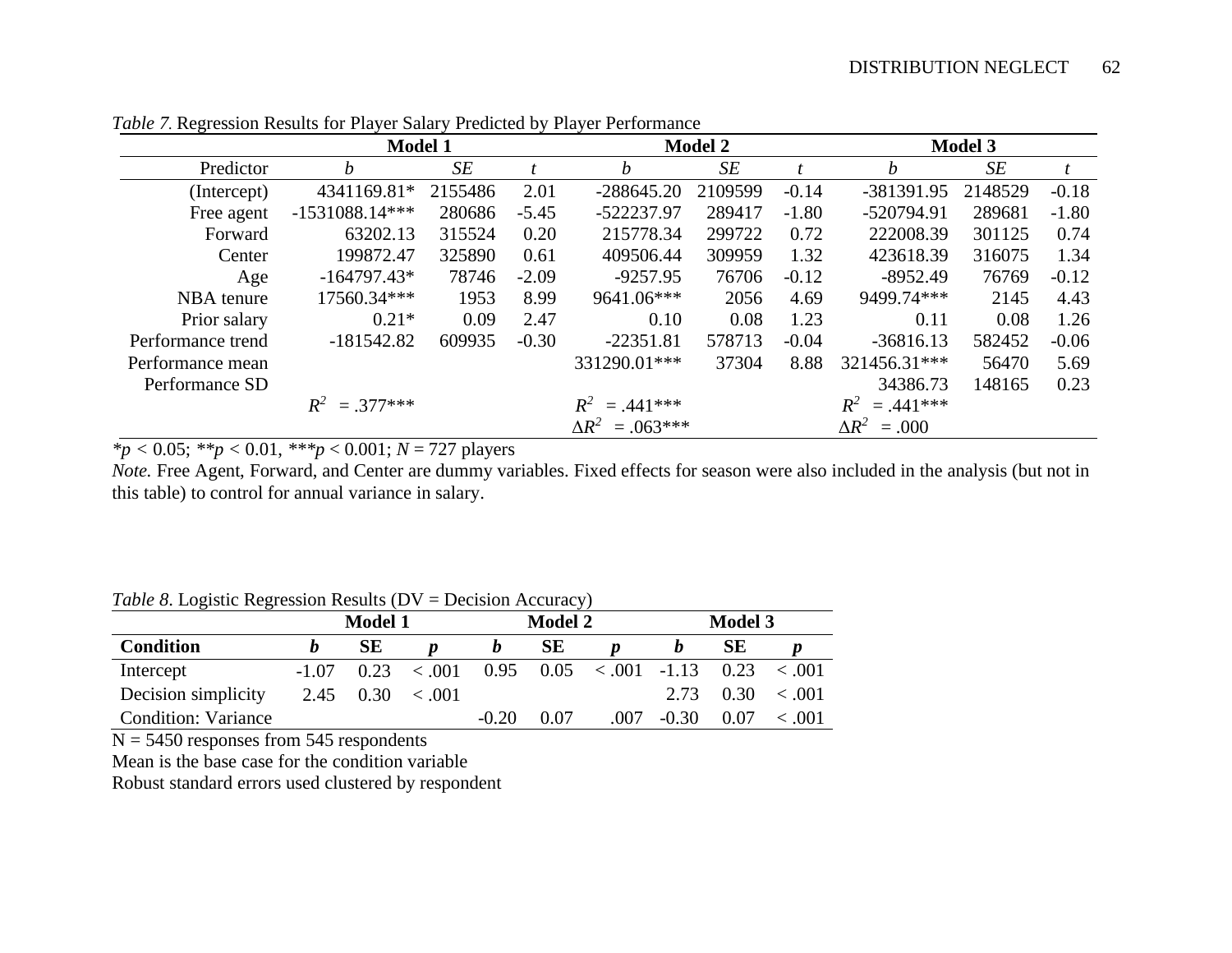*Table 7.* Regression Results for Player Salary Predicted by Player Performance

| | Model 1 | | | Model 2 | | | Model 3 | | |
|---|---|---|---|---|---|---|---|---|---|
| Predictor | *b* | *SE* | *t* | *b* | *SE* | *t* | *b* | *SE* | *t* |
| (Intercept) | 4341169.81* | 2155486 | 2.01 | -288645.20 | 2109599 | -0.14 | -381391.95 | 2148529 | -0.18 |
| Free agent | -1531088.14*** | 280686 | -5.45 | -522237.97 | 289417 | -1.80 | -520794.91 | 289681 | -1.80 |
| Forward | 63202.13 | 315524 | 0.20 | 215778.34 | 299722 | 0.72 | 222008.39 | 301125 | 0.74 |
| Center | 199872.47 | 325890 | 0.61 | 409506.44 | 309959 | 1.32 | 423618.39 | 316075 | 1.34 |
| Age | -164797.43* | 78746 | -2.09 | -9257.95 | 76706 | -0.12 | -8952.49 | 76769 | -0.12 |
| NBA tenure | 17560.34*** | 1953 | 8.99 | 9641.06*** | 2056 | 4.69 | 9499.74*** | 2145 | 4.43 |
| Prior salary | 0.21* | 0.09 | 2.47 | 0.10 | 0.08 | 1.23 | 0.11 | 0.08 | 1.26 |
| Performance trend | -181542.82 | 609935 | -0.30 | -22351.81 | 578713 | -0.04 | -36816.13 | 582452 | -0.06 |
| Performance mean | | | | 331290.01*** | 37304 | 8.88 | 321456.31*** | 56470 | 5.69 |
| Performance SD | | | | | | | 34386.73 | 148165 | 0.23 |
| | $R^2$ = .377*** | | | $R^2$ = .441*** | | | $R^2$ = .441*** | | |
| | | | | $\Delta R^2$ = .063*** | | | $\Delta R^2$ = .000 | | |

**p* < 0.05; ***p* < 0.01, ****p* < 0.001; *N* = 727 players

*Note.* Free Agent, Forward, and Center are dummy variables. Fixed effects for season were also included in the analysis (but not in this table) to control for annual variance in salary.

*Table 8.* Logistic Regression Results (DV = Decision Accuracy)

| | Model 1 | | | Model 2 | | | Model 3 | | |
|---|---|---|---|---|---|---|---|---|---|
| **Condition** | ***b*** | **SE** | ***p*** | ***b*** | **SE** | ***p*** | ***b*** | **SE** | ***p*** |
| Intercept | -1.07 | 0.23 | < .001 | 0.95 | 0.05 | < .001 | -1.13 | 0.23 | < .001 |
| Decision simplicity | 2.45 | 0.30 | < .001 | | | | 2.73 | 0.30 | < .001 |
| Condition: Variance | | | | -0.20 | 0.07 | .007 | -0.30 | 0.07 | < .001 |

N = 5450 responses from 545 respondents

Mean is the base case for the condition variable

Robust standard errors used clustered by respondent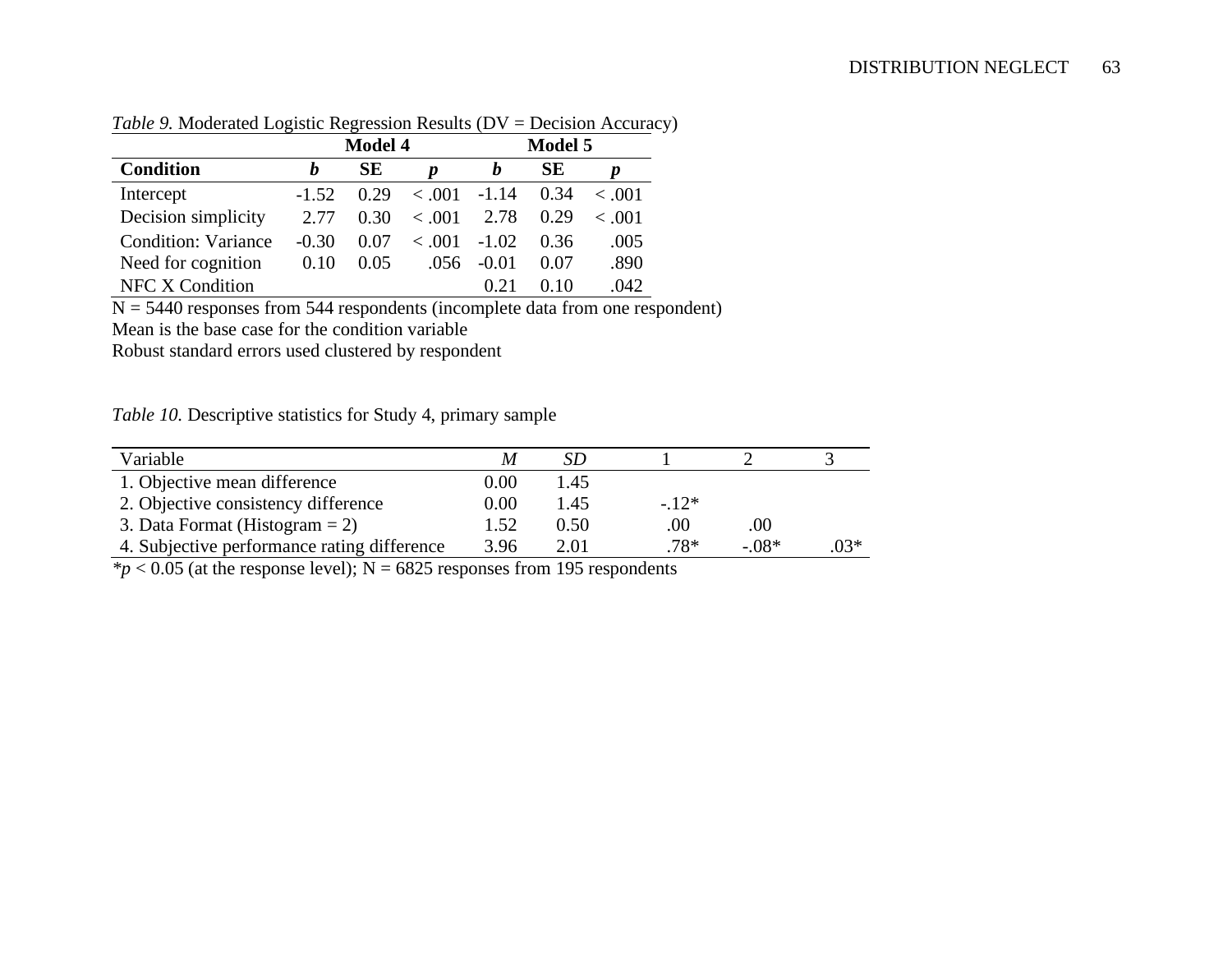*Table 9.* Moderated Logistic Regression Results (DV = Decision Accuracy)

| | Model 4 | | | Model 5 | | |
|---|---|---|---|---|---|---|
| **Condition** | ***b*** | **SE** | ***p*** | ***b*** | **SE** | ***p*** |
| Intercept | -1.52 | 0.29 | < .001 | -1.14 | 0.34 | < .001 |
| Decision simplicity | 2.77 | 0.30 | < .001 | 2.78 | 0.29 | < .001 |
| Condition: Variance | -0.30 | 0.07 | < .001 | -1.02 | 0.36 | .005 |
| Need for cognition | 0.10 | 0.05 | .056 | -0.01 | 0.07 | .890 |
| NFC X Condition | | | | 0.21 | 0.10 | .042 |

N = 5440 responses from 544 respondents (incomplete data from one respondent)
Mean is the base case for the condition variable
Robust standard errors used clustered by respondent

*Table 10.* Descriptive statistics for Study 4, primary sample

| Variable | *M* | *SD* | 1 | 2 | 3 |
|---|---|---|---|---|---|
| 1. Objective mean difference | 0.00 | 1.45 | | | |
| 2. Objective consistency difference | 0.00 | 1.45 | -.12* | | |
| 3. Data Format (Histogram = 2) | 1.52 | 0.50 | .00 | .00 | |
| 4. Subjective performance rating difference | 3.96 | 2.01 | .78* | -.08* | .03* |

*$p < 0.05$ (at the response level); N = 6825 responses from 195 respondents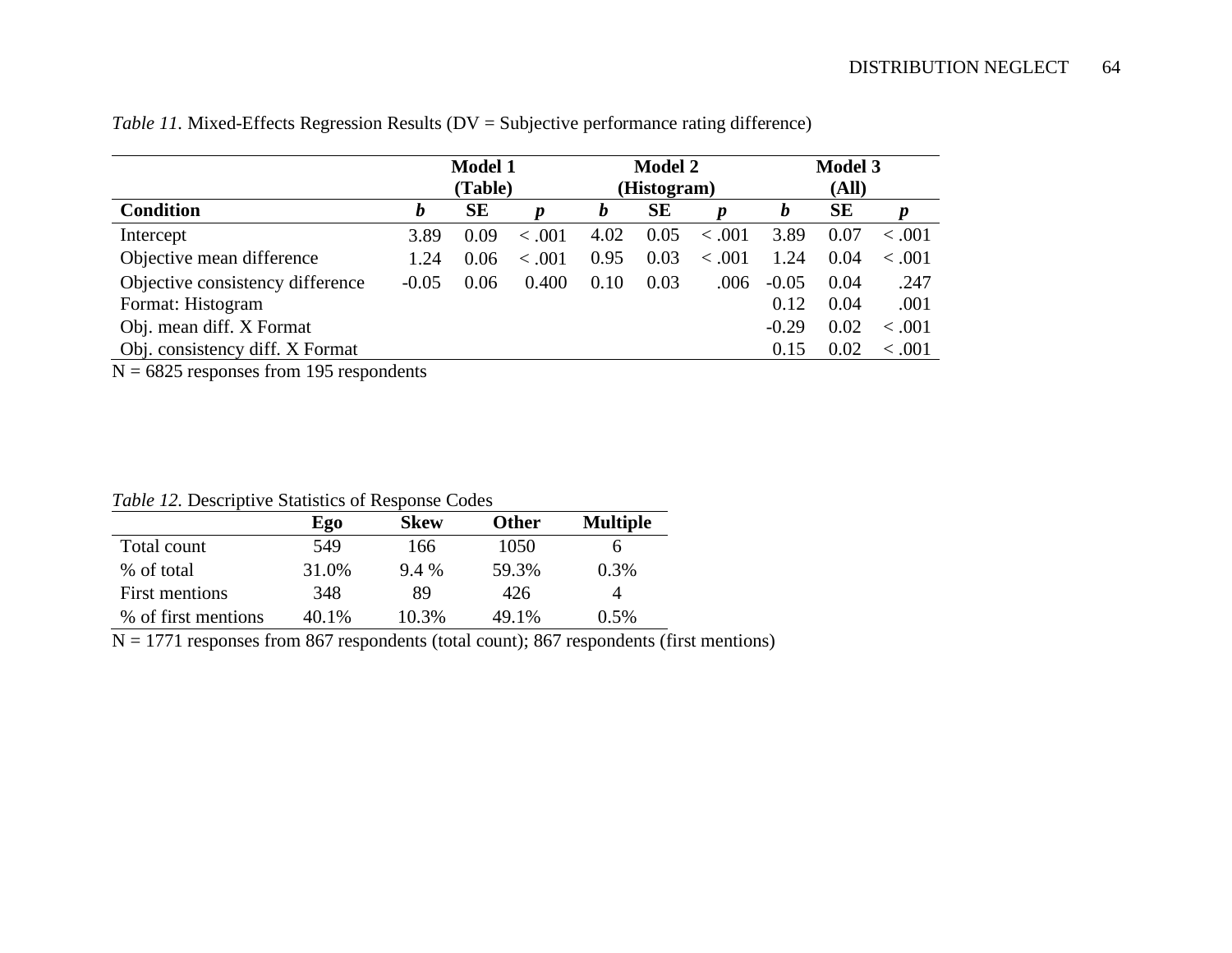*Table 11.* Mixed-Effects Regression Results (DV = Subjective performance rating difference)

| | **Model 1 (Table)** | | | **Model 2 (Histogram)** | | | **Model 3 (All)** | | |
|---|---|---|---|---|---|---|---|---|---|
| **Condition** | ***b*** | **SE** | ***p*** | ***b*** | **SE** | ***p*** | ***b*** | **SE** | ***p*** |
| Intercept | 3.89 | 0.09 | < .001 | 4.02 | 0.05 | < .001 | 3.89 | 0.07 | < .001 |
| Objective mean difference | 1.24 | 0.06 | < .001 | 0.95 | 0.03 | < .001 | 1.24 | 0.04 | < .001 |
| Objective consistency difference | -0.05 | 0.06 | 0.400 | 0.10 | 0.03 | .006 | -0.05 | 0.04 | .247 |
| Format: Histogram | | | | | | | 0.12 | 0.04 | .001 |
| Obj. mean diff. X Format | | | | | | | -0.29 | 0.02 | < .001 |
| Obj. consistency diff. X Format | | | | | | | 0.15 | 0.02 | < .001 |

N = 6825 responses from 195 respondents

*Table 12.* Descriptive Statistics of Response Codes

| | **Ego** | **Skew** | **Other** | **Multiple** |
|---|---|---|---|---|
| Total count | 549 | 166 | 1050 | 6 |
| % of total | 31.0% | 9.4 % | 59.3% | 0.3% |
| First mentions | 348 | 89 | 426 | 4 |
| % of first mentions | 40.1% | 10.3% | 49.1% | 0.5% |

N = 1771 responses from 867 respondents (total count); 867 respondents (first mentions)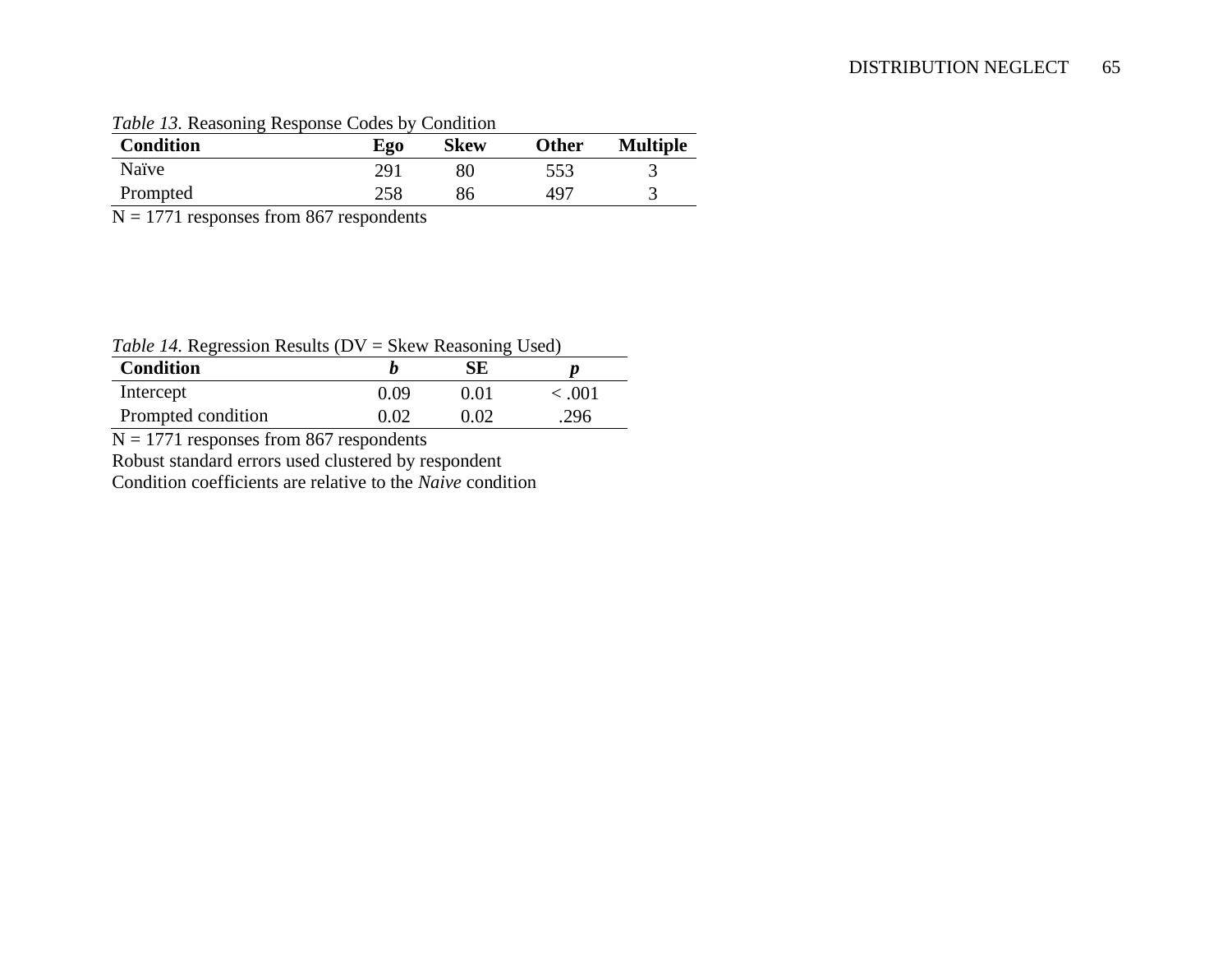*Table 13.* Reasoning Response Codes by Condition

| Condition | Ego | Skew | Other | Multiple |
|---|---|---|---|---|
| Naïve | 291 | 80 | 553 | 3 |
| Prompted | 258 | 86 | 497 | 3 |

N = 1771 responses from 867 respondents

*Table 14.* Regression Results (DV = Skew Reasoning Used)

| Condition | *b* | SE | *p* |
|---|---|---|---|
| Intercept | 0.09 | 0.01 | < .001 |
| Prompted condition | 0.02 | 0.02 | .296 |

N = 1771 responses from 867 respondents

Robust standard errors used clustered by respondent

Condition coefficients are relative to the *Naive* condition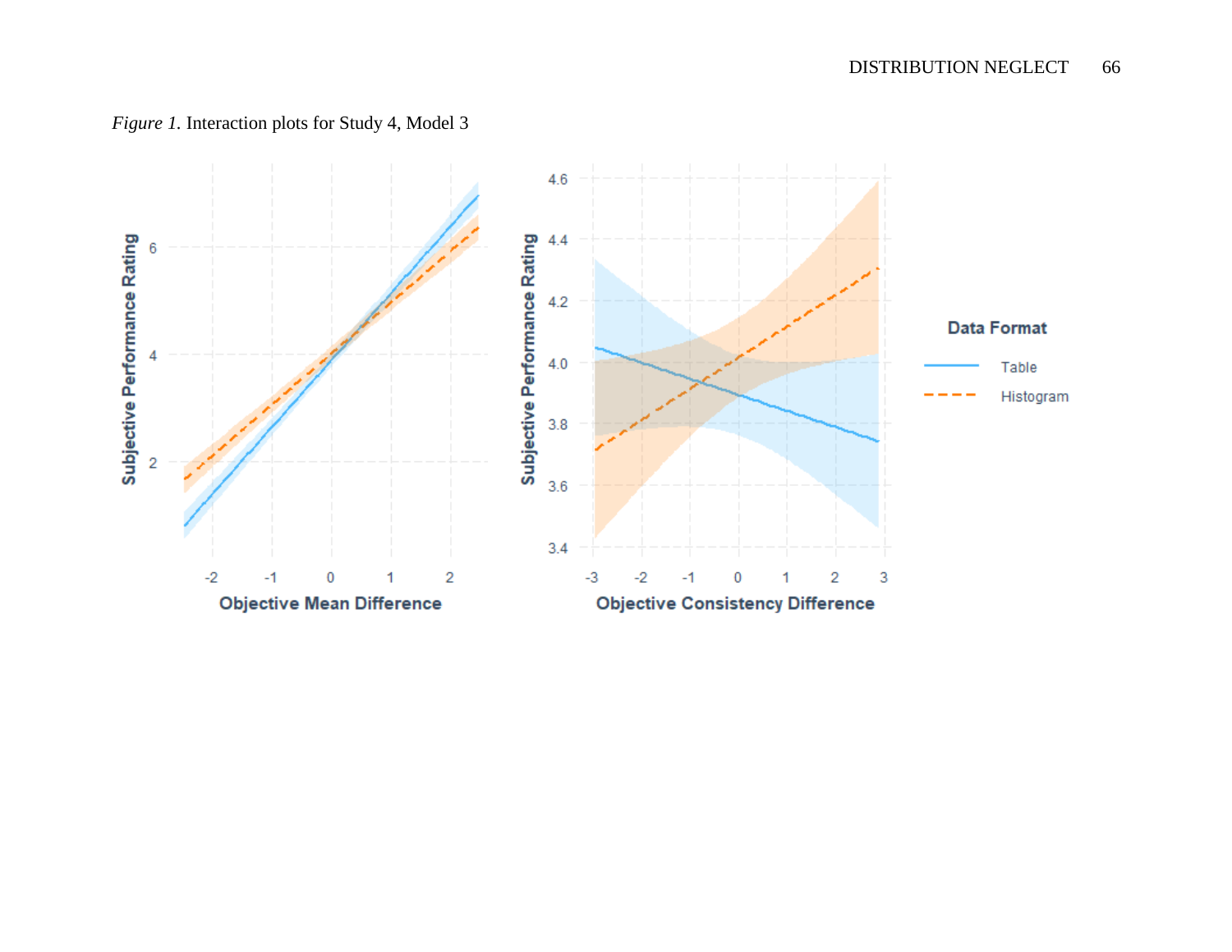*Figure 1.* Interaction plots for Study 4, Model 3

Subjective Performance Rating

6

4

2

-2 -1 0 1 2

Objective Mean Difference

Subjective Performance Rating

4.6

4.4

4.2

4.0

3.8

3.6

3.4

-3 -2 -1 0 1 2 3

Objective Consistency Difference

Data Format

Table

Histogram